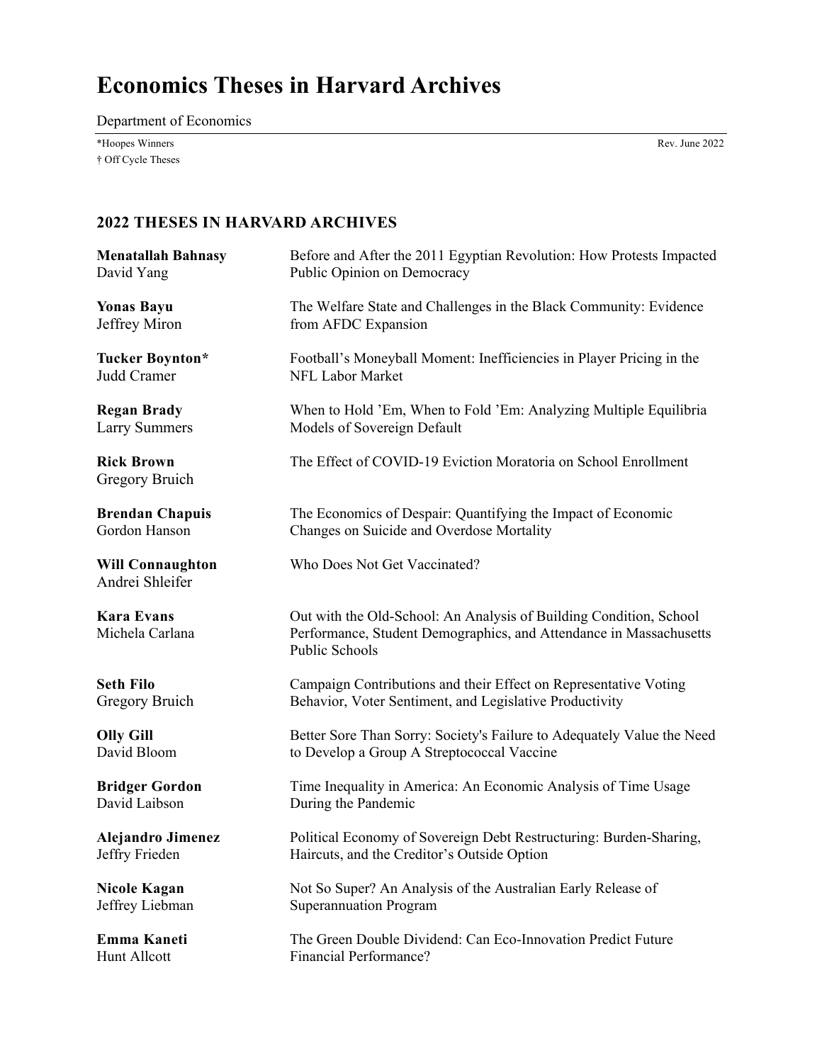# Economics Theses in Harvard Archives

Department of Economics

*Hoopes Winners

† Off Cycle Theses

Rev. June 2022

## 2022 THESES IN HARVARD ARCHIVES

| Student / Advisor | Thesis Title |
|---|---|
| **Menatallah Bahnasy**<br>David Yang | Before and After the 2011 Egyptian Revolution: How Protests Impacted Public Opinion on Democracy |
| **Yonas Bayu**<br>Jeffrey Miron | The Welfare State and Challenges in the Black Community: Evidence from AFDC Expansion |
| **Tucker Boynton***<br>Judd Cramer | Football's Moneyball Moment: Inefficiencies in Player Pricing in the NFL Labor Market |
| **Regan Brady**<br>Larry Summers | When to Hold 'Em, When to Fold 'Em: Analyzing Multiple Equilibria Models of Sovereign Default |
| **Rick Brown**<br>Gregory Bruich | The Effect of COVID-19 Eviction Moratoria on School Enrollment |
| **Brendan Chapuis**<br>Gordon Hanson | The Economics of Despair: Quantifying the Impact of Economic Changes on Suicide and Overdose Mortality |
| **Will Connaughton**<br>Andrei Shleifer | Who Does Not Get Vaccinated? |
| **Kara Evans**<br>Michela Carlana | Out with the Old-School: An Analysis of Building Condition, School Performance, Student Demographics, and Attendance in Massachusetts Public Schools |
| **Seth Filo**<br>Gregory Bruich | Campaign Contributions and their Effect on Representative Voting Behavior, Voter Sentiment, and Legislative Productivity |
| **Olly Gill**<br>David Bloom | Better Sore Than Sorry: Society's Failure to Adequately Value the Need to Develop a Group A Streptococcal Vaccine |
| **Bridger Gordon**<br>David Laibson | Time Inequality in America: An Economic Analysis of Time Usage During the Pandemic |
| **Alejandro Jimenez**<br>Jeffry Frieden | Political Economy of Sovereign Debt Restructuring: Burden-Sharing, Haircuts, and the Creditor's Outside Option |
| **Nicole Kagan**<br>Jeffrey Liebman | Not So Super? An Analysis of the Australian Early Release of Superannuation Program |
| **Emma Kaneti**<br>Hunt Allcott | The Green Double Dividend: Can Eco-Innovation Predict Future Financial Performance? |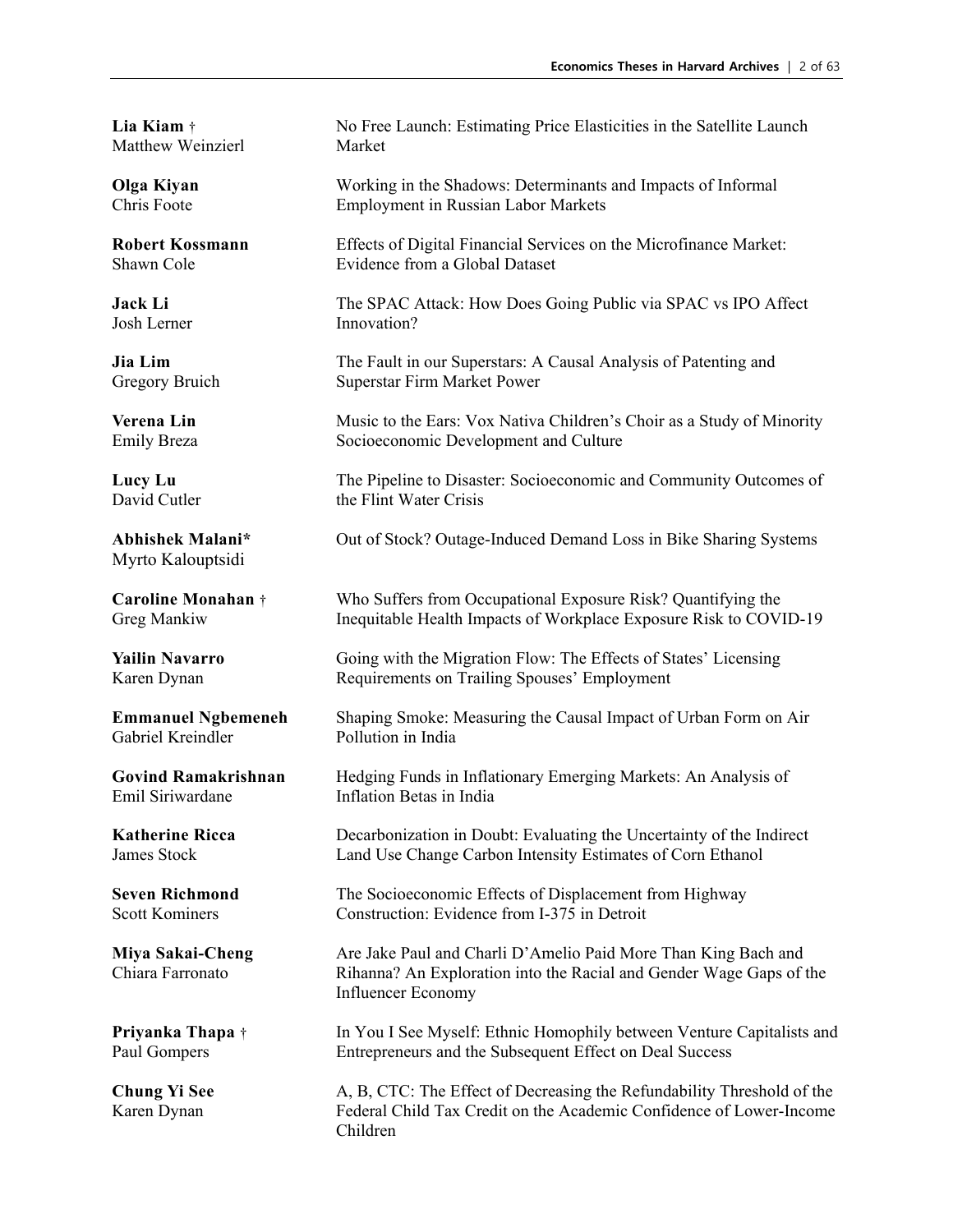**Lia Kiam** †
Matthew Weinzierl

No Free Launch: Estimating Price Elasticities in the Satellite Launch Market

**Olga Kiyan**
Chris Foote

Working in the Shadows: Determinants and Impacts of Informal Employment in Russian Labor Markets

**Robert Kossmann**
Shawn Cole

Effects of Digital Financial Services on the Microfinance Market: Evidence from a Global Dataset

**Jack Li**
Josh Lerner

The SPAC Attack: How Does Going Public via SPAC vs IPO Affect Innovation?

**Jia Lim**
Gregory Bruich

The Fault in our Superstars: A Causal Analysis of Patenting and Superstar Firm Market Power

**Verena Lin**
Emily Breza

Music to the Ears: Vox Nativa Children's Choir as a Study of Minority Socioeconomic Development and Culture

**Lucy Lu**
David Cutler

The Pipeline to Disaster: Socioeconomic and Community Outcomes of the Flint Water Crisis

**Abhishek Malani***
Myrto Kalouptsidi

Out of Stock? Outage-Induced Demand Loss in Bike Sharing Systems

**Caroline Monahan** †
Greg Mankiw

Who Suffers from Occupational Exposure Risk? Quantifying the Inequitable Health Impacts of Workplace Exposure Risk to COVID-19

**Yailin Navarro**
Karen Dynan

Going with the Migration Flow: The Effects of States' Licensing Requirements on Trailing Spouses' Employment

**Emmanuel Ngbemeneh**
Gabriel Kreindler

Shaping Smoke: Measuring the Causal Impact of Urban Form on Air Pollution in India

**Govind Ramakrishnan**
Emil Siriwardane

Hedging Funds in Inflationary Emerging Markets: An Analysis of Inflation Betas in India

**Katherine Ricca**
James Stock

Decarbonization in Doubt: Evaluating the Uncertainty of the Indirect Land Use Change Carbon Intensity Estimates of Corn Ethanol

**Seven Richmond**
Scott Kominers

The Socioeconomic Effects of Displacement from Highway Construction: Evidence from I-375 in Detroit

**Miya Sakai-Cheng**
Chiara Farronato

Are Jake Paul and Charli D'Amelio Paid More Than King Bach and Rihanna? An Exploration into the Racial and Gender Wage Gaps of the Influencer Economy

**Priyanka Thapa** †
Paul Gompers

In You I See Myself: Ethnic Homophily between Venture Capitalists and Entrepreneurs and the Subsequent Effect on Deal Success

**Chung Yi See**
Karen Dynan

A, B, CTC: The Effect of Decreasing the Refundability Threshold of the Federal Child Tax Credit on the Academic Confidence of Lower-Income Children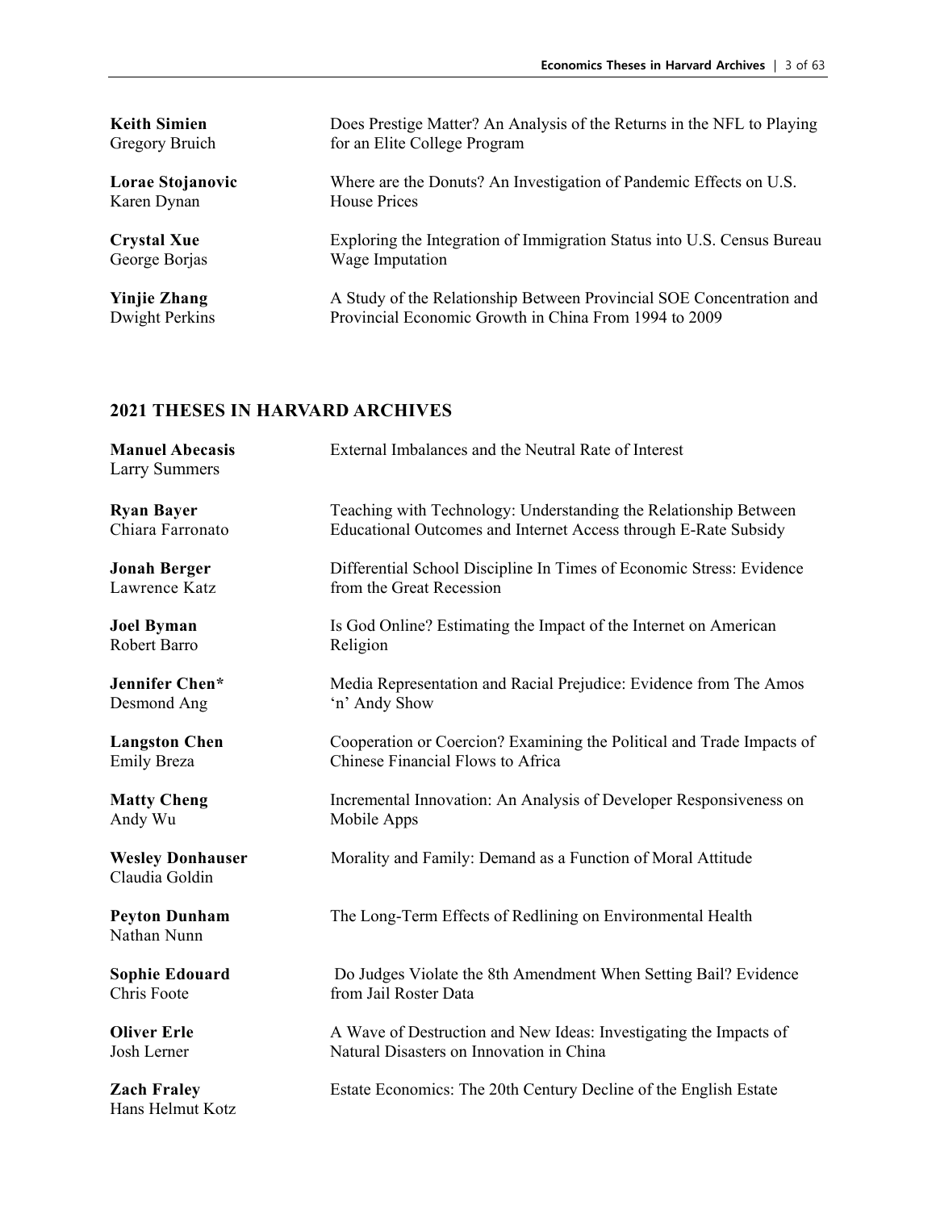**Keith Simien**
Gregory Bruich

Does Prestige Matter? An Analysis of the Returns in the NFL to Playing for an Elite College Program

**Lorae Stojanovic**
Karen Dynan

Where are the Donuts? An Investigation of Pandemic Effects on U.S. House Prices

**Crystal Xue**
George Borjas

Exploring the Integration of Immigration Status into U.S. Census Bureau Wage Imputation

**Yinjie Zhang**
Dwight Perkins

A Study of the Relationship Between Provincial SOE Concentration and Provincial Economic Growth in China From 1994 to 2009

## 2021 THESES IN HARVARD ARCHIVES

**Manuel Abecasis**
Larry Summers

External Imbalances and the Neutral Rate of Interest

**Ryan Bayer**
Chiara Farronato

Teaching with Technology: Understanding the Relationship Between Educational Outcomes and Internet Access through E-Rate Subsidy

**Jonah Berger**
Lawrence Katz

Differential School Discipline In Times of Economic Stress: Evidence from the Great Recession

**Joel Byman**
Robert Barro

Is God Online? Estimating the Impact of the Internet on American Religion

**Jennifer Chen***
Desmond Ang

Media Representation and Racial Prejudice: Evidence from The Amos 'n' Andy Show

**Langston Chen**
Emily Breza

Cooperation or Coercion? Examining the Political and Trade Impacts of Chinese Financial Flows to Africa

**Matty Cheng**
Andy Wu

Incremental Innovation: An Analysis of Developer Responsiveness on Mobile Apps

**Wesley Donhauser**
Claudia Goldin

Morality and Family: Demand as a Function of Moral Attitude

**Peyton Dunham**
Nathan Nunn

The Long-Term Effects of Redlining on Environmental Health

**Sophie Edouard**
Chris Foote

Do Judges Violate the 8th Amendment When Setting Bail? Evidence from Jail Roster Data

**Oliver Erle**
Josh Lerner

A Wave of Destruction and New Ideas: Investigating the Impacts of Natural Disasters on Innovation in China

**Zach Fraley**
Hans Helmut Kotz

Estate Economics: The 20th Century Decline of the English Estate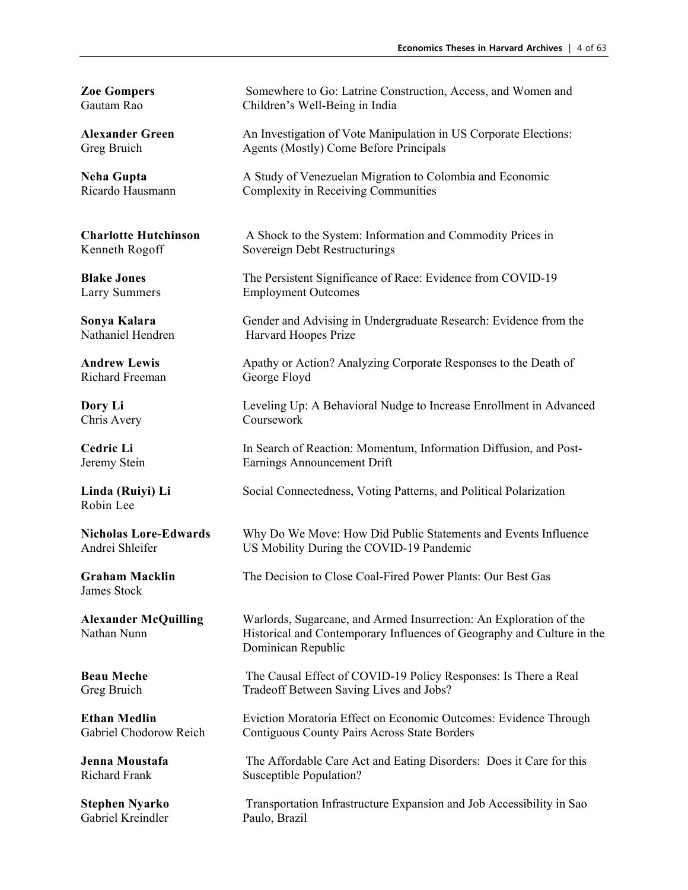**Zoe Gompers**
Gautam Rao

Somewhere to Go: Latrine Construction, Access, and Women and Children's Well-Being in India

**Alexander Green**
Greg Bruich

An Investigation of Vote Manipulation in US Corporate Elections: Agents (Mostly) Come Before Principals

**Neha Gupta**
Ricardo Hausmann

A Study of Venezuelan Migration to Colombia and Economic Complexity in Receiving Communities

**Charlotte Hutchinson**
Kenneth Rogoff

A Shock to the System: Information and Commodity Prices in Sovereign Debt Restructurings

**Blake Jones**
Larry Summers

The Persistent Significance of Race: Evidence from COVID-19 Employment Outcomes

**Sonya Kalara**
Nathaniel Hendren

Gender and Advising in Undergraduate Research: Evidence from the Harvard Hoopes Prize

**Andrew Lewis**
Richard Freeman

Apathy or Action? Analyzing Corporate Responses to the Death of George Floyd

**Dory Li**
Chris Avery

Leveling Up: A Behavioral Nudge to Increase Enrollment in Advanced Coursework

**Cedric Li**
Jeremy Stein

In Search of Reaction: Momentum, Information Diffusion, and Post-Earnings Announcement Drift

**Linda (Ruiyi) Li**
Robin Lee

Social Connectedness, Voting Patterns, and Political Polarization

**Nicholas Lore-Edwards**
Andrei Shleifer

Why Do We Move: How Did Public Statements and Events Influence US Mobility During the COVID-19 Pandemic

**Graham Macklin**
James Stock

The Decision to Close Coal-Fired Power Plants: Our Best Gas

**Alexander McQuilling**
Nathan Nunn

Warlords, Sugarcane, and Armed Insurrection: An Exploration of the Historical and Contemporary Influences of Geography and Culture in the Dominican Republic

**Beau Meche**
Greg Bruich

The Causal Effect of COVID-19 Policy Responses: Is There a Real Tradeoff Between Saving Lives and Jobs?

**Ethan Medlin**
Gabriel Chodorow Reich

Eviction Moratoria Effect on Economic Outcomes: Evidence Through Contiguous County Pairs Across State Borders

**Jenna Moustafa**
Richard Frank

The Affordable Care Act and Eating Disorders: Does it Care for this Susceptible Population?

**Stephen Nyarko**
Gabriel Kreindler

Transportation Infrastructure Expansion and Job Accessibility in Sao Paulo, Brazil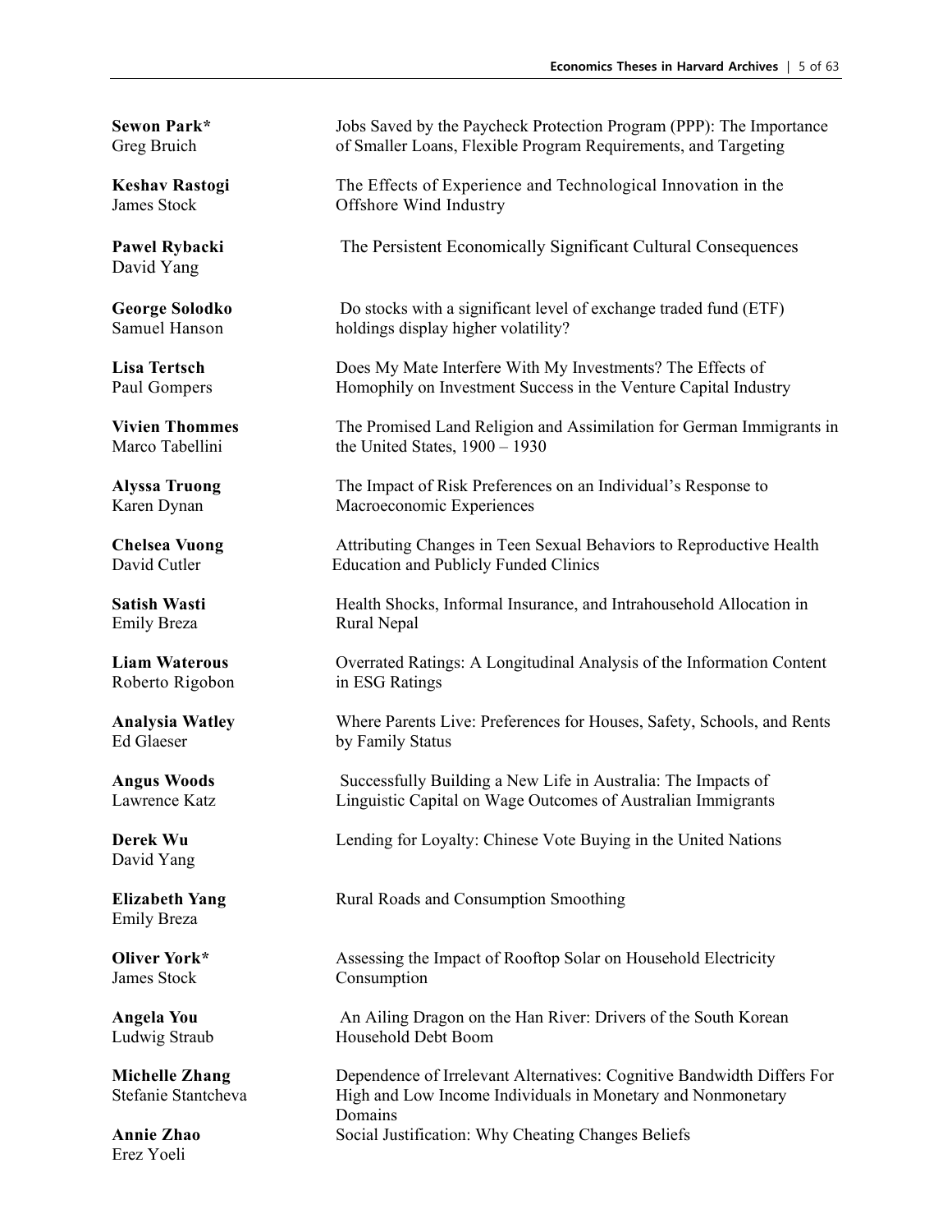**Sewon Park***
Greg Bruich
Jobs Saved by the Paycheck Protection Program (PPP): The Importance of Smaller Loans, Flexible Program Requirements, and Targeting

**Keshav Rastogi**
James Stock
The Effects of Experience and Technological Innovation in the Offshore Wind Industry

**Pawel Rybacki**
David Yang
The Persistent Economically Significant Cultural Consequences

**George Solodko**
Samuel Hanson
Do stocks with a significant level of exchange traded fund (ETF) holdings display higher volatility?

**Lisa Tertsch**
Paul Gompers
Does My Mate Interfere With My Investments? The Effects of Homophily on Investment Success in the Venture Capital Industry

**Vivien Thommes**
Marco Tabellini
The Promised Land Religion and Assimilation for German Immigrants in the United States, 1900 – 1930

**Alyssa Truong**
Karen Dynan
The Impact of Risk Preferences on an Individual's Response to Macroeconomic Experiences

**Chelsea Vuong**
David Cutler
Attributing Changes in Teen Sexual Behaviors to Reproductive Health Education and Publicly Funded Clinics

**Satish Wasti**
Emily Breza
Health Shocks, Informal Insurance, and Intrahousehold Allocation in Rural Nepal

**Liam Waterous**
Roberto Rigobon
Overrated Ratings: A Longitudinal Analysis of the Information Content in ESG Ratings

**Analysia Watley**
Ed Glaeser
Where Parents Live: Preferences for Houses, Safety, Schools, and Rents by Family Status

**Angus Woods**
Lawrence Katz
Successfully Building a New Life in Australia: The Impacts of Linguistic Capital on Wage Outcomes of Australian Immigrants

**Derek Wu**
David Yang
Lending for Loyalty: Chinese Vote Buying in the United Nations

**Elizabeth Yang**
Emily Breza
Rural Roads and Consumption Smoothing

**Oliver York***
James Stock
Assessing the Impact of Rooftop Solar on Household Electricity Consumption

**Angela You**
Ludwig Straub
An Ailing Dragon on the Han River: Drivers of the South Korean Household Debt Boom

**Michelle Zhang**
Stefanie Stantcheva
Dependence of Irrelevant Alternatives: Cognitive Bandwidth Differs For High and Low Income Individuals in Monetary and Nonmonetary Domains

**Annie Zhao**
Erez Yoeli
Social Justification: Why Cheating Changes Beliefs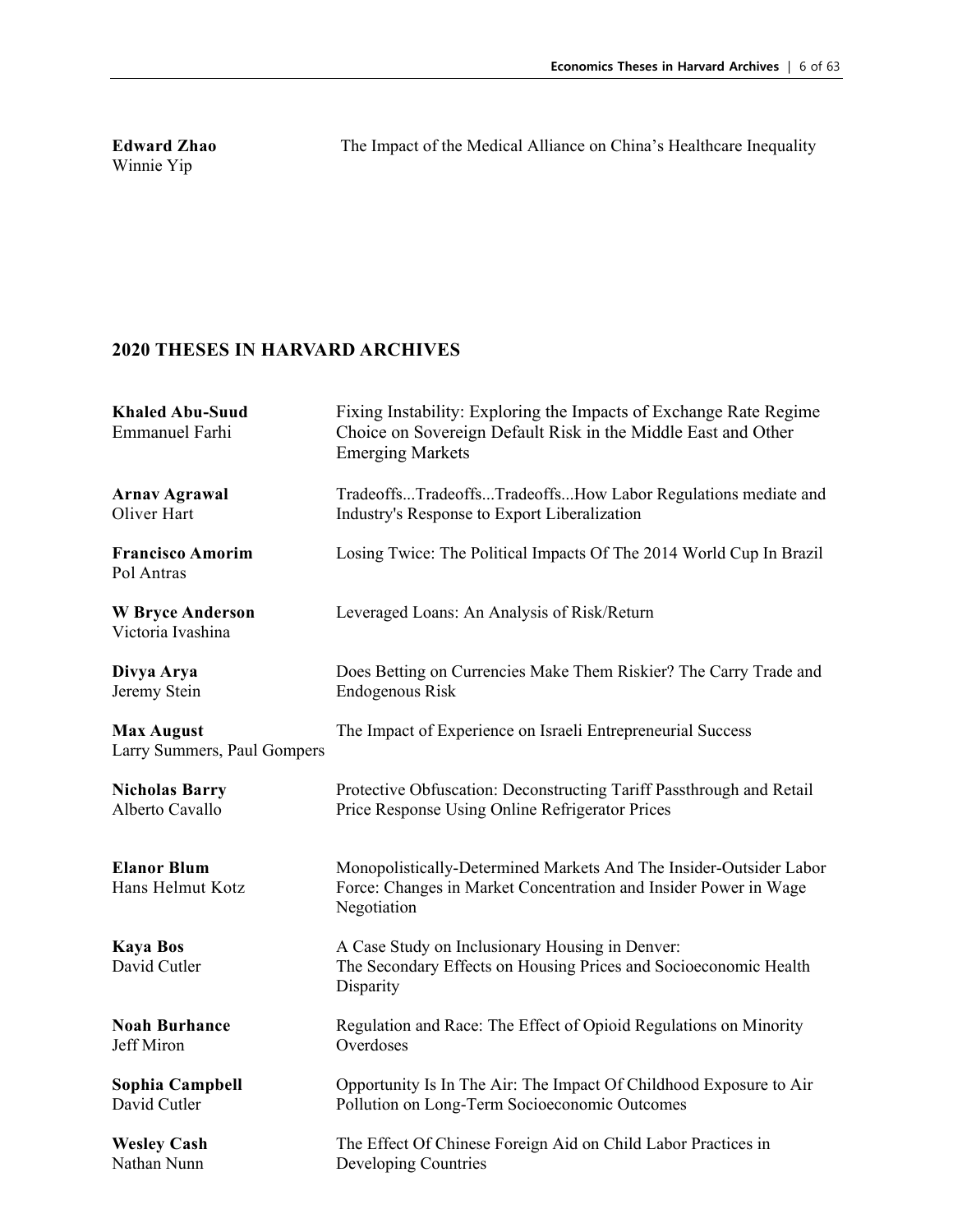**Edward Zhao**
Winnie Yip

The Impact of the Medical Alliance on China's Healthcare Inequality

## 2020 THESES IN HARVARD ARCHIVES

**Khaled Abu-Suud**
Emmanuel Farhi

Fixing Instability: Exploring the Impacts of Exchange Rate Regime Choice on Sovereign Default Risk in the Middle East and Other Emerging Markets

**Arnav Agrawal**
Oliver Hart

Tradeoffs...Tradeoffs...Tradeoffs...How Labor Regulations mediate and Industry's Response to Export Liberalization

**Francisco Amorim**
Pol Antras

Losing Twice: The Political Impacts Of The 2014 World Cup In Brazil

**W Bryce Anderson**
Victoria Ivashina

Leveraged Loans: An Analysis of Risk/Return

**Divya Arya**
Jeremy Stein

Does Betting on Currencies Make Them Riskier? The Carry Trade and Endogenous Risk

**Max August**
Larry Summers, Paul Gompers

The Impact of Experience on Israeli Entrepreneurial Success

**Nicholas Barry**
Alberto Cavallo

Protective Obfuscation: Deconstructing Tariff Passthrough and Retail Price Response Using Online Refrigerator Prices

**Elanor Blum**
Hans Helmut Kotz

Monopolistically-Determined Markets And The Insider-Outsider Labor Force: Changes in Market Concentration and Insider Power in Wage Negotiation

**Kaya Bos**
David Cutler

A Case Study on Inclusionary Housing in Denver:
The Secondary Effects on Housing Prices and Socioeconomic Health Disparity

**Noah Burhance**
Jeff Miron

Regulation and Race: The Effect of Opioid Regulations on Minority Overdoses

**Sophia Campbell**
David Cutler

Opportunity Is In The Air: The Impact Of Childhood Exposure to Air Pollution on Long-Term Socioeconomic Outcomes

**Wesley Cash**
Nathan Nunn

The Effect Of Chinese Foreign Aid on Child Labor Practices in Developing Countries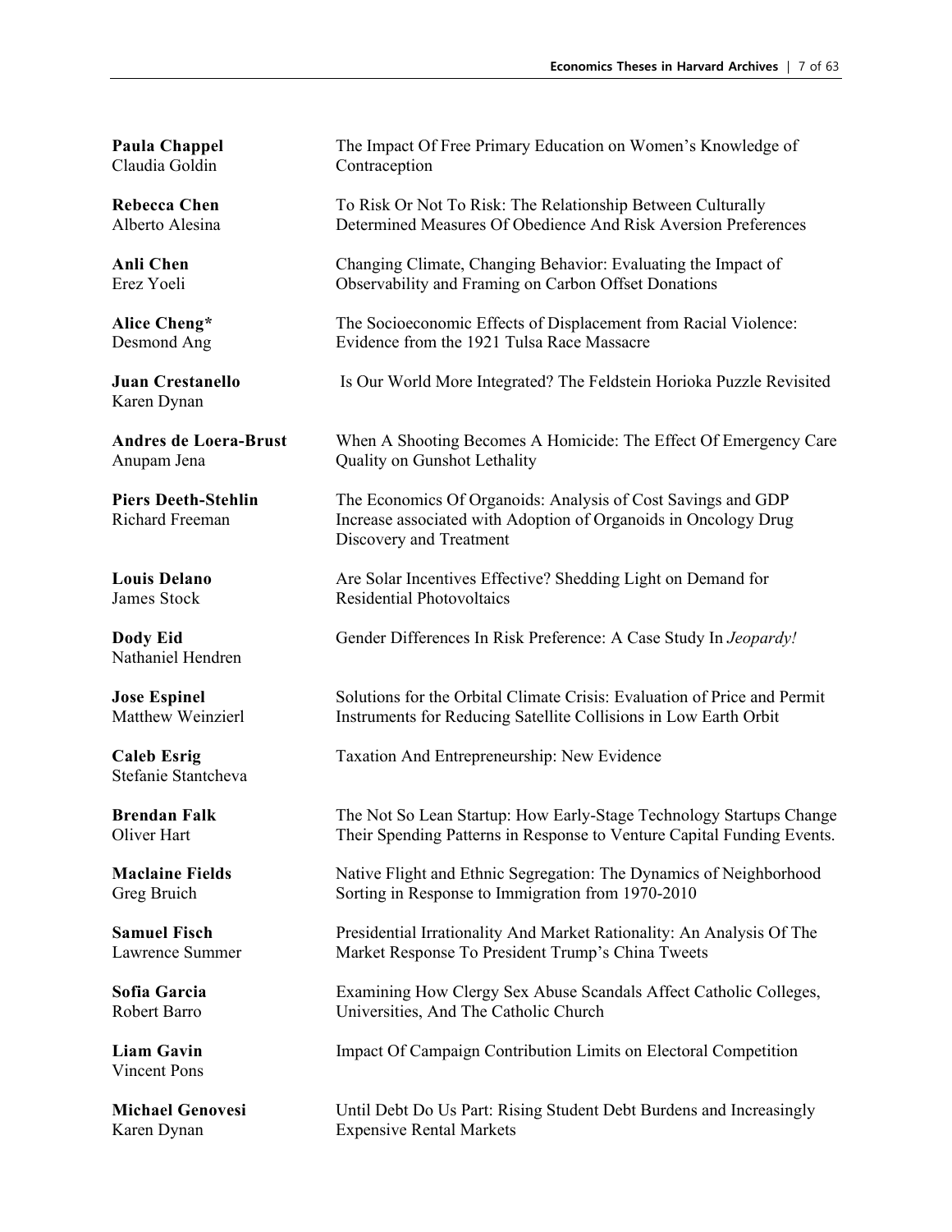**Paula Chappel**
Claudia Goldin
The Impact Of Free Primary Education on Women's Knowledge of Contraception

**Rebecca Chen**
Alberto Alesina
To Risk Or Not To Risk: The Relationship Between Culturally Determined Measures Of Obedience And Risk Aversion Preferences

**Anli Chen**
Erez Yoeli
Changing Climate, Changing Behavior: Evaluating the Impact of Observability and Framing on Carbon Offset Donations

**Alice Cheng***
Desmond Ang
The Socioeconomic Effects of Displacement from Racial Violence: Evidence from the 1921 Tulsa Race Massacre

**Juan Crestanello**
Karen Dynan
Is Our World More Integrated? The Feldstein Horioka Puzzle Revisited

**Andres de Loera-Brust**
Anupam Jena
When A Shooting Becomes A Homicide: The Effect Of Emergency Care Quality on Gunshot Lethality

**Piers Deeth-Stehlin**
Richard Freeman
The Economics Of Organoids: Analysis of Cost Savings and GDP Increase associated with Adoption of Organoids in Oncology Drug Discovery and Treatment

**Louis Delano**
James Stock
Are Solar Incentives Effective? Shedding Light on Demand for Residential Photovoltaics

**Dody Eid**
Nathaniel Hendren
Gender Differences In Risk Preference: A Case Study In *Jeopardy!*

**Jose Espinel**
Matthew Weinzierl
Solutions for the Orbital Climate Crisis: Evaluation of Price and Permit Instruments for Reducing Satellite Collisions in Low Earth Orbit

**Caleb Esrig**
Stefanie Stantcheva
Taxation And Entrepreneurship: New Evidence

**Brendan Falk**
Oliver Hart
The Not So Lean Startup: How Early-Stage Technology Startups Change Their Spending Patterns in Response to Venture Capital Funding Events.

**Maclaine Fields**
Greg Bruich
Native Flight and Ethnic Segregation: The Dynamics of Neighborhood Sorting in Response to Immigration from 1970-2010

**Samuel Fisch**
Lawrence Summer
Presidential Irrationality And Market Rationality: An Analysis Of The Market Response To President Trump's China Tweets

**Sofia Garcia**
Robert Barro
Examining How Clergy Sex Abuse Scandals Affect Catholic Colleges, Universities, And The Catholic Church

**Liam Gavin**
Vincent Pons
Impact Of Campaign Contribution Limits on Electoral Competition

**Michael Genovesi**
Karen Dynan
Until Debt Do Us Part: Rising Student Debt Burdens and Increasingly Expensive Rental Markets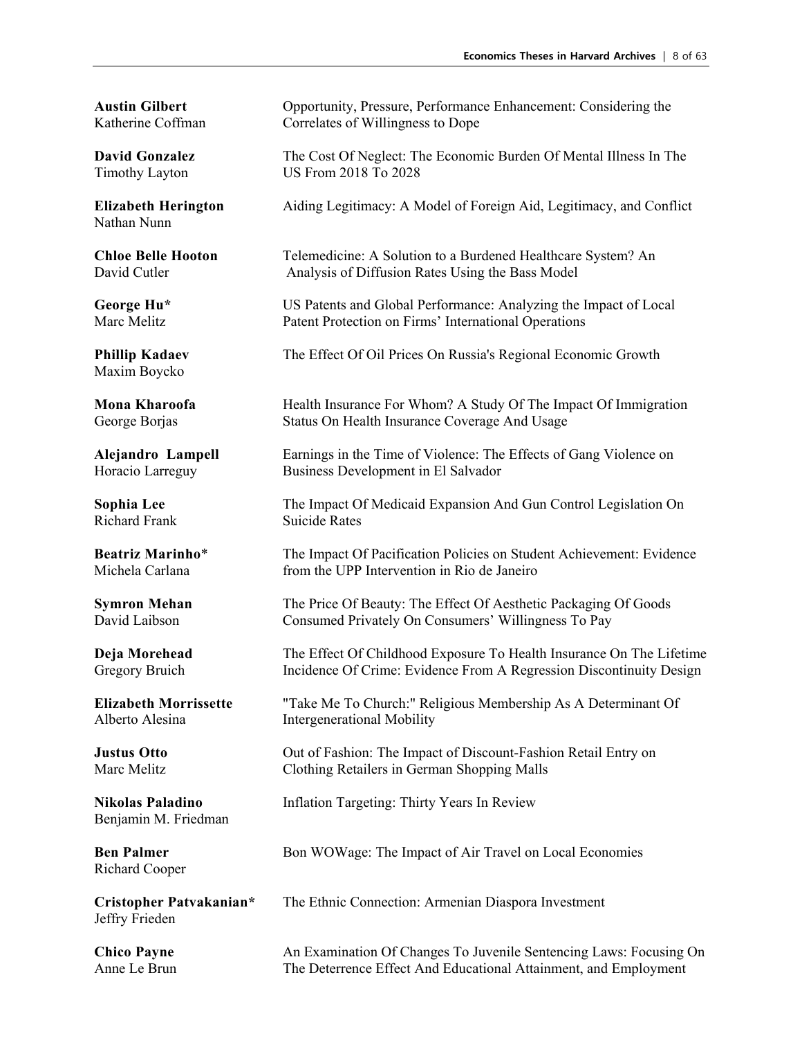**Austin Gilbert**
Katherine Coffman
Opportunity, Pressure, Performance Enhancement: Considering the Correlates of Willingness to Dope

**David Gonzalez**
Timothy Layton
The Cost Of Neglect: The Economic Burden Of Mental Illness In The US From 2018 To 2028

**Elizabeth Herington**
Nathan Nunn
Aiding Legitimacy: A Model of Foreign Aid, Legitimacy, and Conflict

**Chloe Belle Hooton**
David Cutler
Telemedicine: A Solution to a Burdened Healthcare System? An Analysis of Diffusion Rates Using the Bass Model

**George Hu***
Marc Melitz
US Patents and Global Performance: Analyzing the Impact of Local Patent Protection on Firms' International Operations

**Phillip Kadaev**
Maxim Boycko
The Effect Of Oil Prices On Russia's Regional Economic Growth

**Mona Kharoofa**
George Borjas
Health Insurance For Whom? A Study Of The Impact Of Immigration Status On Health Insurance Coverage And Usage

**Alejandro Lampell**
Horacio Larreguy
Earnings in the Time of Violence: The Effects of Gang Violence on Business Development in El Salvador

**Sophia Lee**
Richard Frank
The Impact Of Medicaid Expansion And Gun Control Legislation On Suicide Rates

**Beatriz Marinho***
Michela Carlana
The Impact Of Pacification Policies on Student Achievement: Evidence from the UPP Intervention in Rio de Janeiro

**Symron Mehan**
David Laibson
The Price Of Beauty: The Effect Of Aesthetic Packaging Of Goods Consumed Privately On Consumers' Willingness To Pay

**Deja Morehead**
Gregory Bruich
The Effect Of Childhood Exposure To Health Insurance On The Lifetime Incidence Of Crime: Evidence From A Regression Discontinuity Design

**Elizabeth Morrissette**
Alberto Alesina
"Take Me To Church:" Religious Membership As A Determinant Of Intergenerational Mobility

**Justus Otto**
Marc Melitz
Out of Fashion: The Impact of Discount-Fashion Retail Entry on Clothing Retailers in German Shopping Malls

**Nikolas Paladino**
Benjamin M. Friedman
Inflation Targeting: Thirty Years In Review

**Ben Palmer**
Richard Cooper
Bon WOWage: The Impact of Air Travel on Local Economies

**Cristopher Patvakanian***
Jeffry Frieden
The Ethnic Connection: Armenian Diaspora Investment

**Chico Payne**
Anne Le Brun
An Examination Of Changes To Juvenile Sentencing Laws: Focusing On The Deterrence Effect And Educational Attainment, and Employment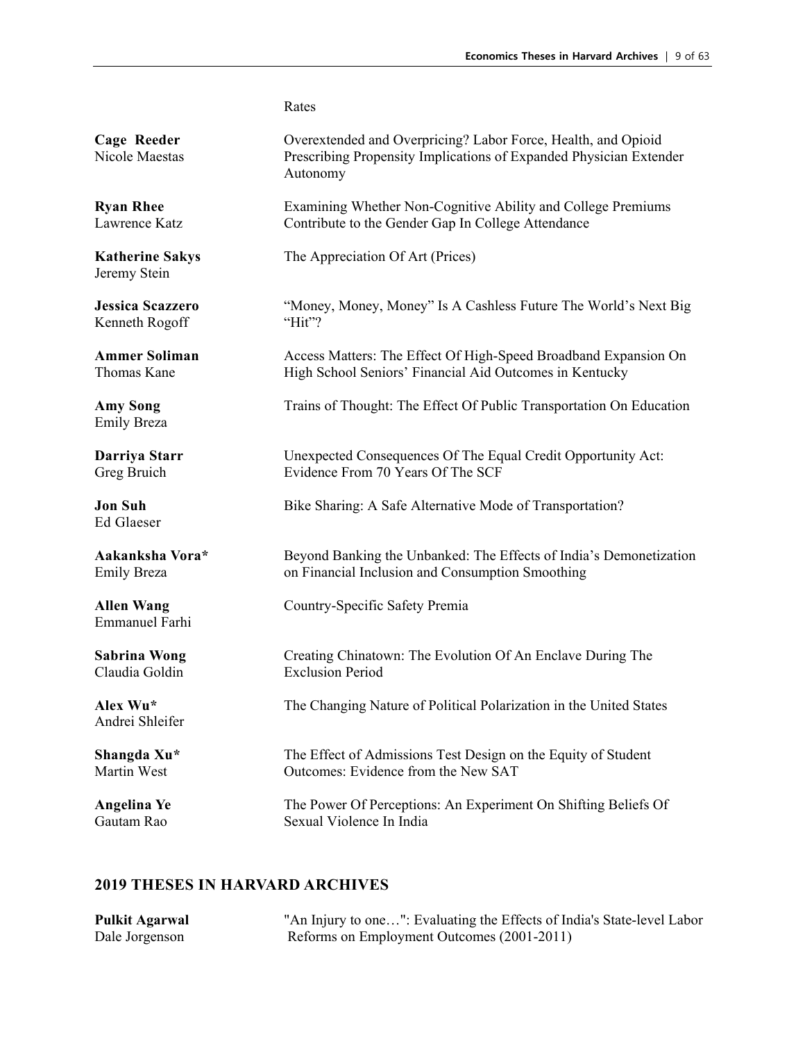Rates

**Cage Reeder**
Nicole Maestas

Overextended and Overpricing? Labor Force, Health, and Opioid Prescribing Propensity Implications of Expanded Physician Extender Autonomy

**Ryan Rhee**
Lawrence Katz

Examining Whether Non-Cognitive Ability and College Premiums Contribute to the Gender Gap In College Attendance

**Katherine Sakys**
Jeremy Stein

The Appreciation Of Art (Prices)

**Jessica Scazzero**
Kenneth Rogoff

"Money, Money, Money" Is A Cashless Future The World's Next Big "Hit"?

**Ammer Soliman**
Thomas Kane

Access Matters: The Effect Of High-Speed Broadband Expansion On High School Seniors' Financial Aid Outcomes in Kentucky

**Amy Song**
Emily Breza

Trains of Thought: The Effect Of Public Transportation On Education

**Darriya Starr**
Greg Bruich

Unexpected Consequences Of The Equal Credit Opportunity Act: Evidence From 70 Years Of The SCF

**Jon Suh**
Ed Glaeser

Bike Sharing: A Safe Alternative Mode of Transportation?

**Aakanksha Vora***
Emily Breza

Beyond Banking the Unbanked: The Effects of India's Demonetization on Financial Inclusion and Consumption Smoothing

**Allen Wang**
Emmanuel Farhi

Country-Specific Safety Premia

**Sabrina Wong**
Claudia Goldin

Creating Chinatown: The Evolution Of An Enclave During The Exclusion Period

**Alex Wu***
Andrei Shleifer

The Changing Nature of Political Polarization in the United States

**Shangda Xu***
Martin West

The Effect of Admissions Test Design on the Equity of Student Outcomes: Evidence from the New SAT

**Angelina Ye**
Gautam Rao

The Power Of Perceptions: An Experiment On Shifting Beliefs Of Sexual Violence In India

## 2019 THESES IN HARVARD ARCHIVES

**Pulkit Agarwal**
Dale Jorgenson

"An Injury to one…": Evaluating the Effects of India's State-level Labor Reforms on Employment Outcomes (2001-2011)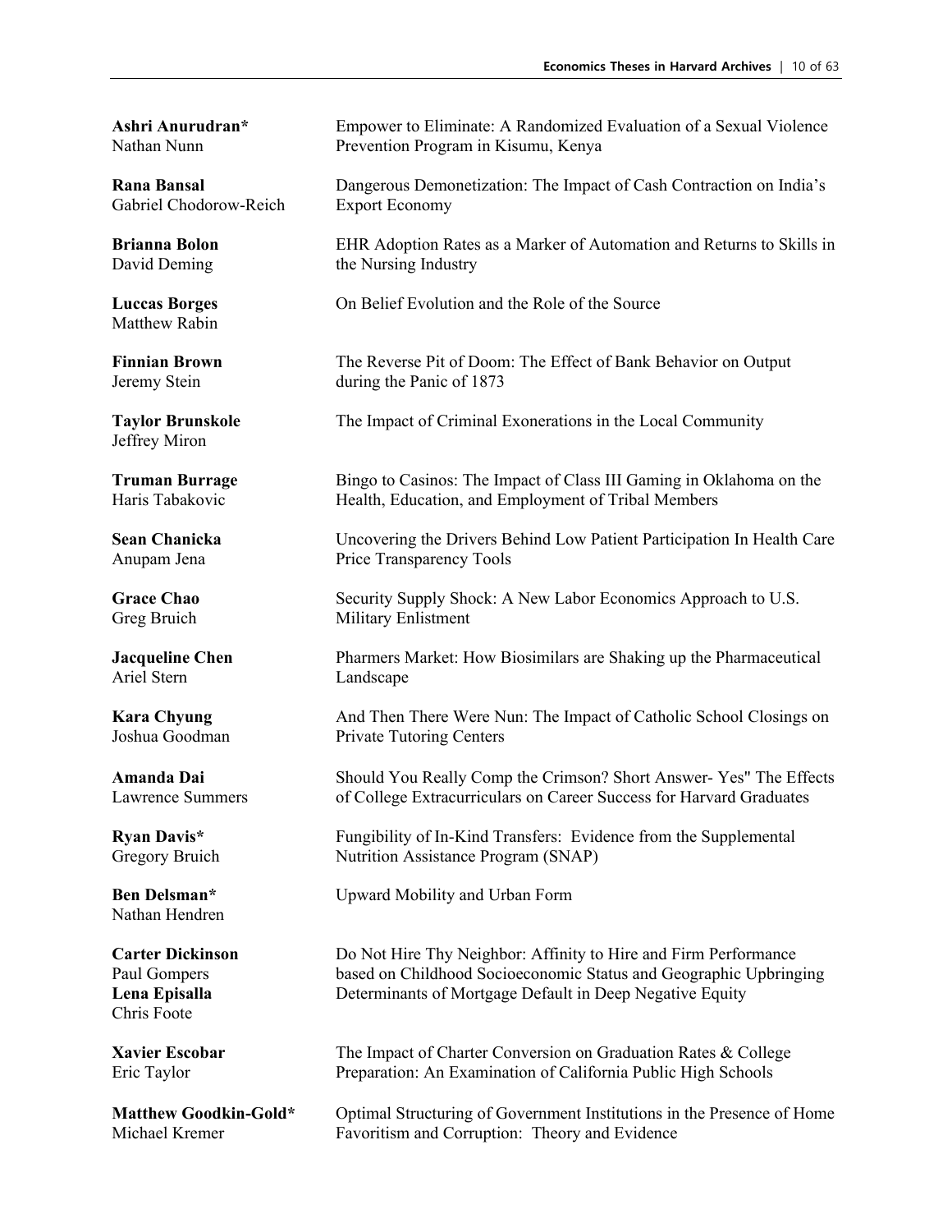**Ashri Anurudran***
Nathan Nunn
Empower to Eliminate: A Randomized Evaluation of a Sexual Violence Prevention Program in Kisumu, Kenya

**Rana Bansal**
Gabriel Chodorow-Reich
Dangerous Demonetization: The Impact of Cash Contraction on India's Export Economy

**Brianna Bolon**
David Deming
EHR Adoption Rates as a Marker of Automation and Returns to Skills in the Nursing Industry

**Luccas Borges**
Matthew Rabin
On Belief Evolution and the Role of the Source

**Finnian Brown**
Jeremy Stein
The Reverse Pit of Doom: The Effect of Bank Behavior on Output during the Panic of 1873

**Taylor Brunskole**
Jeffrey Miron
The Impact of Criminal Exonerations in the Local Community

**Truman Burrage**
Haris Tabakovic
Bingo to Casinos: The Impact of Class III Gaming in Oklahoma on the Health, Education, and Employment of Tribal Members

**Sean Chanicka**
Anupam Jena
Uncovering the Drivers Behind Low Patient Participation In Health Care Price Transparency Tools

**Grace Chao**
Greg Bruich
Security Supply Shock: A New Labor Economics Approach to U.S. Military Enlistment

**Jacqueline Chen**
Ariel Stern
Pharmers Market: How Biosimilars are Shaking up the Pharmaceutical Landscape

**Kara Chyung**
Joshua Goodman
And Then There Were Nun: The Impact of Catholic School Closings on Private Tutoring Centers

**Amanda Dai**
Lawrence Summers
Should You Really Comp the Crimson? Short Answer- Yes" The Effects of College Extracurriculars on Career Success for Harvard Graduates

**Ryan Davis***
Gregory Bruich
Fungibility of In-Kind Transfers: Evidence from the Supplemental Nutrition Assistance Program (SNAP)

**Ben Delsman***
Nathan Hendren
Upward Mobility and Urban Form

**Carter Dickinson**
Paul Gompers
Do Not Hire Thy Neighbor: Affinity to Hire and Firm Performance based on Childhood Socioeconomic Status and Geographic Upbringing

**Lena Episalla**
Chris Foote
Determinants of Mortgage Default in Deep Negative Equity

**Xavier Escobar**
Eric Taylor
The Impact of Charter Conversion on Graduation Rates & College Preparation: An Examination of California Public High Schools

**Matthew Goodkin-Gold***
Michael Kremer
Optimal Structuring of Government Institutions in the Presence of Home Favoritism and Corruption: Theory and Evidence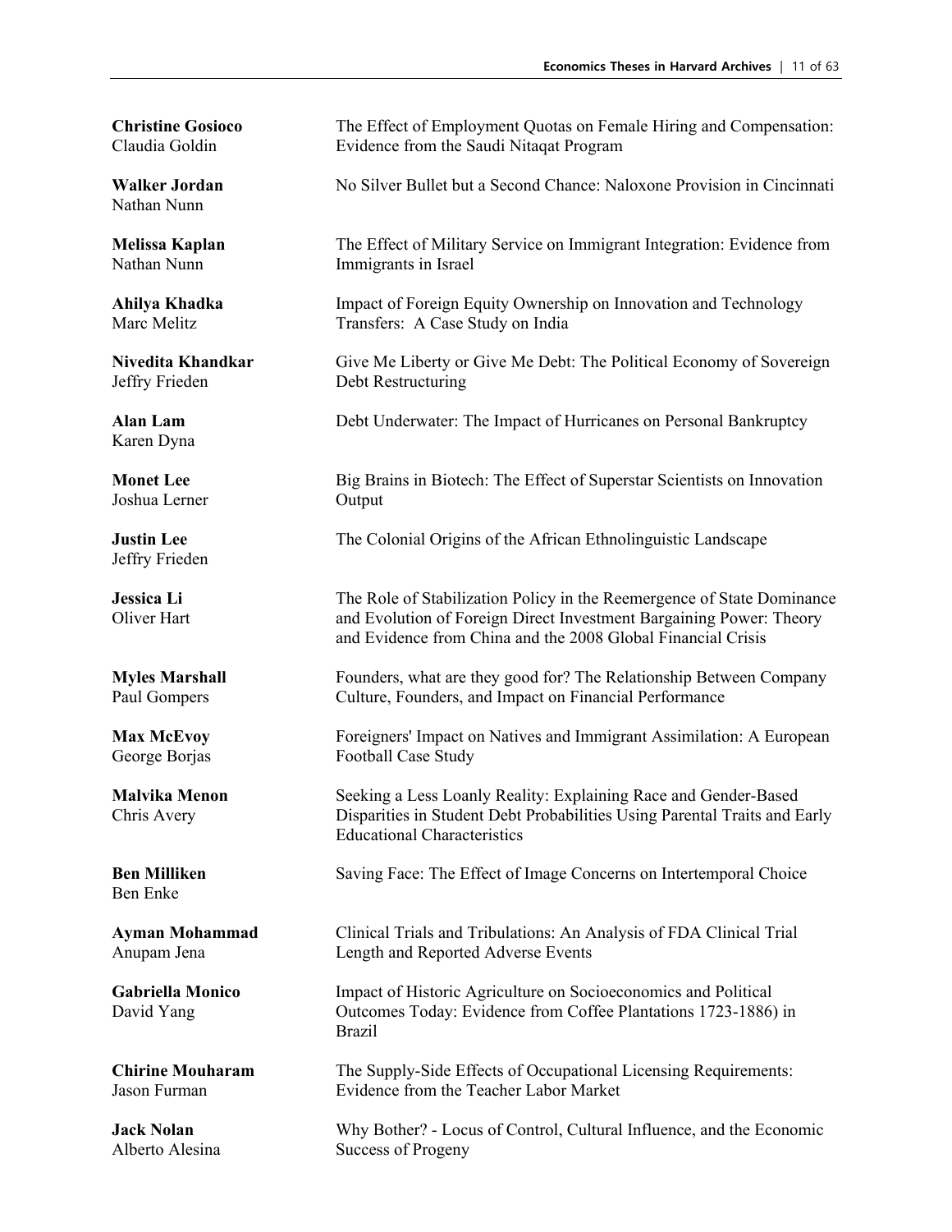**Christine Gosioco**
Claudia Goldin

The Effect of Employment Quotas on Female Hiring and Compensation: Evidence from the Saudi Nitaqat Program

**Walker Jordan**
Nathan Nunn

No Silver Bullet but a Second Chance: Naloxone Provision in Cincinnati

**Melissa Kaplan**
Nathan Nunn

The Effect of Military Service on Immigrant Integration: Evidence from Immigrants in Israel

**Ahilya Khadka**
Marc Melitz

Impact of Foreign Equity Ownership on Innovation and Technology Transfers: A Case Study on India

**Nivedita Khandkar**
Jeffry Frieden

Give Me Liberty or Give Me Debt: The Political Economy of Sovereign Debt Restructuring

**Alan Lam**
Karen Dyna

Debt Underwater: The Impact of Hurricanes on Personal Bankruptcy

**Monet Lee**
Joshua Lerner

Big Brains in Biotech: The Effect of Superstar Scientists on Innovation Output

**Justin Lee**
Jeffry Frieden

The Colonial Origins of the African Ethnolinguistic Landscape

**Jessica Li**
Oliver Hart

The Role of Stabilization Policy in the Reemergence of State Dominance and Evolution of Foreign Direct Investment Bargaining Power: Theory and Evidence from China and the 2008 Global Financial Crisis

**Myles Marshall**
Paul Gompers

Founders, what are they good for? The Relationship Between Company Culture, Founders, and Impact on Financial Performance

**Max McEvoy**
George Borjas

Foreigners' Impact on Natives and Immigrant Assimilation: A European Football Case Study

**Malvika Menon**
Chris Avery

Seeking a Less Loanly Reality: Explaining Race and Gender-Based Disparities in Student Debt Probabilities Using Parental Traits and Early Educational Characteristics

**Ben Milliken**
Ben Enke

Saving Face: The Effect of Image Concerns on Intertemporal Choice

**Ayman Mohammad**
Anupam Jena

Clinical Trials and Tribulations: An Analysis of FDA Clinical Trial Length and Reported Adverse Events

**Gabriella Monico**
David Yang

Impact of Historic Agriculture on Socioeconomics and Political Outcomes Today: Evidence from Coffee Plantations 1723-1886) in Brazil

**Chirine Mouharam**
Jason Furman

The Supply-Side Effects of Occupational Licensing Requirements: Evidence from the Teacher Labor Market

**Jack Nolan**
Alberto Alesina

Why Bother? - Locus of Control, Cultural Influence, and the Economic Success of Progeny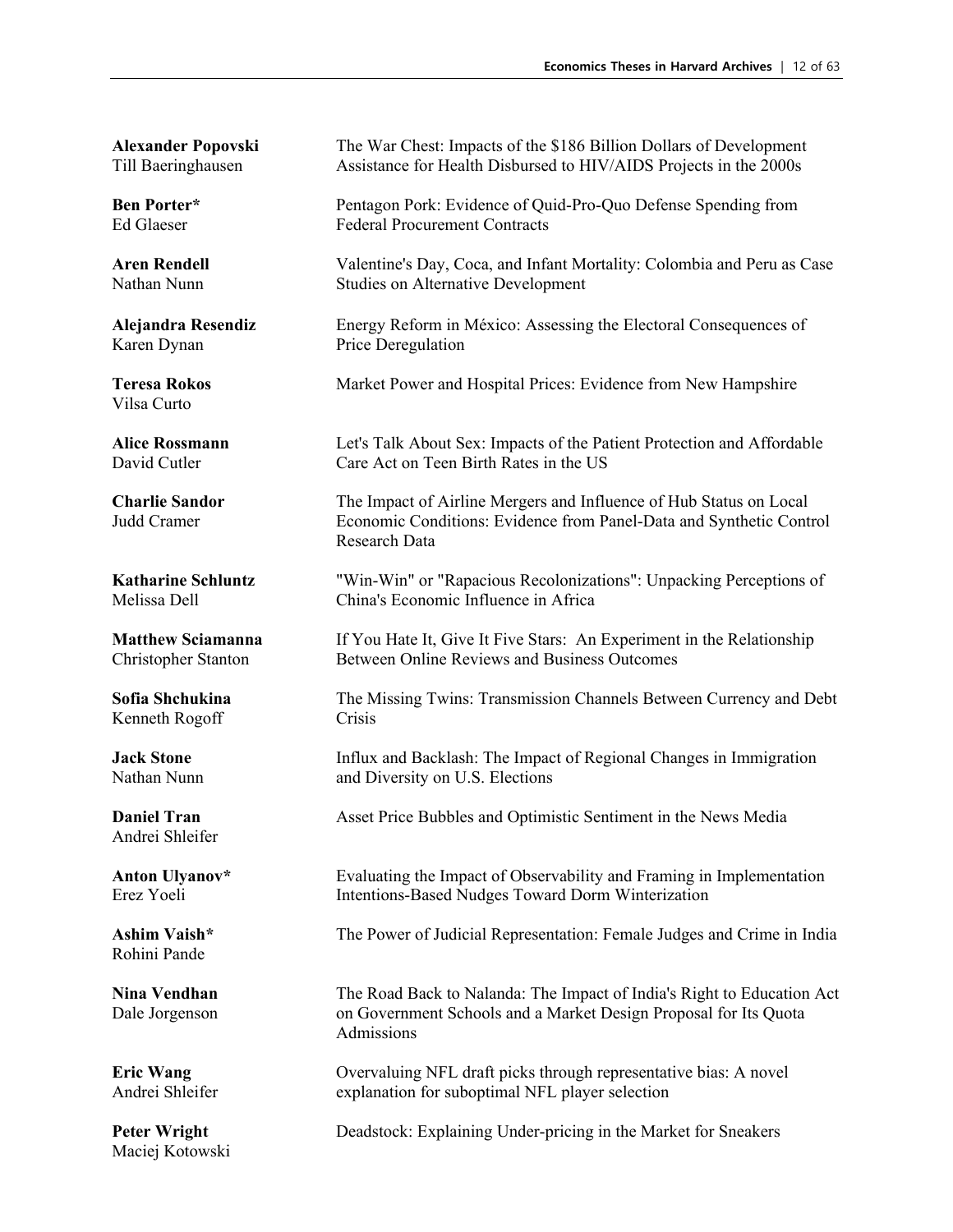**Alexander Popovski**
Till Baeringhausen
The War Chest: Impacts of the $186 Billion Dollars of Development Assistance for Health Disbursed to HIV/AIDS Projects in the 2000s

**Ben Porter***
Ed Glaeser
Pentagon Pork: Evidence of Quid-Pro-Quo Defense Spending from Federal Procurement Contracts

**Aren Rendell**
Nathan Nunn
Valentine's Day, Coca, and Infant Mortality: Colombia and Peru as Case Studies on Alternative Development

**Alejandra Resendiz**
Karen Dynan
Energy Reform in México: Assessing the Electoral Consequences of Price Deregulation

**Teresa Rokos**
Vilsa Curto
Market Power and Hospital Prices: Evidence from New Hampshire

**Alice Rossmann**
David Cutler
Let's Talk About Sex: Impacts of the Patient Protection and Affordable Care Act on Teen Birth Rates in the US

**Charlie Sandor**
Judd Cramer
The Impact of Airline Mergers and Influence of Hub Status on Local Economic Conditions: Evidence from Panel-Data and Synthetic Control Research Data

**Katharine Schluntz**
Melissa Dell
"Win-Win" or "Rapacious Recolonizations": Unpacking Perceptions of China's Economic Influence in Africa

**Matthew Sciamanna**
Christopher Stanton
If You Hate It, Give It Five Stars: An Experiment in the Relationship Between Online Reviews and Business Outcomes

**Sofia Shchukina**
Kenneth Rogoff
The Missing Twins: Transmission Channels Between Currency and Debt Crisis

**Jack Stone**
Nathan Nunn
Influx and Backlash: The Impact of Regional Changes in Immigration and Diversity on U.S. Elections

**Daniel Tran**
Andrei Shleifer
Asset Price Bubbles and Optimistic Sentiment in the News Media

**Anton Ulyanov***
Erez Yoeli
Evaluating the Impact of Observability and Framing in Implementation Intentions-Based Nudges Toward Dorm Winterization

**Ashim Vaish***
Rohini Pande
The Power of Judicial Representation: Female Judges and Crime in India

**Nina Vendhan**
Dale Jorgenson
The Road Back to Nalanda: The Impact of India's Right to Education Act on Government Schools and a Market Design Proposal for Its Quota Admissions

**Eric Wang**
Andrei Shleifer
Overvaluing NFL draft picks through representative bias: A novel explanation for suboptimal NFL player selection

**Peter Wright**
Maciej Kotowski
Deadstock: Explaining Under-pricing in the Market for Sneakers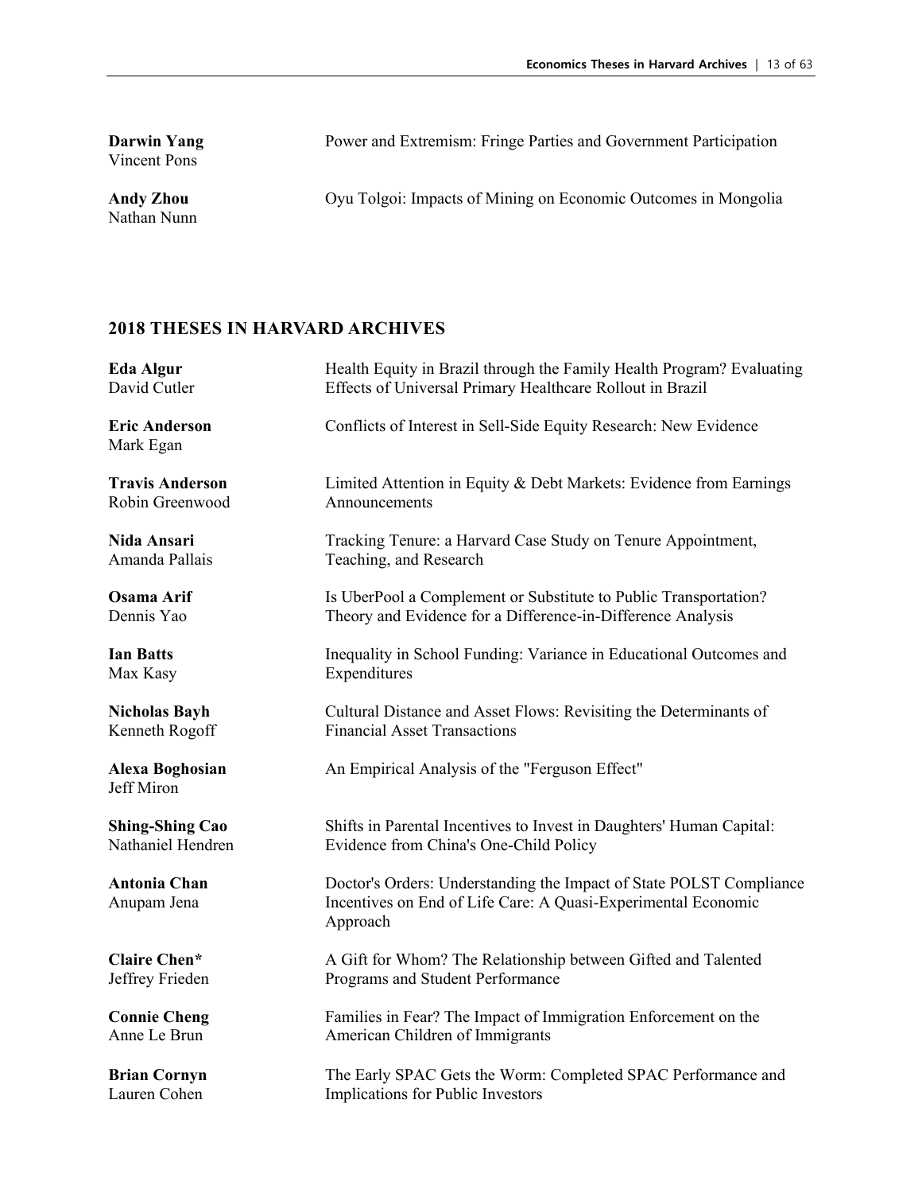**Darwin Yang**
Vincent Pons

Power and Extremism: Fringe Parties and Government Participation

**Andy Zhou**
Nathan Nunn

Oyu Tolgoi: Impacts of Mining on Economic Outcomes in Mongolia

## 2018 THESES IN HARVARD ARCHIVES

**Eda Algur**
David Cutler

Health Equity in Brazil through the Family Health Program? Evaluating Effects of Universal Primary Healthcare Rollout in Brazil

**Eric Anderson**
Mark Egan

Conflicts of Interest in Sell-Side Equity Research: New Evidence

**Travis Anderson**
Robin Greenwood

Limited Attention in Equity & Debt Markets: Evidence from Earnings Announcements

**Nida Ansari**
Amanda Pallais

Tracking Tenure: a Harvard Case Study on Tenure Appointment, Teaching, and Research

**Osama Arif**
Dennis Yao

Is UberPool a Complement or Substitute to Public Transportation? Theory and Evidence for a Difference-in-Difference Analysis

**Ian Batts**
Max Kasy

Inequality in School Funding: Variance in Educational Outcomes and Expenditures

**Nicholas Bayh**
Kenneth Rogoff

Cultural Distance and Asset Flows: Revisiting the Determinants of Financial Asset Transactions

**Alexa Boghosian**
Jeff Miron

An Empirical Analysis of the "Ferguson Effect"

**Shing-Shing Cao**
Nathaniel Hendren

Shifts in Parental Incentives to Invest in Daughters' Human Capital: Evidence from China's One-Child Policy

**Antonia Chan**
Anupam Jena

Doctor's Orders: Understanding the Impact of State POLST Compliance Incentives on End of Life Care: A Quasi-Experimental Economic Approach

**Claire Chen***
Jeffrey Frieden

A Gift for Whom? The Relationship between Gifted and Talented Programs and Student Performance

**Connie Cheng**
Anne Le Brun

Families in Fear? The Impact of Immigration Enforcement on the American Children of Immigrants

**Brian Cornyn**
Lauren Cohen

The Early SPAC Gets the Worm: Completed SPAC Performance and Implications for Public Investors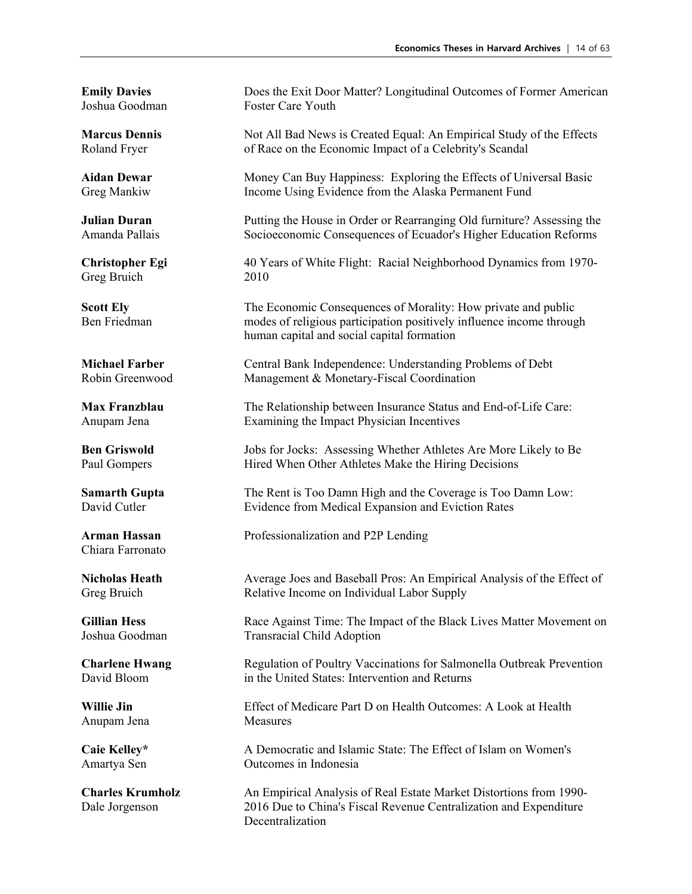**Emily Davies**
Joshua Goodman
Does the Exit Door Matter? Longitudinal Outcomes of Former American Foster Care Youth

**Marcus Dennis**
Roland Fryer
Not All Bad News is Created Equal: An Empirical Study of the Effects of Race on the Economic Impact of a Celebrity's Scandal

**Aidan Dewar**
Greg Mankiw
Money Can Buy Happiness: Exploring the Effects of Universal Basic Income Using Evidence from the Alaska Permanent Fund

**Julian Duran**
Amanda Pallais
Putting the House in Order or Rearranging Old furniture? Assessing the Socioeconomic Consequences of Ecuador's Higher Education Reforms

**Christopher Egi**
Greg Bruich
40 Years of White Flight: Racial Neighborhood Dynamics from 1970-2010

**Scott Ely**
Ben Friedman
The Economic Consequences of Morality: How private and public modes of religious participation positively influence income through human capital and social capital formation

**Michael Farber**
Robin Greenwood
Central Bank Independence: Understanding Problems of Debt Management & Monetary-Fiscal Coordination

**Max Franzblau**
Anupam Jena
The Relationship between Insurance Status and End-of-Life Care: Examining the Impact Physician Incentives

**Ben Griswold**
Paul Gompers
Jobs for Jocks: Assessing Whether Athletes Are More Likely to Be Hired When Other Athletes Make the Hiring Decisions

**Samarth Gupta**
David Cutler
The Rent is Too Damn High and the Coverage is Too Damn Low: Evidence from Medical Expansion and Eviction Rates

**Arman Hassan**
Chiara Farronato
Professionalization and P2P Lending

**Nicholas Heath**
Greg Bruich
Average Joes and Baseball Pros: An Empirical Analysis of the Effect of Relative Income on Individual Labor Supply

**Gillian Hess**
Joshua Goodman
Race Against Time: The Impact of the Black Lives Matter Movement on Transracial Child Adoption

**Charlene Hwang**
David Bloom
Regulation of Poultry Vaccinations for Salmonella Outbreak Prevention in the United States: Intervention and Returns

**Willie Jin**
Anupam Jena
Effect of Medicare Part D on Health Outcomes: A Look at Health Measures

**Caie Kelley***
Amartya Sen
A Democratic and Islamic State: The Effect of Islam on Women's Outcomes in Indonesia

**Charles Krumholz**
Dale Jorgenson
An Empirical Analysis of Real Estate Market Distortions from 1990-2016 Due to China's Fiscal Revenue Centralization and Expenditure Decentralization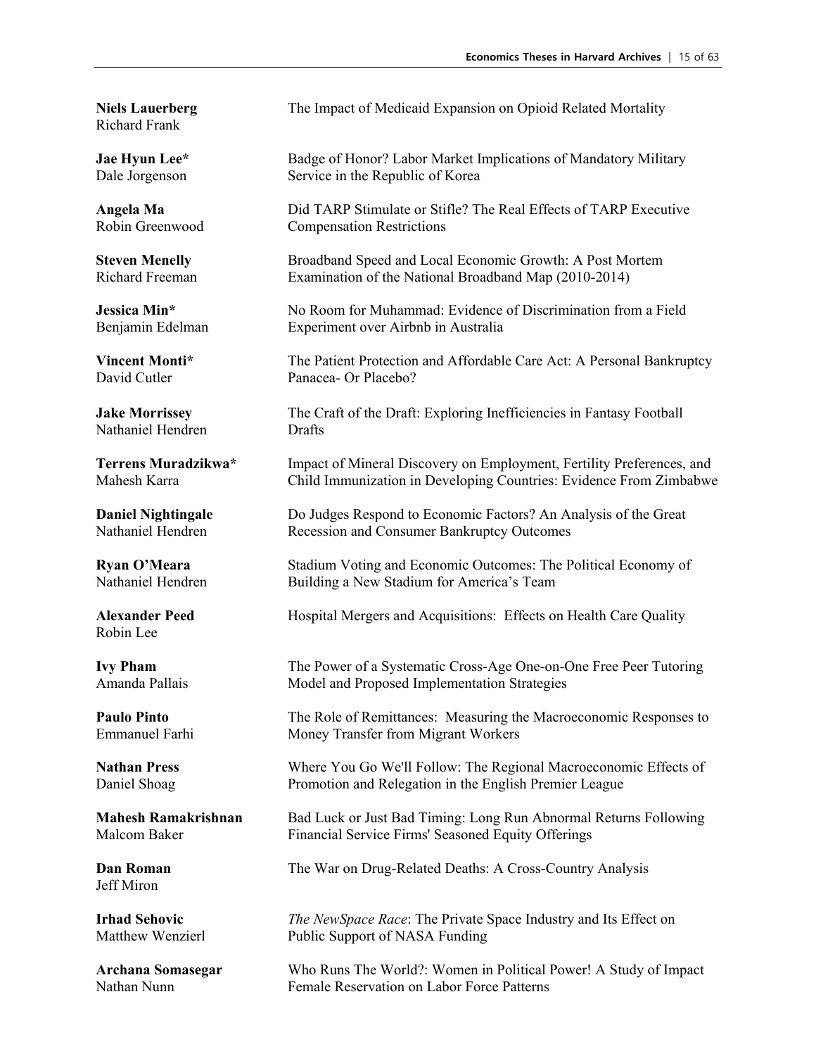**Niels Lauerberg**
Richard Frank
The Impact of Medicaid Expansion on Opioid Related Mortality

**Jae Hyun Lee***
Dale Jorgenson
Badge of Honor? Labor Market Implications of Mandatory Military Service in the Republic of Korea

**Angela Ma**
Robin Greenwood
Did TARP Stimulate or Stifle? The Real Effects of TARP Executive Compensation Restrictions

**Steven Menelly**
Richard Freeman
Broadband Speed and Local Economic Growth: A Post Mortem Examination of the National Broadband Map (2010-2014)

**Jessica Min***
Benjamin Edelman
No Room for Muhammad: Evidence of Discrimination from a Field Experiment over Airbnb in Australia

**Vincent Monti***
David Cutler
The Patient Protection and Affordable Care Act: A Personal Bankruptcy Panacea- Or Placebo?

**Jake Morrissey**
Nathaniel Hendren
The Craft of the Draft: Exploring Inefficiencies in Fantasy Football Drafts

**Terrens Muradzikwa***
Mahesh Karra
Impact of Mineral Discovery on Employment, Fertility Preferences, and Child Immunization in Developing Countries: Evidence From Zimbabwe

**Daniel Nightingale**
Nathaniel Hendren
Do Judges Respond to Economic Factors? An Analysis of the Great Recession and Consumer Bankruptcy Outcomes

**Ryan O'Meara**
Nathaniel Hendren
Stadium Voting and Economic Outcomes: The Political Economy of Building a New Stadium for America's Team

**Alexander Peed**
Robin Lee
Hospital Mergers and Acquisitions: Effects on Health Care Quality

**Ivy Pham**
Amanda Pallais
The Power of a Systematic Cross-Age One-on-One Free Peer Tutoring Model and Proposed Implementation Strategies

**Paulo Pinto**
Emmanuel Farhi
The Role of Remittances: Measuring the Macroeconomic Responses to Money Transfer from Migrant Workers

**Nathan Press**
Daniel Shoag
Where You Go We'll Follow: The Regional Macroeconomic Effects of Promotion and Relegation in the English Premier League

**Mahesh Ramakrishnan**
Malcom Baker
Bad Luck or Just Bad Timing: Long Run Abnormal Returns Following Financial Service Firms' Seasoned Equity Offerings

**Dan Roman**
Jeff Miron
The War on Drug-Related Deaths: A Cross-Country Analysis

**Irhad Sehovic**
Matthew Wenzierl
*The NewSpace Race*: The Private Space Industry and Its Effect on Public Support of NASA Funding

**Archana Somasegar**
Nathan Nunn
Who Runs The World?: Women in Political Power! A Study of Impact Female Reservation on Labor Force Patterns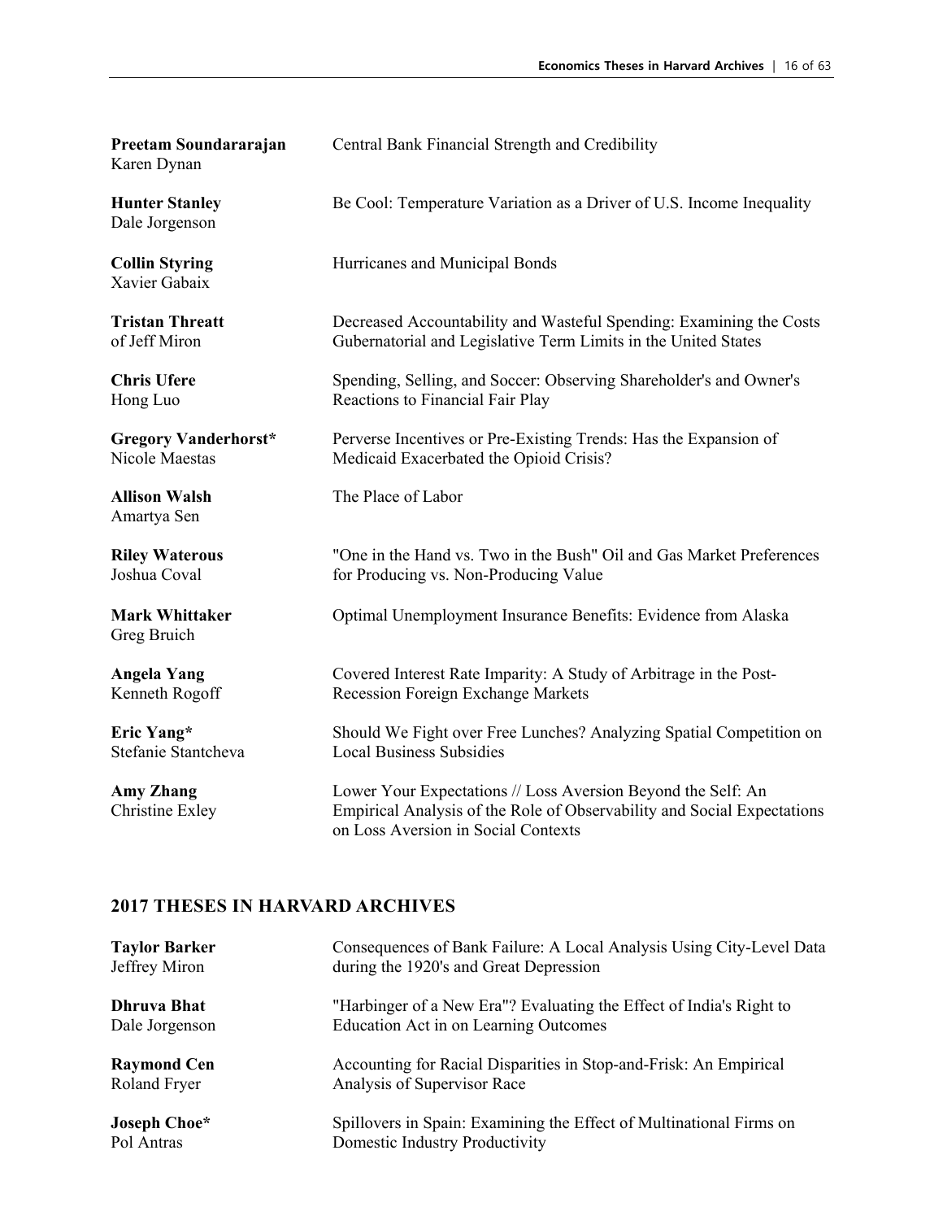**Preetam Soundararajan**
Karen Dynan

Central Bank Financial Strength and Credibility

**Hunter Stanley**
Dale Jorgenson

Be Cool: Temperature Variation as a Driver of U.S. Income Inequality

**Collin Styring**
Xavier Gabaix

Hurricanes and Municipal Bonds

**Tristan Threatt**
Jeff Miron

Decreased Accountability and Wasteful Spending: Examining the Costs of Gubernatorial and Legislative Term Limits in the United States

**Chris Ufere**
Hong Luo

Spending, Selling, and Soccer: Observing Shareholder's and Owner's Reactions to Financial Fair Play

**Gregory Vanderhorst***
Nicole Maestas

Perverse Incentives or Pre-Existing Trends: Has the Expansion of Medicaid Exacerbated the Opioid Crisis?

**Allison Walsh**
Amartya Sen

The Place of Labor

**Riley Waterous**
Joshua Coval

"One in the Hand vs. Two in the Bush" Oil and Gas Market Preferences for Producing vs. Non-Producing Value

**Mark Whittaker**
Greg Bruich

Optimal Unemployment Insurance Benefits: Evidence from Alaska

**Angela Yang**
Kenneth Rogoff

Covered Interest Rate Imparity: A Study of Arbitrage in the Post-Recession Foreign Exchange Markets

**Eric Yang***
Stefanie Stantcheva

Should We Fight over Free Lunches? Analyzing Spatial Competition on Local Business Subsidies

**Amy Zhang**
Christine Exley

Lower Your Expectations // Loss Aversion Beyond the Self: An Empirical Analysis of the Role of Observability and Social Expectations on Loss Aversion in Social Contexts

## 2017 THESES IN HARVARD ARCHIVES

**Taylor Barker**
Jeffrey Miron

Consequences of Bank Failure: A Local Analysis Using City-Level Data during the 1920's and Great Depression

**Dhruva Bhat**
Dale Jorgenson

"Harbinger of a New Era"? Evaluating the Effect of India's Right to Education Act in on Learning Outcomes

**Raymond Cen**
Roland Fryer

Accounting for Racial Disparities in Stop-and-Frisk: An Empirical Analysis of Supervisor Race

**Joseph Choe***
Pol Antras

Spillovers in Spain: Examining the Effect of Multinational Firms on Domestic Industry Productivity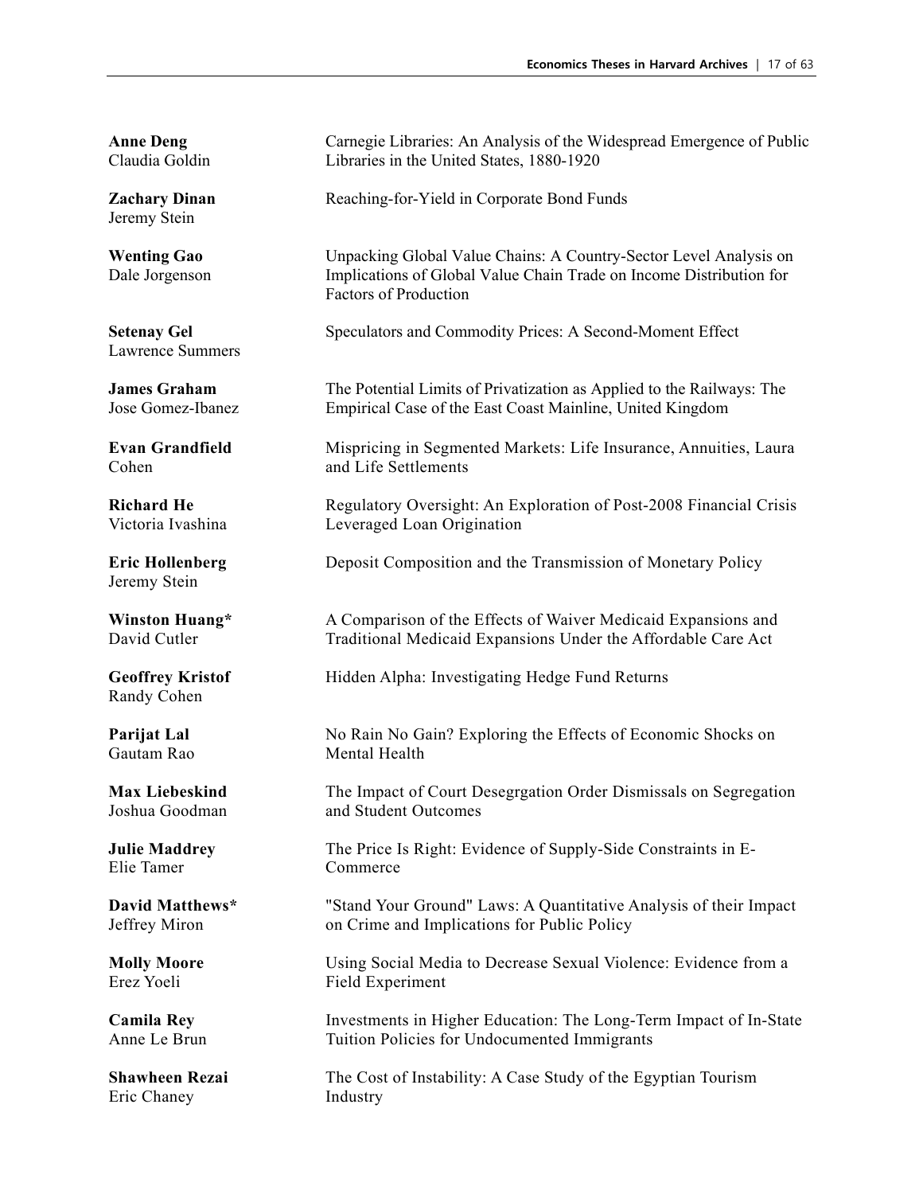| | |
|---|---|
| **Anne Deng**<br>Claudia Goldin | Carnegie Libraries: An Analysis of the Widespread Emergence of Public Libraries in the United States, 1880-1920 |
| **Zachary Dinan**<br>Jeremy Stein | Reaching-for-Yield in Corporate Bond Funds |
| **Wenting Gao**<br>Dale Jorgenson | Unpacking Global Value Chains: A Country-Sector Level Analysis on Implications of Global Value Chain Trade on Income Distribution for Factors of Production |
| **Setenay Gel**<br>Lawrence Summers | Speculators and Commodity Prices: A Second-Moment Effect |
| **James Graham**<br>Jose Gomez-Ibanez | The Potential Limits of Privatization as Applied to the Railways: The Empirical Case of the East Coast Mainline, United Kingdom |
| **Evan Grandfield**<br>Cohen | Mispricing in Segmented Markets: Life Insurance, Annuities, Laura and Life Settlements |
| **Richard He**<br>Victoria Ivashina | Regulatory Oversight: An Exploration of Post-2008 Financial Crisis Leveraged Loan Origination |
| **Eric Hollenberg**<br>Jeremy Stein | Deposit Composition and the Transmission of Monetary Policy |
| **Winston Huang***<br>David Cutler | A Comparison of the Effects of Waiver Medicaid Expansions and Traditional Medicaid Expansions Under the Affordable Care Act |
| **Geoffrey Kristof**<br>Randy Cohen | Hidden Alpha: Investigating Hedge Fund Returns |
| **Parijat Lal**<br>Gautam Rao | No Rain No Gain? Exploring the Effects of Economic Shocks on Mental Health |
| **Max Liebeskind**<br>Joshua Goodman | The Impact of Court Desegrgation Order Dismissals on Segregation and Student Outcomes |
| **Julie Maddrey**<br>Elie Tamer | The Price Is Right: Evidence of Supply-Side Constraints in E-Commerce |
| **David Matthews***<br>Jeffrey Miron | "Stand Your Ground" Laws: A Quantitative Analysis of their Impact on Crime and Implications for Public Policy |
| **Molly Moore**<br>Erez Yoeli | Using Social Media to Decrease Sexual Violence: Evidence from a Field Experiment |
| **Camila Rey**<br>Anne Le Brun | Investments in Higher Education: The Long-Term Impact of In-State Tuition Policies for Undocumented Immigrants |
| **Shawheen Rezai**<br>Eric Chaney | The Cost of Instability: A Case Study of the Egyptian Tourism Industry |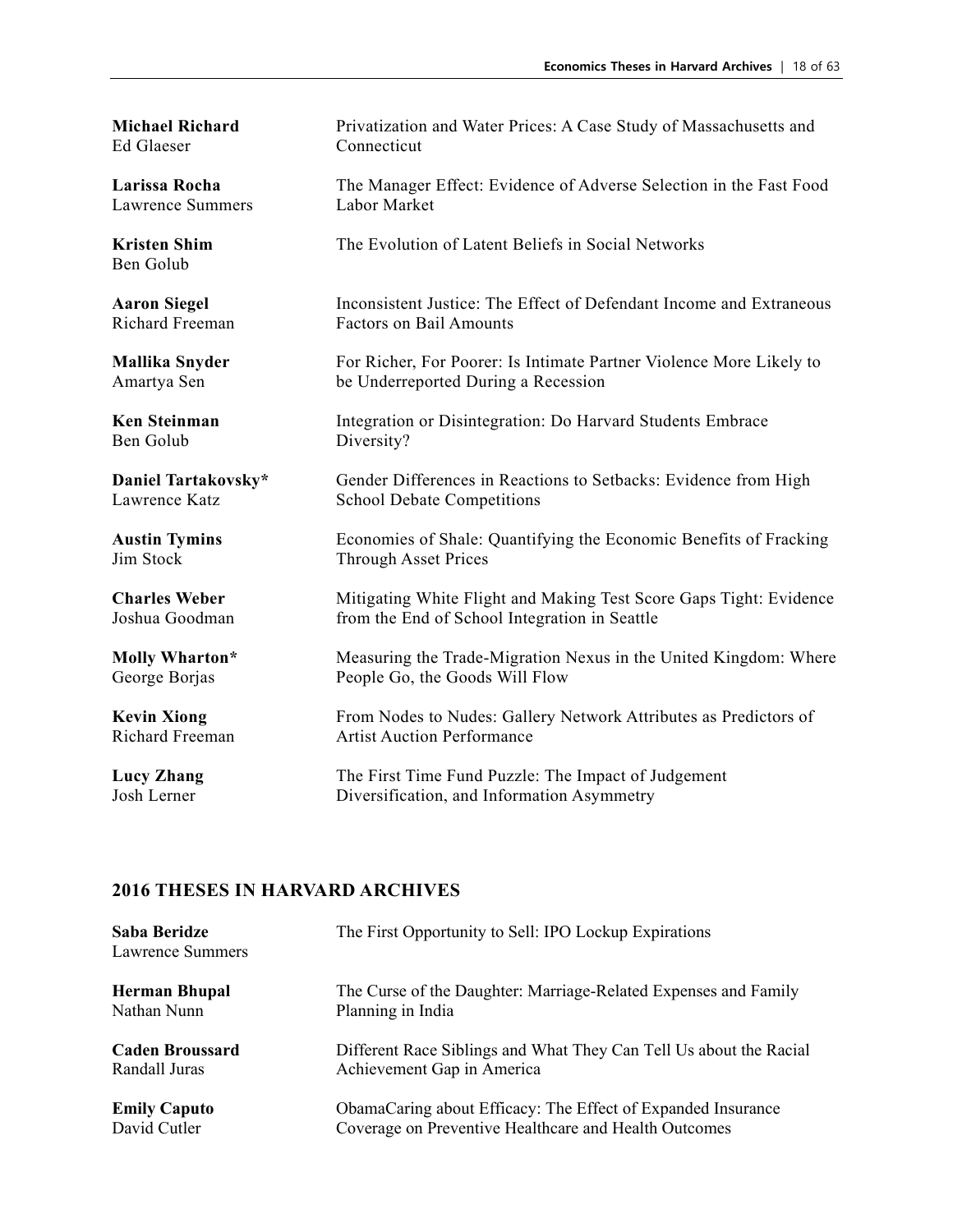**Michael Richard**
Ed Glaeser

Privatization and Water Prices: A Case Study of Massachusetts and Connecticut

**Larissa Rocha**
Lawrence Summers

The Manager Effect: Evidence of Adverse Selection in the Fast Food Labor Market

**Kristen Shim**
Ben Golub

The Evolution of Latent Beliefs in Social Networks

**Aaron Siegel**
Richard Freeman

Inconsistent Justice: The Effect of Defendant Income and Extraneous Factors on Bail Amounts

**Mallika Snyder**
Amartya Sen

For Richer, For Poorer: Is Intimate Partner Violence More Likely to be Underreported During a Recession

**Ken Steinman**
Ben Golub

Integration or Disintegration: Do Harvard Students Embrace Diversity?

**Daniel Tartakovsky***
Lawrence Katz

Gender Differences in Reactions to Setbacks: Evidence from High School Debate Competitions

**Austin Tymins**
Jim Stock

Economies of Shale: Quantifying the Economic Benefits of Fracking Through Asset Prices

**Charles Weber**
Joshua Goodman

Mitigating White Flight and Making Test Score Gaps Tight: Evidence from the End of School Integration in Seattle

**Molly Wharton***
George Borjas

Measuring the Trade-Migration Nexus in the United Kingdom: Where People Go, the Goods Will Flow

**Kevin Xiong**
Richard Freeman

From Nodes to Nudes: Gallery Network Attributes as Predictors of Artist Auction Performance

**Lucy Zhang**
Josh Lerner

The First Time Fund Puzzle: The Impact of Judgement Diversification, and Information Asymmetry

## 2016 THESES IN HARVARD ARCHIVES

**Saba Beridze**
Lawrence Summers

The First Opportunity to Sell: IPO Lockup Expirations

**Herman Bhupal**
Nathan Nunn

The Curse of the Daughter: Marriage-Related Expenses and Family Planning in India

**Caden Broussard**
Randall Juras

Different Race Siblings and What They Can Tell Us about the Racial Achievement Gap in America

**Emily Caputo**
David Cutler

ObamaCaring about Efficacy: The Effect of Expanded Insurance Coverage on Preventive Healthcare and Health Outcomes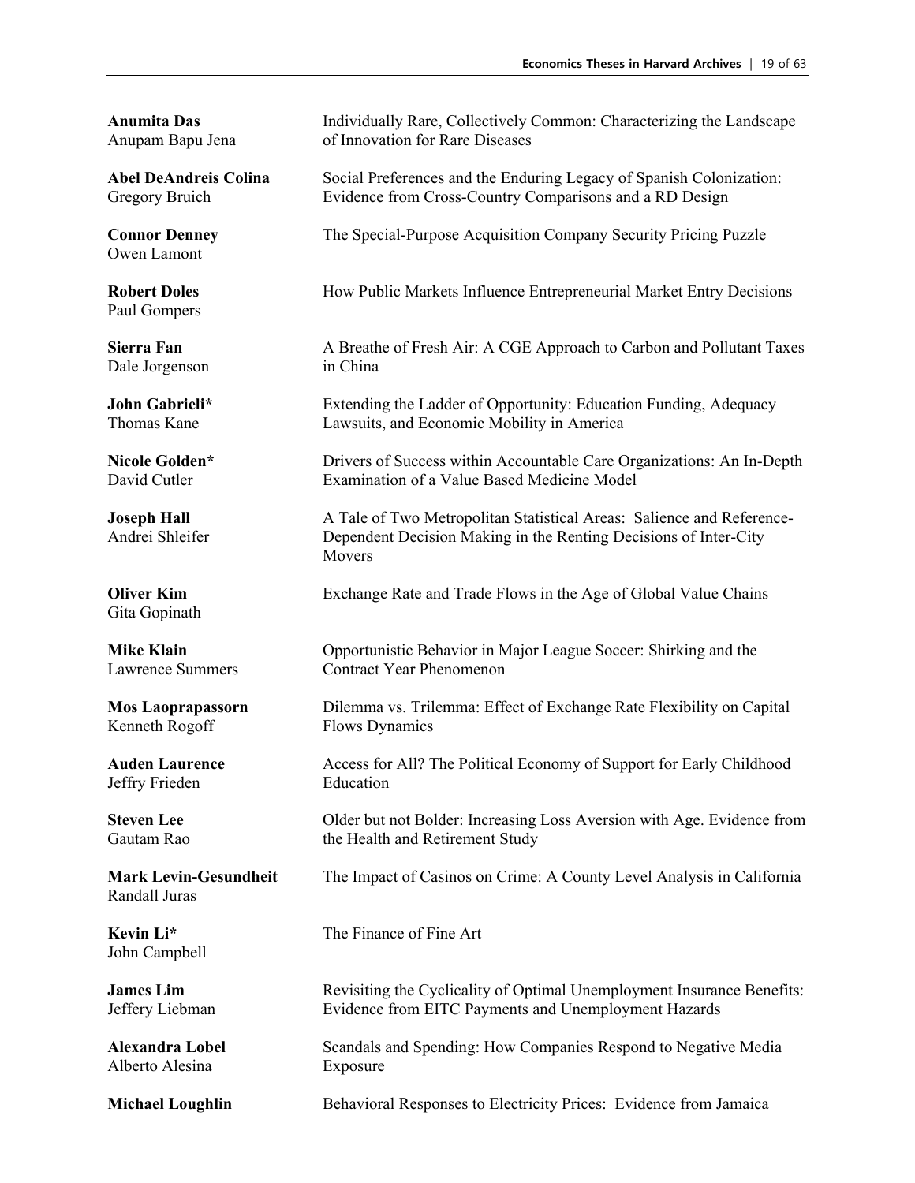**Anumita Das**
Anupam Bapu Jena
Individually Rare, Collectively Common: Characterizing the Landscape of Innovation for Rare Diseases

**Abel DeAndreis Colina**
Gregory Bruich
Social Preferences and the Enduring Legacy of Spanish Colonization: Evidence from Cross-Country Comparisons and a RD Design

**Connor Denney**
Owen Lamont
The Special-Purpose Acquisition Company Security Pricing Puzzle

**Robert Doles**
Paul Gompers
How Public Markets Influence Entrepreneurial Market Entry Decisions

**Sierra Fan**
Dale Jorgenson
A Breathe of Fresh Air: A CGE Approach to Carbon and Pollutant Taxes in China

**John Gabrieli***
Thomas Kane
Extending the Ladder of Opportunity: Education Funding, Adequacy Lawsuits, and Economic Mobility in America

**Nicole Golden***
David Cutler
Drivers of Success within Accountable Care Organizations: An In-Depth Examination of a Value Based Medicine Model

**Joseph Hall**
Andrei Shleifer
A Tale of Two Metropolitan Statistical Areas: Salience and Reference-Dependent Decision Making in the Renting Decisions of Inter-City Movers

**Oliver Kim**
Gita Gopinath
Exchange Rate and Trade Flows in the Age of Global Value Chains

**Mike Klain**
Lawrence Summers
Opportunistic Behavior in Major League Soccer: Shirking and the Contract Year Phenomenon

**Mos Laoprapassorn**
Kenneth Rogoff
Dilemma vs. Trilemma: Effect of Exchange Rate Flexibility on Capital Flows Dynamics

**Auden Laurence**
Jeffry Frieden
Access for All? The Political Economy of Support for Early Childhood Education

**Steven Lee**
Gautam Rao
Older but not Bolder: Increasing Loss Aversion with Age. Evidence from the Health and Retirement Study

**Mark Levin-Gesundheit**
Randall Juras
The Impact of Casinos on Crime: A County Level Analysis in California

**Kevin Li***
John Campbell
The Finance of Fine Art

**James Lim**
Jeffery Liebman
Revisiting the Cyclicality of Optimal Unemployment Insurance Benefits: Evidence from EITC Payments and Unemployment Hazards

**Alexandra Lobel**
Alberto Alesina
Scandals and Spending: How Companies Respond to Negative Media Exposure

**Michael Loughlin**
Behavioral Responses to Electricity Prices: Evidence from Jamaica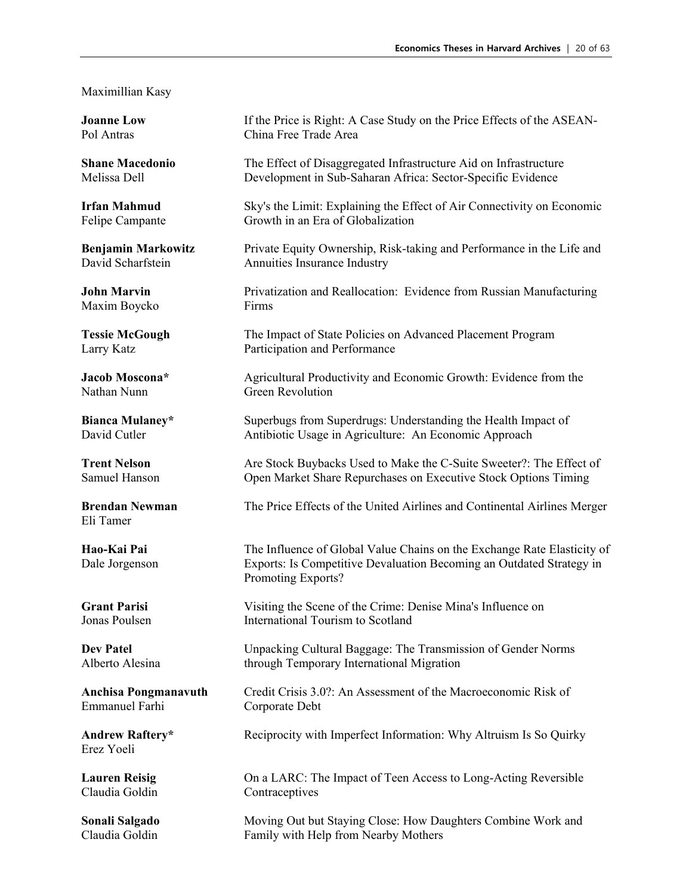Maximillian Kasy

| | |
|---|---|
| **Joanne Low**<br>Pol Antras | If the Price is Right: A Case Study on the Price Effects of the ASEAN-China Free Trade Area |
| **Shane Macedonio**<br>Melissa Dell | The Effect of Disaggregated Infrastructure Aid on Infrastructure Development in Sub-Saharan Africa: Sector-Specific Evidence |
| **Irfan Mahmud**<br>Felipe Campante | Sky's the Limit: Explaining the Effect of Air Connectivity on Economic Growth in an Era of Globalization |
| **Benjamin Markowitz**<br>David Scharfstein | Private Equity Ownership, Risk-taking and Performance in the Life and Annuities Insurance Industry |
| **John Marvin**<br>Maxim Boycko | Privatization and Reallocation:  Evidence from Russian Manufacturing Firms |
| **Tessie McGough**<br>Larry Katz | The Impact of State Policies on Advanced Placement Program Participation and Performance |
| **Jacob Moscona***<br>Nathan Nunn | Agricultural Productivity and Economic Growth: Evidence from the Green Revolution |
| **Bianca Mulaney***<br>David Cutler | Superbugs from Superdrugs: Understanding the Health Impact of Antibiotic Usage in Agriculture:  An Economic Approach |
| **Trent Nelson**<br>Samuel Hanson | Are Stock Buybacks Used to Make the C-Suite Sweeter?: The Effect of Open Market Share Repurchases on Executive Stock Options Timing |
| **Brendan Newman**<br>Eli Tamer | The Price Effects of the United Airlines and Continental Airlines Merger |
| **Hao-Kai Pai**<br>Dale Jorgenson | The Influence of Global Value Chains on the Exchange Rate Elasticity of Exports: Is Competitive Devaluation Becoming an Outdated Strategy in Promoting Exports? |
| **Grant Parisi**<br>Jonas Poulsen | Visiting the Scene of the Crime: Denise Mina's Influence on International Tourism to Scotland |
| **Dev Patel**<br>Alberto Alesina | Unpacking Cultural Baggage: The Transmission of Gender Norms through Temporary International Migration |
| **Anchisa Pongmanavuth**<br>Emmanuel Farhi | Credit Crisis 3.0?: An Assessment of the Macroeconomic Risk of Corporate Debt |
| **Andrew Raftery***<br>Erez Yoeli | Reciprocity with Imperfect Information: Why Altruism Is So Quirky |
| **Lauren Reisig**<br>Claudia Goldin | On a LARC: The Impact of Teen Access to Long-Acting Reversible Contraceptives |
| **Sonali Salgado**<br>Claudia Goldin | Moving Out but Staying Close: How Daughters Combine Work and Family with Help from Nearby Mothers |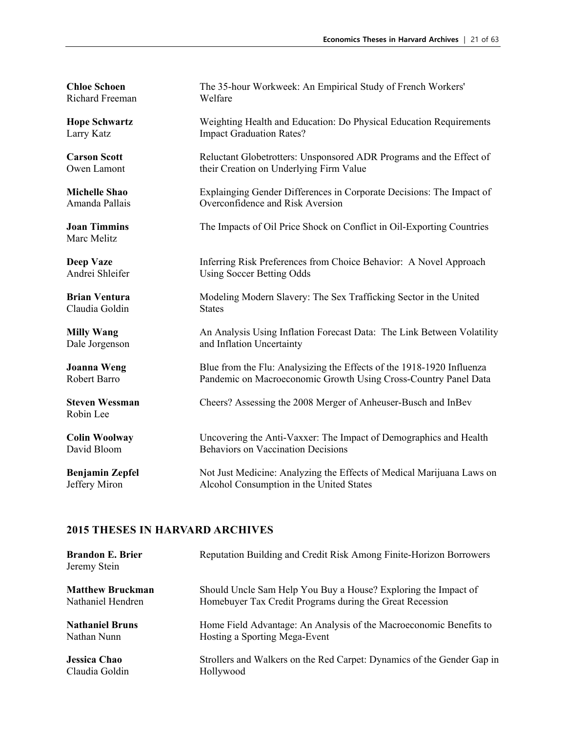**Chloe Schoen**
Richard Freeman

The 35-hour Workweek: An Empirical Study of French Workers' Welfare

**Hope Schwartz**
Larry Katz

Weighting Health and Education: Do Physical Education Requirements Impact Graduation Rates?

**Carson Scott**
Owen Lamont

Reluctant Globetrotters: Unsponsored ADR Programs and the Effect of their Creation on Underlying Firm Value

**Michelle Shao**
Amanda Pallais

Explainging Gender Differences in Corporate Decisions: The Impact of Overconfidence and Risk Aversion

**Joan Timmins**
Marc Melitz

The Impacts of Oil Price Shock on Conflict in Oil-Exporting Countries

**Deep Vaze**
Andrei Shleifer

Inferring Risk Preferences from Choice Behavior: A Novel Approach Using Soccer Betting Odds

**Brian Ventura**
Claudia Goldin

Modeling Modern Slavery: The Sex Trafficking Sector in the United States

**Milly Wang**
Dale Jorgenson

An Analysis Using Inflation Forecast Data: The Link Between Volatility and Inflation Uncertainty

**Joanna Weng**
Robert Barro

Blue from the Flu: Analysizing the Effects of the 1918-1920 Influenza Pandemic on Macroeconomic Growth Using Cross-Country Panel Data

**Steven Wessman**
Robin Lee

Cheers? Assessing the 2008 Merger of Anheuser-Busch and InBev

**Colin Woolway**
David Bloom

Uncovering the Anti-Vaxxer: The Impact of Demographics and Health Behaviors on Vaccination Decisions

**Benjamin Zepfel**
Jeffery Miron

Not Just Medicine: Analyzing the Effects of Medical Marijuana Laws on Alcohol Consumption in the United States

## 2015 THESES IN HARVARD ARCHIVES

**Brandon E. Brier**
Jeremy Stein

Reputation Building and Credit Risk Among Finite-Horizon Borrowers

**Matthew Bruckman**
Nathaniel Hendren

Should Uncle Sam Help You Buy a House? Exploring the Impact of Homebuyer Tax Credit Programs during the Great Recession

**Nathaniel Bruns**
Nathan Nunn

Home Field Advantage: An Analysis of the Macroeconomic Benefits to Hosting a Sporting Mega-Event

**Jessica Chao**
Claudia Goldin

Strollers and Walkers on the Red Carpet: Dynamics of the Gender Gap in Hollywood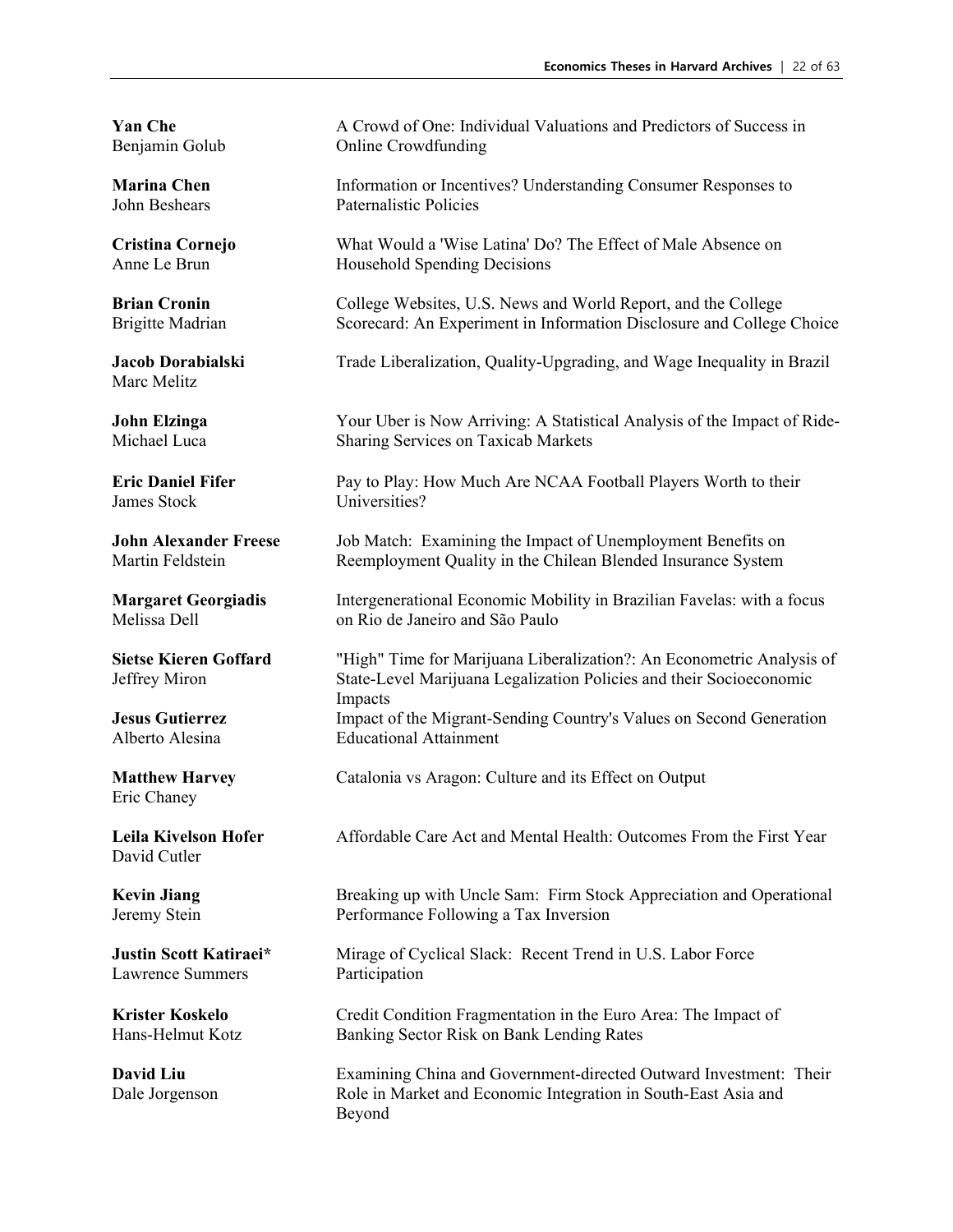**Yan Che**
Benjamin Golub

A Crowd of One: Individual Valuations and Predictors of Success in Online Crowdfunding

**Marina Chen**
John Beshears

Information or Incentives? Understanding Consumer Responses to Paternalistic Policies

**Cristina Cornejo**
Anne Le Brun

What Would a 'Wise Latina' Do? The Effect of Male Absence on Household Spending Decisions

**Brian Cronin**
Brigitte Madrian

College Websites, U.S. News and World Report, and the College Scorecard: An Experiment in Information Disclosure and College Choice

**Jacob Dorabialski**
Marc Melitz

Trade Liberalization, Quality-Upgrading, and Wage Inequality in Brazil

**John Elzinga**
Michael Luca

Your Uber is Now Arriving: A Statistical Analysis of the Impact of Ride-Sharing Services on Taxicab Markets

**Eric Daniel Fifer**
James Stock

Pay to Play: How Much Are NCAA Football Players Worth to their Universities?

**John Alexander Freese**
Martin Feldstein

Job Match: Examining the Impact of Unemployment Benefits on Reemployment Quality in the Chilean Blended Insurance System

**Margaret Georgiadis**
Melissa Dell

Intergenerational Economic Mobility in Brazilian Favelas: with a focus on Rio de Janeiro and São Paulo

**Sietse Kieren Goffard**
Jeffrey Miron

"High" Time for Marijuana Liberalization?: An Econometric Analysis of State-Level Marijuana Legalization Policies and their Socioeconomic Impacts

**Jesus Gutierrez**
Alberto Alesina

Impact of the Migrant-Sending Country's Values on Second Generation Educational Attainment

**Matthew Harvey**
Eric Chaney

Catalonia vs Aragon: Culture and its Effect on Output

**Leila Kivelson Hofer**
David Cutler

Affordable Care Act and Mental Health: Outcomes From the First Year

**Kevin Jiang**
Jeremy Stein

Breaking up with Uncle Sam: Firm Stock Appreciation and Operational Performance Following a Tax Inversion

**Justin Scott Katiraei***
Lawrence Summers

Mirage of Cyclical Slack: Recent Trend in U.S. Labor Force Participation

**Krister Koskelo**
Hans-Helmut Kotz

Credit Condition Fragmentation in the Euro Area: The Impact of Banking Sector Risk on Bank Lending Rates

**David Liu**
Dale Jorgenson

Examining China and Government-directed Outward Investment: Their Role in Market and Economic Integration in South-East Asia and Beyond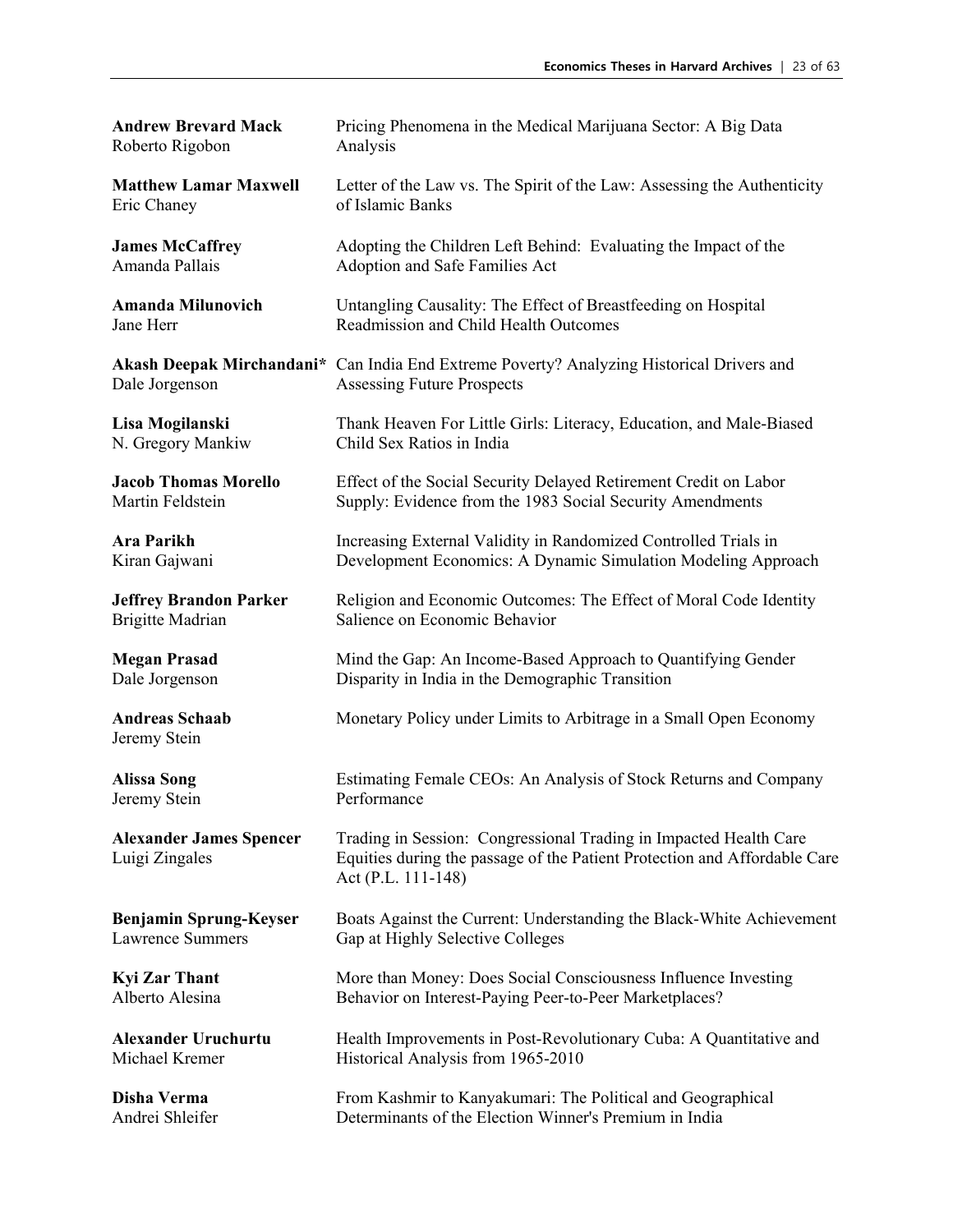**Andrew Brevard Mack**
Roberto Rigobon
Pricing Phenomena in the Medical Marijuana Sector: A Big Data Analysis

**Matthew Lamar Maxwell**
Eric Chaney
Letter of the Law vs. The Spirit of the Law: Assessing the Authenticity of Islamic Banks

**James McCaffrey**
Amanda Pallais
Adopting the Children Left Behind: Evaluating the Impact of the Adoption and Safe Families Act

**Amanda Milunovich**
Jane Herr
Untangling Causality: The Effect of Breastfeeding on Hospital Readmission and Child Health Outcomes

**Akash Deepak Mirchandani***
Dale Jorgenson
Can India End Extreme Poverty? Analyzing Historical Drivers and Assessing Future Prospects

**Lisa Mogilanski**
N. Gregory Mankiw
Thank Heaven For Little Girls: Literacy, Education, and Male-Biased Child Sex Ratios in India

**Jacob Thomas Morello**
Martin Feldstein
Effect of the Social Security Delayed Retirement Credit on Labor Supply: Evidence from the 1983 Social Security Amendments

**Ara Parikh**
Kiran Gajwani
Increasing External Validity in Randomized Controlled Trials in Development Economics: A Dynamic Simulation Modeling Approach

**Jeffrey Brandon Parker**
Brigitte Madrian
Religion and Economic Outcomes: The Effect of Moral Code Identity Salience on Economic Behavior

**Megan Prasad**
Dale Jorgenson
Mind the Gap: An Income-Based Approach to Quantifying Gender Disparity in India in the Demographic Transition

**Andreas Schaab**
Jeremy Stein
Monetary Policy under Limits to Arbitrage in a Small Open Economy

**Alissa Song**
Jeremy Stein
Estimating Female CEOs: An Analysis of Stock Returns and Company Performance

**Alexander James Spencer**
Luigi Zingales
Trading in Session: Congressional Trading in Impacted Health Care Equities during the passage of the Patient Protection and Affordable Care Act (P.L. 111-148)

**Benjamin Sprung-Keyser**
Lawrence Summers
Boats Against the Current: Understanding the Black-White Achievement Gap at Highly Selective Colleges

**Kyi Zar Thant**
Alberto Alesina
More than Money: Does Social Consciousness Influence Investing Behavior on Interest-Paying Peer-to-Peer Marketplaces?

**Alexander Uruchurtu**
Michael Kremer
Health Improvements in Post-Revolutionary Cuba: A Quantitative and Historical Analysis from 1965-2010

**Disha Verma**
Andrei Shleifer
From Kashmir to Kanyakumari: The Political and Geographical Determinants of the Election Winner's Premium in India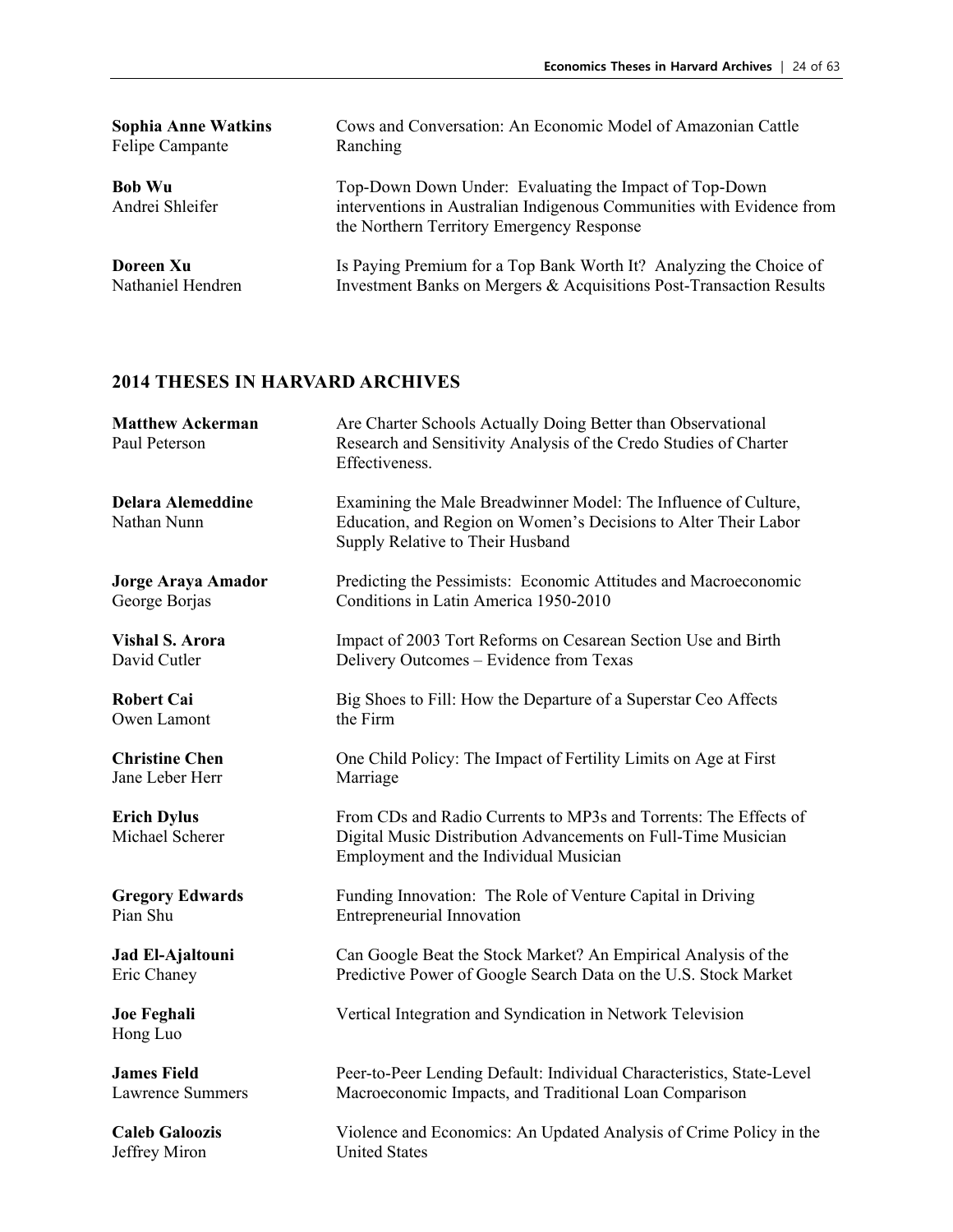**Sophia Anne Watkins**
Felipe Campante

Cows and Conversation: An Economic Model of Amazonian Cattle Ranching

**Bob Wu**
Andrei Shleifer

Top-Down Down Under: Evaluating the Impact of Top-Down interventions in Australian Indigenous Communities with Evidence from the Northern Territory Emergency Response

**Doreen Xu**
Nathaniel Hendren

Is Paying Premium for a Top Bank Worth It? Analyzing the Choice of Investment Banks on Mergers & Acquisitions Post-Transaction Results

## 2014 THESES IN HARVARD ARCHIVES

**Matthew Ackerman**
Paul Peterson

Are Charter Schools Actually Doing Better than Observational Research and Sensitivity Analysis of the Credo Studies of Charter Effectiveness.

**Delara Alemeddine**
Nathan Nunn

Examining the Male Breadwinner Model: The Influence of Culture, Education, and Region on Women's Decisions to Alter Their Labor Supply Relative to Their Husband

**Jorge Araya Amador**
George Borjas

Predicting the Pessimists: Economic Attitudes and Macroeconomic Conditions in Latin America 1950-2010

**Vishal S. Arora**
David Cutler

Impact of 2003 Tort Reforms on Cesarean Section Use and Birth Delivery Outcomes – Evidence from Texas

**Robert Cai**
Owen Lamont

Big Shoes to Fill: How the Departure of a Superstar Ceo Affects the Firm

**Christine Chen**
Jane Leber Herr

One Child Policy: The Impact of Fertility Limits on Age at First Marriage

**Erich Dylus**
Michael Scherer

From CDs and Radio Currents to MP3s and Torrents: The Effects of Digital Music Distribution Advancements on Full-Time Musician Employment and the Individual Musician

**Gregory Edwards**
Pian Shu

Funding Innovation: The Role of Venture Capital in Driving Entrepreneurial Innovation

**Jad El-Ajaltouni**
Eric Chaney

Can Google Beat the Stock Market? An Empirical Analysis of the Predictive Power of Google Search Data on the U.S. Stock Market

**Joe Feghali**
Hong Luo

Vertical Integration and Syndication in Network Television

**James Field**
Lawrence Summers

Peer-to-Peer Lending Default: Individual Characteristics, State-Level Macroeconomic Impacts, and Traditional Loan Comparison

**Caleb Galoozis**
Jeffrey Miron

Violence and Economics: An Updated Analysis of Crime Policy in the United States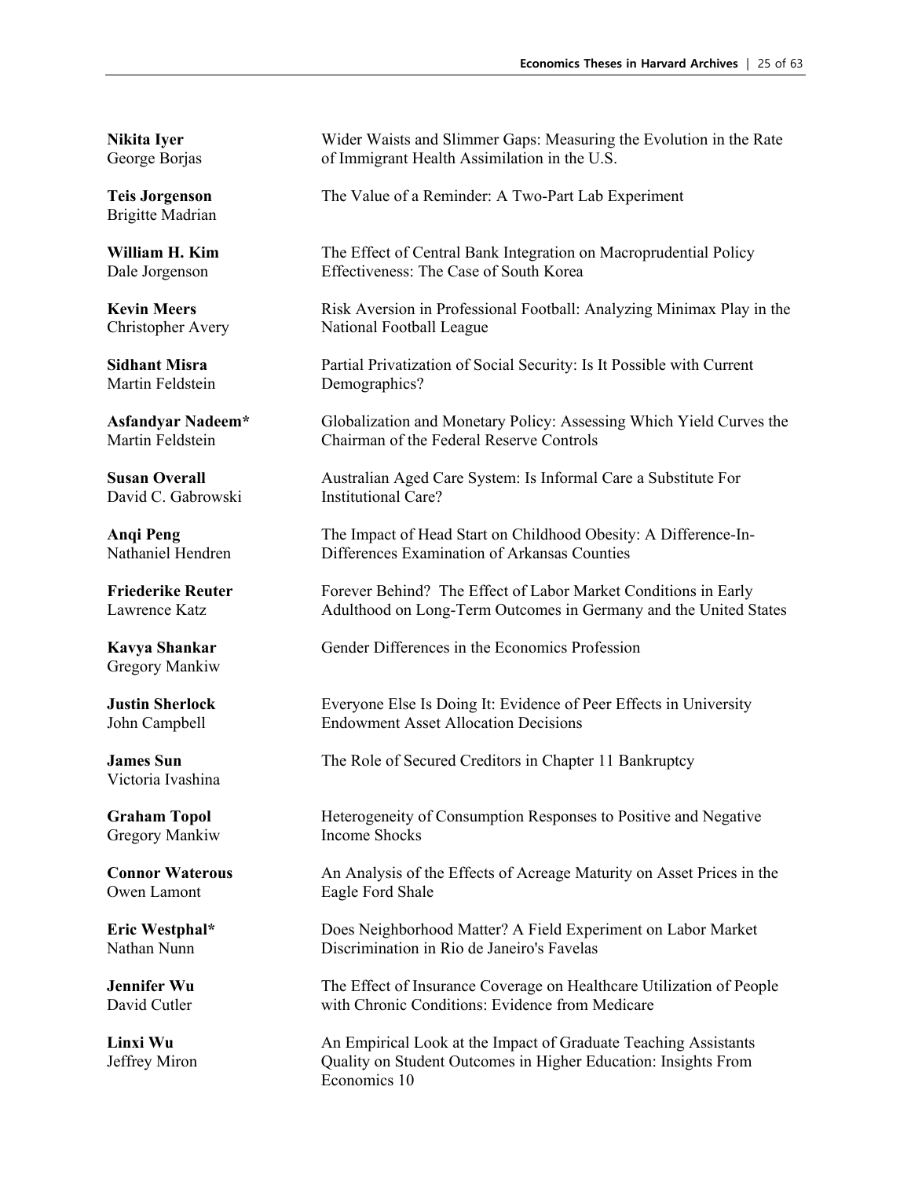**Nikita Iyer**
George Borjas
Wider Waists and Slimmer Gaps: Measuring the Evolution in the Rate of Immigrant Health Assimilation in the U.S.

**Teis Jorgenson**
Brigitte Madrian
The Value of a Reminder: A Two-Part Lab Experiment

**William H. Kim**
Dale Jorgenson
The Effect of Central Bank Integration on Macroprudential Policy Effectiveness: The Case of South Korea

**Kevin Meers**
Christopher Avery
Risk Aversion in Professional Football: Analyzing Minimax Play in the National Football League

**Sidhant Misra**
Martin Feldstein
Partial Privatization of Social Security: Is It Possible with Current Demographics?

**Asfandyar Nadeem***
Martin Feldstein
Globalization and Monetary Policy: Assessing Which Yield Curves the Chairman of the Federal Reserve Controls

**Susan Overall**
David C. Gabrowski
Australian Aged Care System: Is Informal Care a Substitute For Institutional Care?

**Anqi Peng**
Nathaniel Hendren
The Impact of Head Start on Childhood Obesity: A Difference-In-Differences Examination of Arkansas Counties

**Friederike Reuter**
Lawrence Katz
Forever Behind? The Effect of Labor Market Conditions in Early Adulthood on Long-Term Outcomes in Germany and the United States

**Kavya Shankar**
Gregory Mankiw
Gender Differences in the Economics Profession

**Justin Sherlock**
John Campbell
Everyone Else Is Doing It: Evidence of Peer Effects in University Endowment Asset Allocation Decisions

**James Sun**
Victoria Ivashina
The Role of Secured Creditors in Chapter 11 Bankruptcy

**Graham Topol**
Gregory Mankiw
Heterogeneity of Consumption Responses to Positive and Negative Income Shocks

**Connor Waterous**
Owen Lamont
An Analysis of the Effects of Acreage Maturity on Asset Prices in the Eagle Ford Shale

**Eric Westphal***
Nathan Nunn
Does Neighborhood Matter? A Field Experiment on Labor Market Discrimination in Rio de Janeiro's Favelas

**Jennifer Wu**
David Cutler
The Effect of Insurance Coverage on Healthcare Utilization of People with Chronic Conditions: Evidence from Medicare

**Linxi Wu**
Jeffrey Miron
An Empirical Look at the Impact of Graduate Teaching Assistants Quality on Student Outcomes in Higher Education: Insights From Economics 10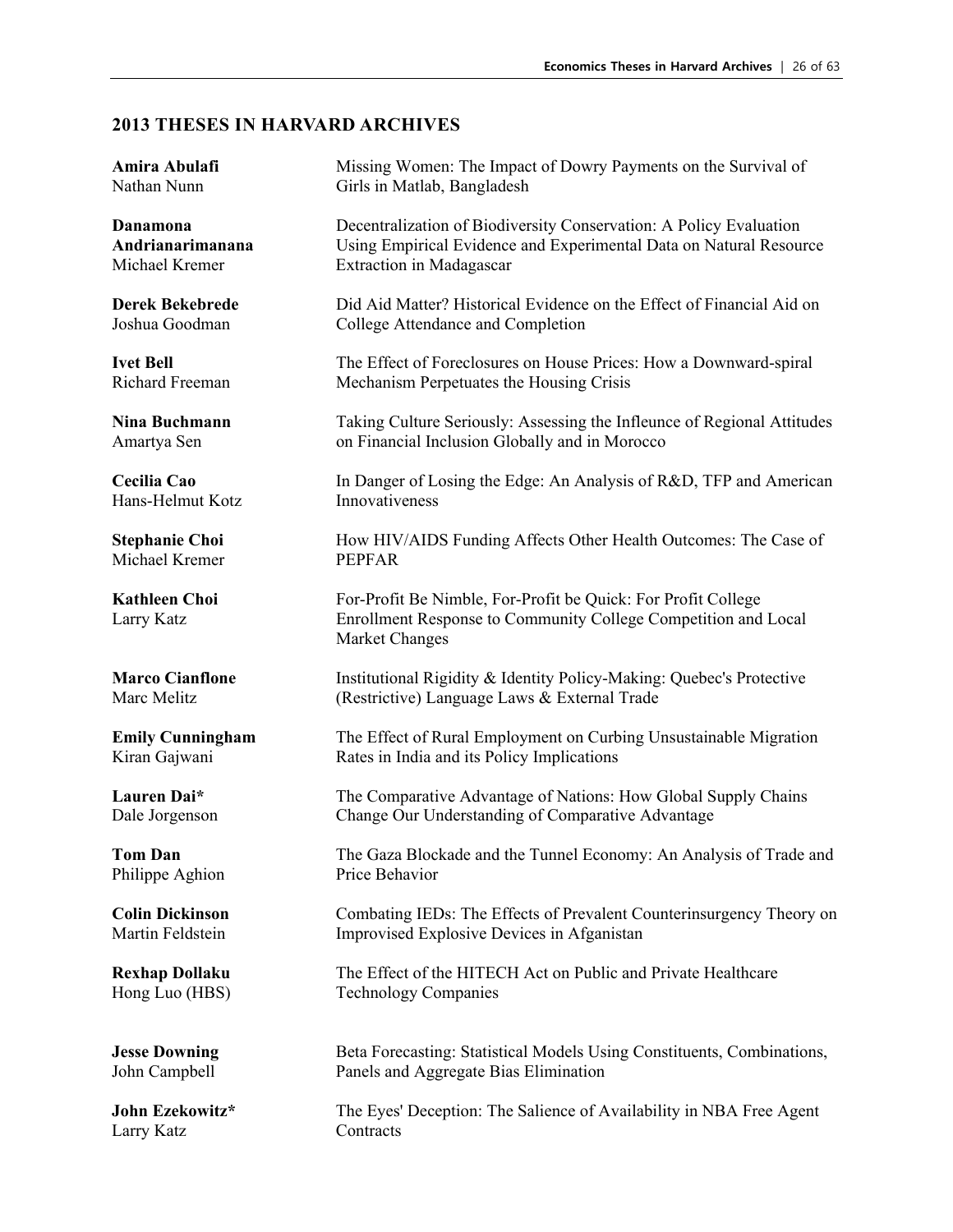## 2013 THESES IN HARVARD ARCHIVES

**Amira Abulafi**
Nathan Nunn
Missing Women: The Impact of Dowry Payments on the Survival of Girls in Matlab, Bangladesh

**Danamona Andrianarimanana**
Michael Kremer
Decentralization of Biodiversity Conservation: A Policy Evaluation Using Empirical Evidence and Experimental Data on Natural Resource Extraction in Madagascar

**Derek Bekebrede**
Joshua Goodman
Did Aid Matter? Historical Evidence on the Effect of Financial Aid on College Attendance and Completion

**Ivet Bell**
Richard Freeman
The Effect of Foreclosures on House Prices: How a Downward-spiral Mechanism Perpetuates the Housing Crisis

**Nina Buchmann**
Amartya Sen
Taking Culture Seriously: Assessing the Infleunce of Regional Attitudes on Financial Inclusion Globally and in Morocco

**Cecilia Cao**
Hans-Helmut Kotz
In Danger of Losing the Edge: An Analysis of R&D, TFP and American Innovativeness

**Stephanie Choi**
Michael Kremer
How HIV/AIDS Funding Affects Other Health Outcomes: The Case of PEPFAR

**Kathleen Choi**
Larry Katz
For-Profit Be Nimble, For-Profit be Quick: For Profit College Enrollment Response to Community College Competition and Local Market Changes

**Marco Cianflone**
Marc Melitz
Institutional Rigidity & Identity Policy-Making: Quebec's Protective (Restrictive) Language Laws & External Trade

**Emily Cunningham**
Kiran Gajwani
The Effect of Rural Employment on Curbing Unsustainable Migration Rates in India and its Policy Implications

**Lauren Dai***
Dale Jorgenson
The Comparative Advantage of Nations: How Global Supply Chains Change Our Understanding of Comparative Advantage

**Tom Dan**
Philippe Aghion
The Gaza Blockade and the Tunnel Economy: An Analysis of Trade and Price Behavior

**Colin Dickinson**
Martin Feldstein
Combating IEDs: The Effects of Prevalent Counterinsurgency Theory on Improvised Explosive Devices in Afganistan

**Rexhap Dollaku**
Hong Luo (HBS)
The Effect of the HITECH Act on Public and Private Healthcare Technology Companies

**Jesse Downing**
John Campbell
Beta Forecasting: Statistical Models Using Constituents, Combinations, Panels and Aggregate Bias Elimination

**John Ezekowitz***
Larry Katz
The Eyes' Deception: The Salience of Availability in NBA Free Agent Contracts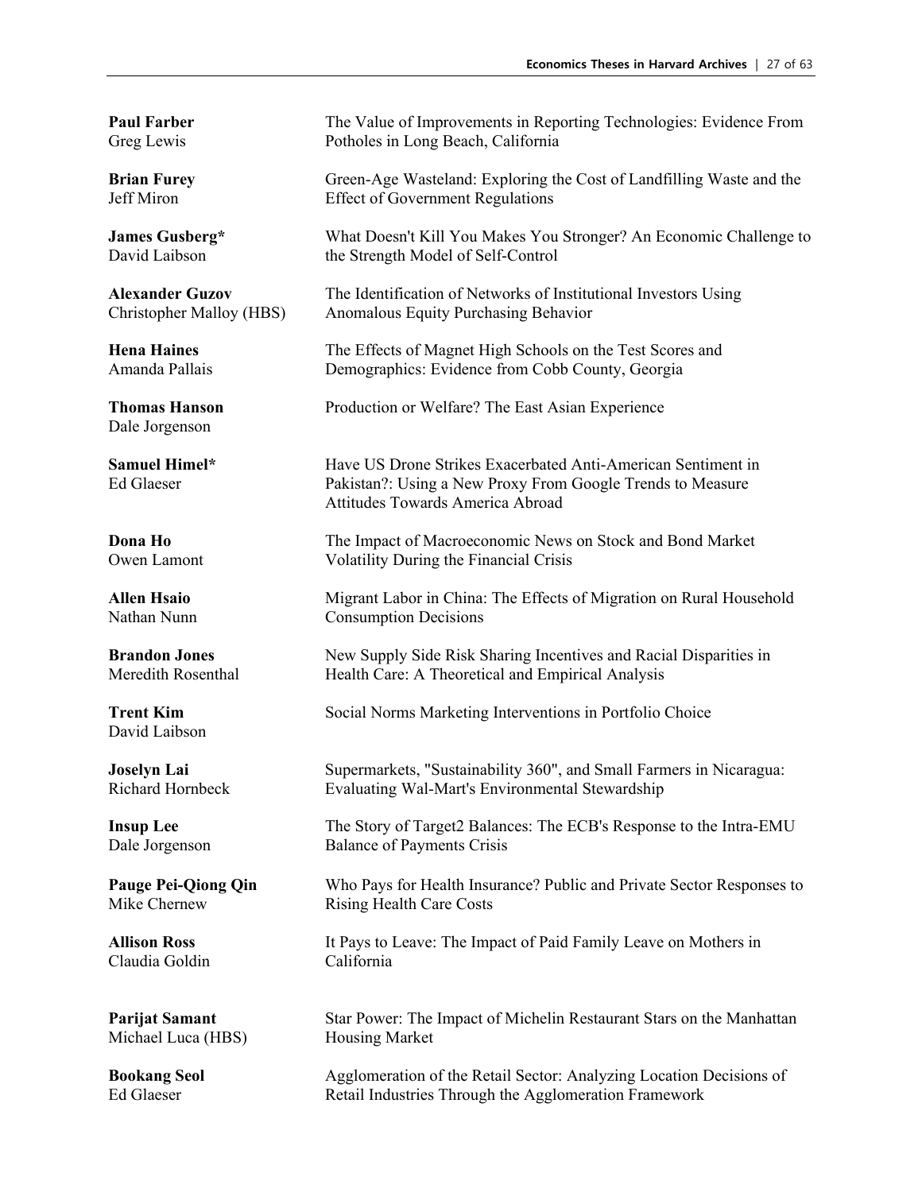**Paul Farber**
Greg Lewis
The Value of Improvements in Reporting Technologies: Evidence From Potholes in Long Beach, California

**Brian Furey**
Jeff Miron
Green-Age Wasteland: Exploring the Cost of Landfilling Waste and the Effect of Government Regulations

**James Gusberg***
David Laibson
What Doesn't Kill You Makes You Stronger? An Economic Challenge to the Strength Model of Self-Control

**Alexander Guzov**
Christopher Malloy (HBS)
The Identification of Networks of Institutional Investors Using Anomalous Equity Purchasing Behavior

**Hena Haines**
Amanda Pallais
The Effects of Magnet High Schools on the Test Scores and Demographics: Evidence from Cobb County, Georgia

**Thomas Hanson**
Dale Jorgenson
Production or Welfare? The East Asian Experience

**Samuel Himel***
Ed Glaeser
Have US Drone Strikes Exacerbated Anti-American Sentiment in Pakistan?: Using a New Proxy From Google Trends to Measure Attitudes Towards America Abroad

**Dona Ho**
Owen Lamont
The Impact of Macroeconomic News on Stock and Bond Market Volatility During the Financial Crisis

**Allen Hsaio**
Nathan Nunn
Migrant Labor in China: The Effects of Migration on Rural Household Consumption Decisions

**Brandon Jones**
Meredith Rosenthal
New Supply Side Risk Sharing Incentives and Racial Disparities in Health Care: A Theoretical and Empirical Analysis

**Trent Kim**
David Laibson
Social Norms Marketing Interventions in Portfolio Choice

**Joselyn Lai**
Richard Hornbeck
Supermarkets, "Sustainability 360", and Small Farmers in Nicaragua: Evaluating Wal-Mart's Environmental Stewardship

**Insup Lee**
Dale Jorgenson
The Story of Target2 Balances: The ECB's Response to the Intra-EMU Balance of Payments Crisis

**Pauge Pei-Qiong Qin**
Mike Chernew
Who Pays for Health Insurance? Public and Private Sector Responses to Rising Health Care Costs

**Allison Ross**
Claudia Goldin
It Pays to Leave: The Impact of Paid Family Leave on Mothers in California

**Parijat Samant**
Michael Luca (HBS)
Star Power: The Impact of Michelin Restaurant Stars on the Manhattan Housing Market

**Bookang Seol**
Ed Glaeser
Agglomeration of the Retail Sector: Analyzing Location Decisions of Retail Industries Through the Agglomeration Framework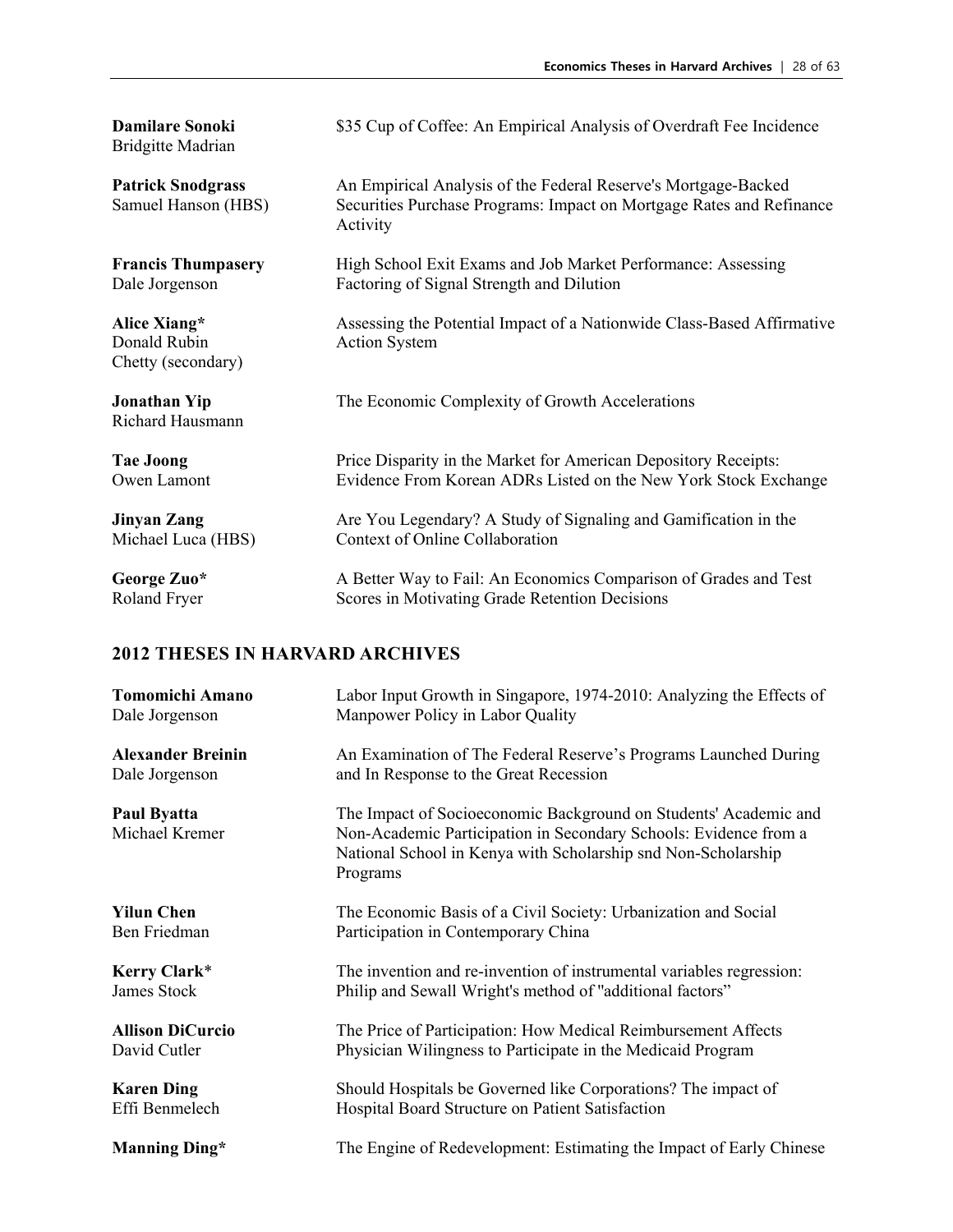**Damilare Sonoki**
Bridgitte Madrian

$35 Cup of Coffee: An Empirical Analysis of Overdraft Fee Incidence

**Patrick Snodgrass**
Samuel Hanson (HBS)

An Empirical Analysis of the Federal Reserve's Mortgage-Backed Securities Purchase Programs: Impact on Mortgage Rates and Refinance Activity

**Francis Thumpasery**
Dale Jorgenson

High School Exit Exams and Job Market Performance: Assessing Factoring of Signal Strength and Dilution

**Alice Xiang***
Donald Rubin
Chetty (secondary)

Assessing the Potential Impact of a Nationwide Class-Based Affirmative Action System

**Jonathan Yip**
Richard Hausmann

The Economic Complexity of Growth Accelerations

**Tae Joong**
Owen Lamont

Price Disparity in the Market for American Depository Receipts: Evidence From Korean ADRs Listed on the New York Stock Exchange

**Jinyan Zang**
Michael Luca (HBS)

Are You Legendary? A Study of Signaling and Gamification in the Context of Online Collaboration

**George Zuo***
Roland Fryer

A Better Way to Fail: An Economics Comparison of Grades and Test Scores in Motivating Grade Retention Decisions

## 2012 THESES IN HARVARD ARCHIVES

**Tomomichi Amano**
Dale Jorgenson

Labor Input Growth in Singapore, 1974-2010: Analyzing the Effects of Manpower Policy in Labor Quality

**Alexander Breinin**
Dale Jorgenson

An Examination of The Federal Reserve's Programs Launched During and In Response to the Great Recession

**Paul Byatta**
Michael Kremer

The Impact of Socioeconomic Background on Students' Academic and Non-Academic Participation in Secondary Schools: Evidence from a National School in Kenya with Scholarship snd Non-Scholarship Programs

**Yilun Chen**
Ben Friedman

The Economic Basis of a Civil Society: Urbanization and Social Participation in Contemporary China

**Kerry Clark***
James Stock

The invention and re-invention of instrumental variables regression: Philip and Sewall Wright's method of "additional factors"

**Allison DiCurcio**
David Cutler

The Price of Participation: How Medical Reimbursement Affects Physician Wilingness to Participate in the Medicaid Program

**Karen Ding**
Effi Benmelech

Should Hospitals be Governed like Corporations? The impact of Hospital Board Structure on Patient Satisfaction

**Manning Ding***

The Engine of Redevelopment: Estimating the Impact of Early Chinese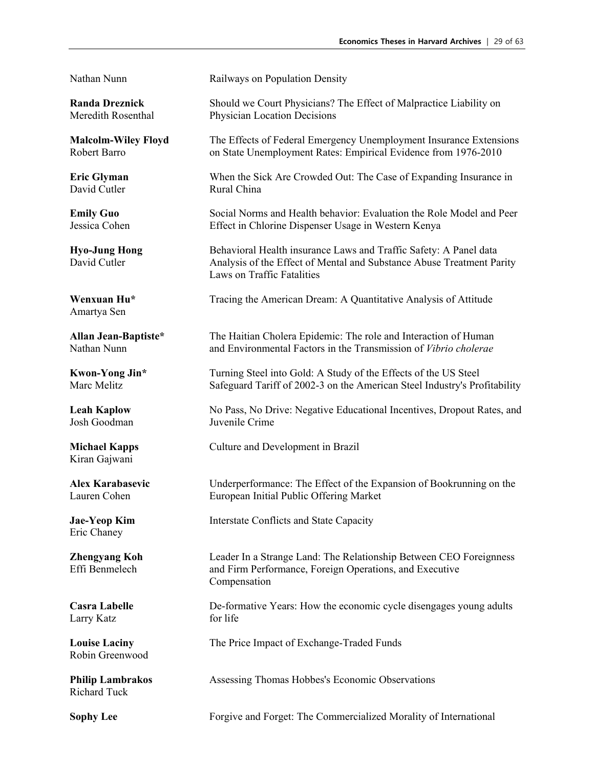Nathan Nunn — Railways on Population Density

**Randa Dreznick**
Meredith Rosenthal — Should we Court Physicians? The Effect of Malpractice Liability on Physician Location Decisions

**Malcolm-Wiley Floyd**
Robert Barro — The Effects of Federal Emergency Unemployment Insurance Extensions on State Unemployment Rates: Empirical Evidence from 1976-2010

**Eric Glyman**
David Cutler — When the Sick Are Crowded Out: The Case of Expanding Insurance in Rural China

**Emily Guo**
Jessica Cohen — Social Norms and Health behavior: Evaluation the Role Model and Peer Effect in Chlorine Dispenser Usage in Western Kenya

**Hyo-Jung Hong**
David Cutler — Behavioral Health insurance Laws and Traffic Safety: A Panel data Analysis of the Effect of Mental and Substance Abuse Treatment Parity Laws on Traffic Fatalities

**Wenxuan Hu***
Amartya Sen — Tracing the American Dream: A Quantitative Analysis of Attitude

**Allan Jean-Baptiste***
Nathan Nunn — The Haitian Cholera Epidemic: The role and Interaction of Human and Environmental Factors in the Transmission of *Vibrio cholerae*

**Kwon-Yong Jin***
Marc Melitz — Turning Steel into Gold: A Study of the Effects of the US Steel Safeguard Tariff of 2002-3 on the American Steel Industry's Profitability

**Leah Kaplow**
Josh Goodman — No Pass, No Drive: Negative Educational Incentives, Dropout Rates, and Juvenile Crime

**Michael Kapps**
Kiran Gajwani — Culture and Development in Brazil

**Alex Karabasevic**
Lauren Cohen — Underperformance: The Effect of the Expansion of Bookrunning on the European Initial Public Offering Market

**Jae-Yeop Kim**
Eric Chaney — Interstate Conflicts and State Capacity

**Zhengyang Koh**
Effi Benmelech — Leader In a Strange Land: The Relationship Between CEO Foreignness and Firm Performance, Foreign Operations, and Executive Compensation

**Casra Labelle**
Larry Katz — De-formative Years: How the economic cycle disengages young adults for life

**Louise Laciny**
Robin Greenwood — The Price Impact of Exchange-Traded Funds

**Philip Lambrakos**
Richard Tuck — Assessing Thomas Hobbes's Economic Observations

**Sophy Lee** — Forgive and Forget: The Commercialized Morality of International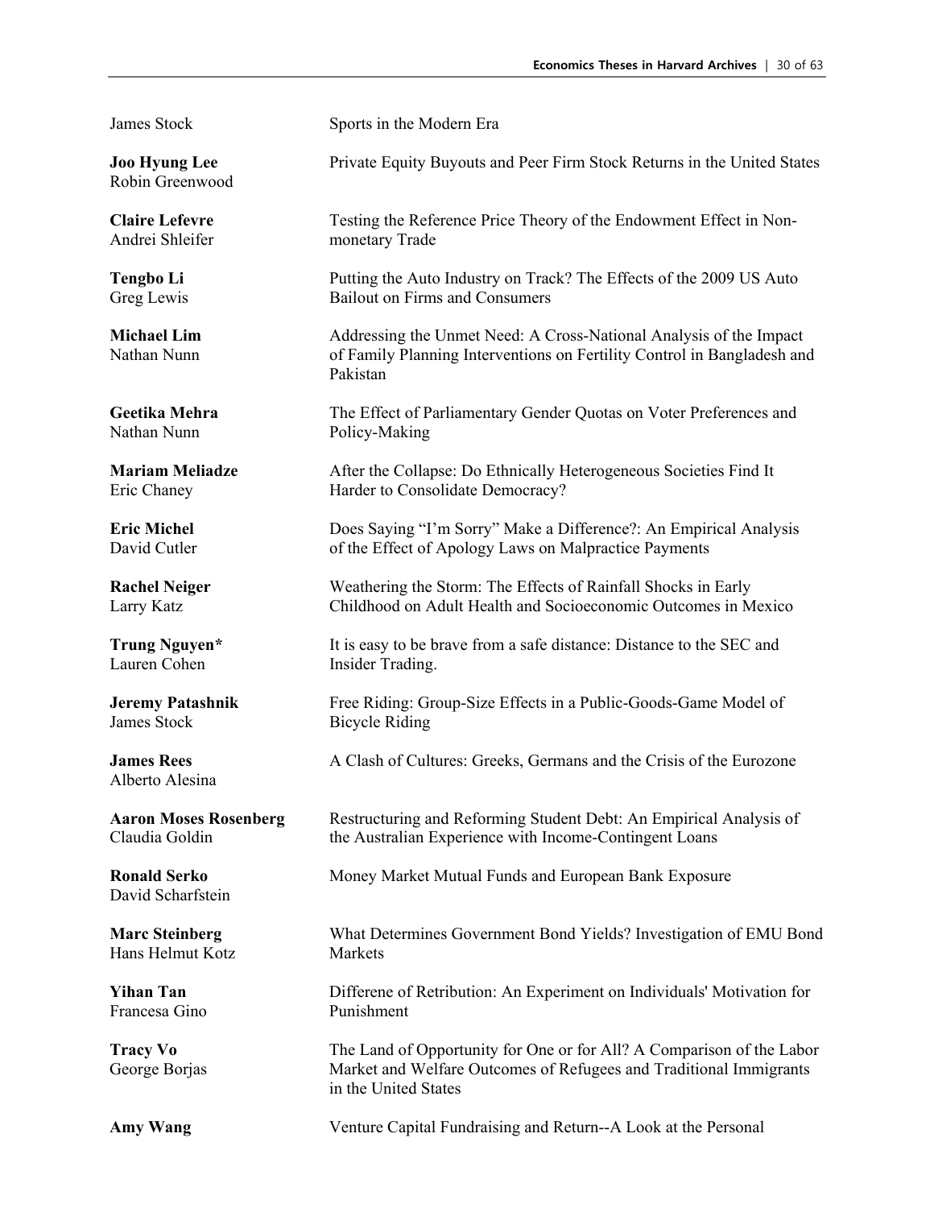James Stock — Sports in the Modern Era

**Joo Hyung Lee**
Robin Greenwood — Private Equity Buyouts and Peer Firm Stock Returns in the United States

**Claire Lefevre**
Andrei Shleifer — Testing the Reference Price Theory of the Endowment Effect in Non-monetary Trade

**Tengbo Li**
Greg Lewis — Putting the Auto Industry on Track? The Effects of the 2009 US Auto Bailout on Firms and Consumers

**Michael Lim**
Nathan Nunn — Addressing the Unmet Need: A Cross-National Analysis of the Impact of Family Planning Interventions on Fertility Control in Bangladesh and Pakistan

**Geetika Mehra**
Nathan Nunn — The Effect of Parliamentary Gender Quotas on Voter Preferences and Policy-Making

**Mariam Meliadze**
Eric Chaney — After the Collapse: Do Ethnically Heterogeneous Societies Find It Harder to Consolidate Democracy?

**Eric Michel**
David Cutler — Does Saying "I'm Sorry" Make a Difference?: An Empirical Analysis of the Effect of Apology Laws on Malpractice Payments

**Rachel Neiger**
Larry Katz — Weathering the Storm: The Effects of Rainfall Shocks in Early Childhood on Adult Health and Socioeconomic Outcomes in Mexico

**Trung Nguyen***
Lauren Cohen — It is easy to be brave from a safe distance: Distance to the SEC and Insider Trading.

**Jeremy Patashnik**
James Stock — Free Riding: Group-Size Effects in a Public-Goods-Game Model of Bicycle Riding

**James Rees**
Alberto Alesina — A Clash of Cultures: Greeks, Germans and the Crisis of the Eurozone

**Aaron Moses Rosenberg**
Claudia Goldin — Restructuring and Reforming Student Debt: An Empirical Analysis of the Australian Experience with Income-Contingent Loans

**Ronald Serko**
David Scharfstein — Money Market Mutual Funds and European Bank Exposure

**Marc Steinberg**
Hans Helmut Kotz — What Determines Government Bond Yields? Investigation of EMU Bond Markets

**Yihan Tan**
Francesa Gino — Differene of Retribution: An Experiment on Individuals' Motivation for Punishment

**Tracy Vo**
George Borjas — The Land of Opportunity for One or for All? A Comparison of the Labor Market and Welfare Outcomes of Refugees and Traditional Immigrants in the United States

**Amy Wang** — Venture Capital Fundraising and Return--A Look at the Personal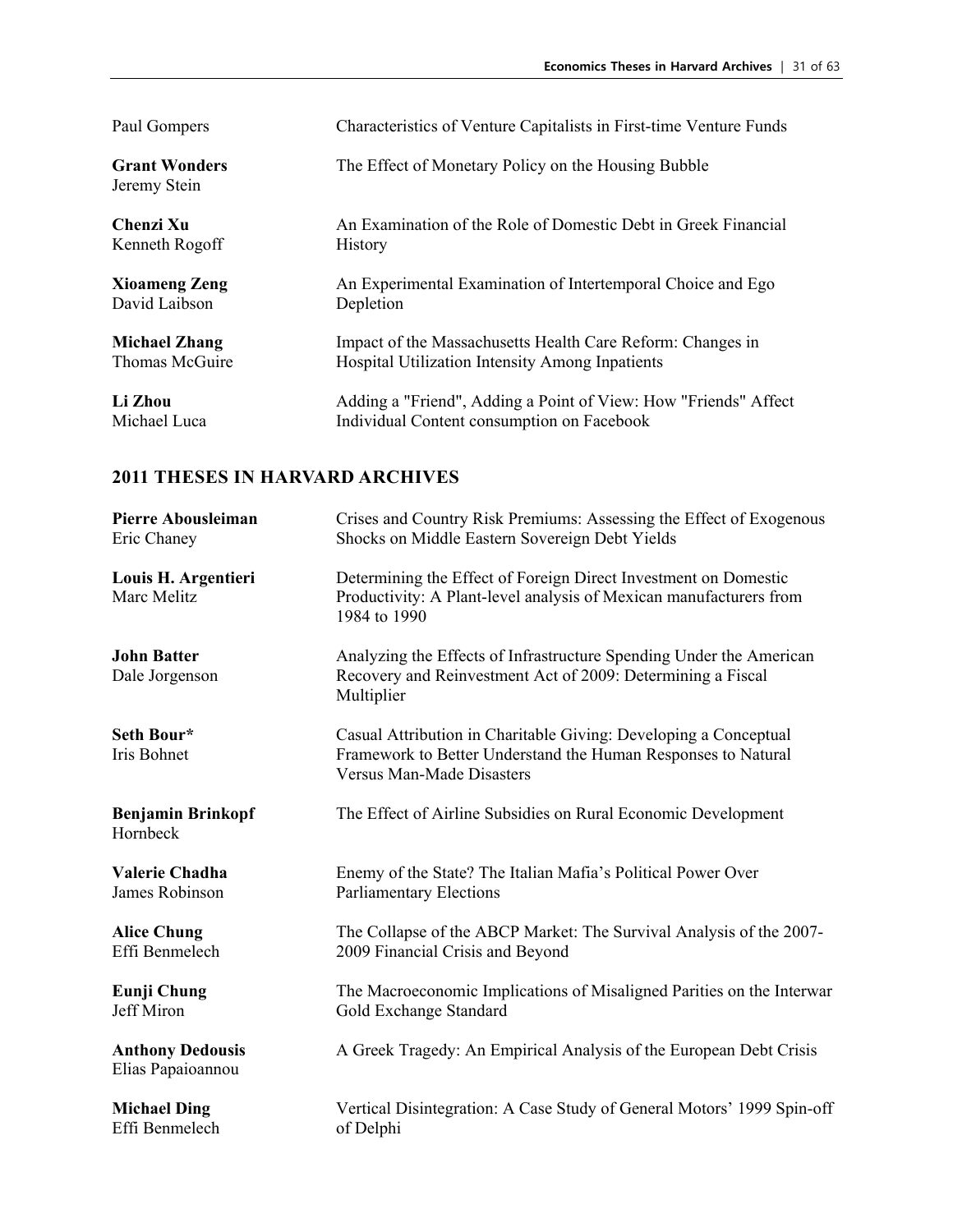Paul Gompers — Characteristics of Venture Capitalists in First-time Venture Funds

**Grant Wonders**
Jeremy Stein — The Effect of Monetary Policy on the Housing Bubble

**Chenzi Xu**
Kenneth Rogoff — An Examination of the Role of Domestic Debt in Greek Financial History

**Xioameng Zeng**
David Laibson — An Experimental Examination of Intertemporal Choice and Ego Depletion

**Michael Zhang**
Thomas McGuire — Impact of the Massachusetts Health Care Reform: Changes in Hospital Utilization Intensity Among Inpatients

**Li Zhou**
Michael Luca — Adding a "Friend", Adding a Point of View: How "Friends" Affect Individual Content consumption on Facebook

## 2011 THESES IN HARVARD ARCHIVES

**Pierre Abousleiman**
Eric Chaney — Crises and Country Risk Premiums: Assessing the Effect of Exogenous Shocks on Middle Eastern Sovereign Debt Yields

**Louis H. Argentieri**
Marc Melitz — Determining the Effect of Foreign Direct Investment on Domestic Productivity: A Plant-level analysis of Mexican manufacturers from 1984 to 1990

**John Batter**
Dale Jorgenson — Analyzing the Effects of Infrastructure Spending Under the American Recovery and Reinvestment Act of 2009: Determining a Fiscal Multiplier

**Seth Bour***
Iris Bohnet — Casual Attribution in Charitable Giving: Developing a Conceptual Framework to Better Understand the Human Responses to Natural Versus Man-Made Disasters

**Benjamin Brinkopf**
Hornbeck — The Effect of Airline Subsidies on Rural Economic Development

**Valerie Chadha**
James Robinson — Enemy of the State? The Italian Mafia's Political Power Over Parliamentary Elections

**Alice Chung**
Effi Benmelech — The Collapse of the ABCP Market: The Survival Analysis of the 2007-2009 Financial Crisis and Beyond

**Eunji Chung**
Jeff Miron — The Macroeconomic Implications of Misaligned Parities on the Interwar Gold Exchange Standard

**Anthony Dedousis**
Elias Papaioannou — A Greek Tragedy: An Empirical Analysis of the European Debt Crisis

**Michael Ding**
Effi Benmelech — Vertical Disintegration: A Case Study of General Motors' 1999 Spin-off of Delphi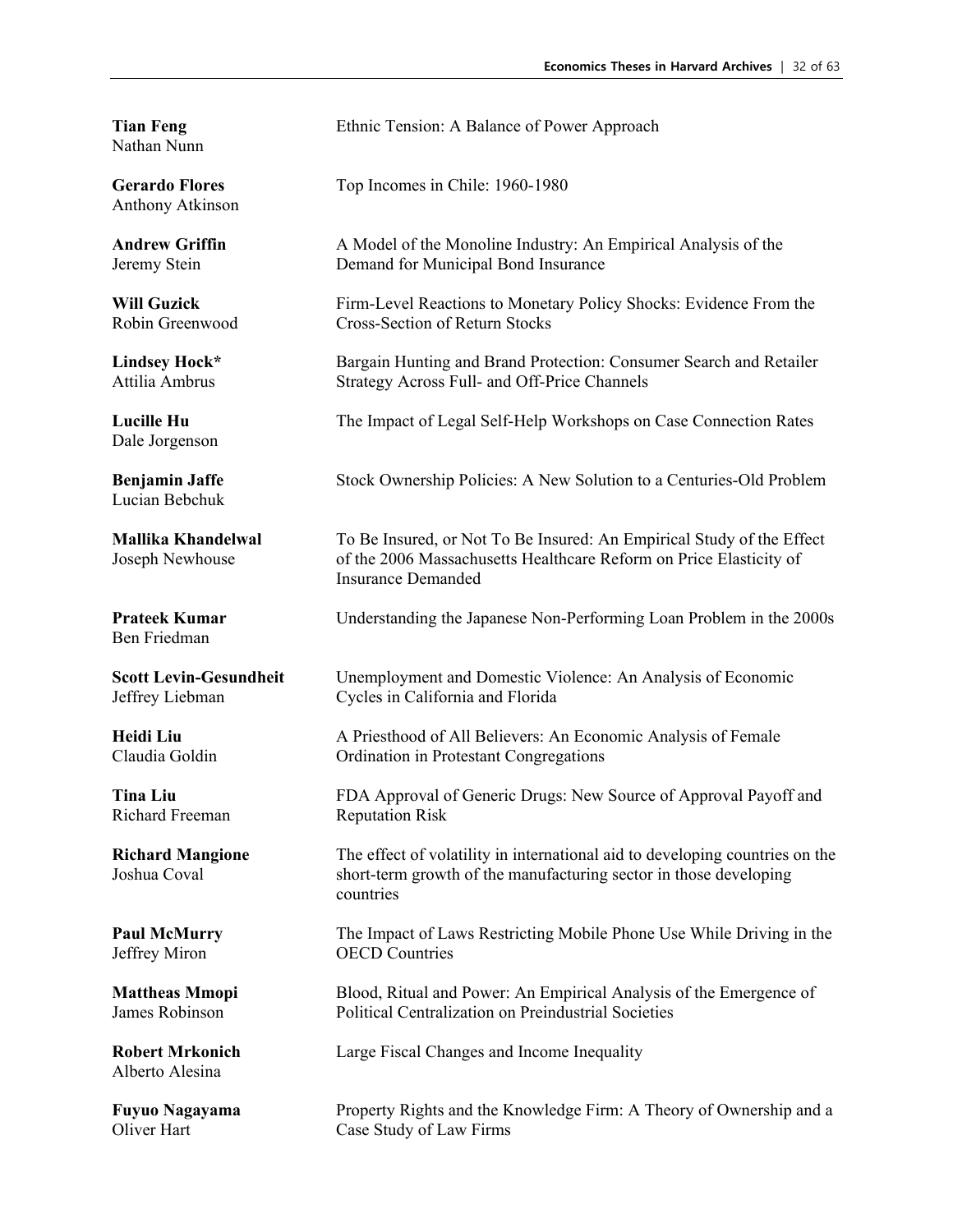**Tian Feng**
Nathan Nunn
Ethnic Tension: A Balance of Power Approach

**Gerardo Flores**
Anthony Atkinson
Top Incomes in Chile: 1960-1980

**Andrew Griffin**
Jeremy Stein
A Model of the Monoline Industry: An Empirical Analysis of the Demand for Municipal Bond Insurance

**Will Guzick**
Robin Greenwood
Firm-Level Reactions to Monetary Policy Shocks: Evidence From the Cross-Section of Return Stocks

**Lindsey Hock***
Attilia Ambrus
Bargain Hunting and Brand Protection: Consumer Search and Retailer Strategy Across Full- and Off-Price Channels

**Lucille Hu**
Dale Jorgenson
The Impact of Legal Self-Help Workshops on Case Connection Rates

**Benjamin Jaffe**
Lucian Bebchuk
Stock Ownership Policies: A New Solution to a Centuries-Old Problem

**Mallika Khandelwal**
Joseph Newhouse
To Be Insured, or Not To Be Insured: An Empirical Study of the Effect of the 2006 Massachusetts Healthcare Reform on Price Elasticity of Insurance Demanded

**Prateek Kumar**
Ben Friedman
Understanding the Japanese Non-Performing Loan Problem in the 2000s

**Scott Levin-Gesundheit**
Jeffrey Liebman
Unemployment and Domestic Violence: An Analysis of Economic Cycles in California and Florida

**Heidi Liu**
Claudia Goldin
A Priesthood of All Believers: An Economic Analysis of Female Ordination in Protestant Congregations

**Tina Liu**
Richard Freeman
FDA Approval of Generic Drugs: New Source of Approval Payoff and Reputation Risk

**Richard Mangione**
Joshua Coval
The effect of volatility in international aid to developing countries on the short-term growth of the manufacturing sector in those developing countries

**Paul McMurry**
Jeffrey Miron
The Impact of Laws Restricting Mobile Phone Use While Driving in the OECD Countries

**Mattheas Mmopi**
James Robinson
Blood, Ritual and Power: An Empirical Analysis of the Emergence of Political Centralization on Preindustrial Societies

**Robert Mrkonich**
Alberto Alesina
Large Fiscal Changes and Income Inequality

**Fuyuo Nagayama**
Oliver Hart
Property Rights and the Knowledge Firm: A Theory of Ownership and a Case Study of Law Firms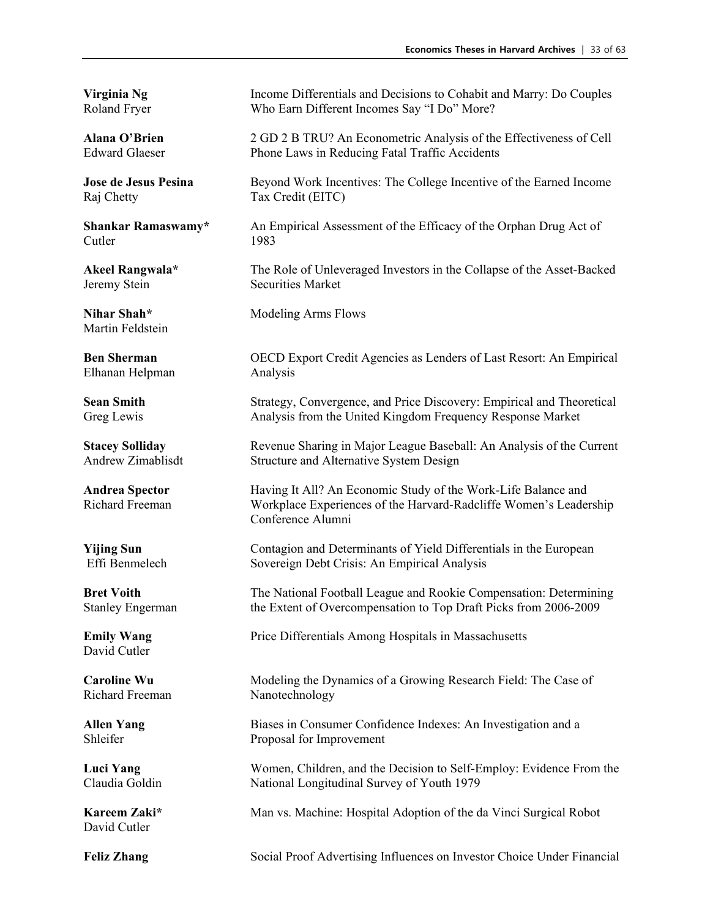**Virginia Ng**
Roland Fryer

Income Differentials and Decisions to Cohabit and Marry: Do Couples Who Earn Different Incomes Say "I Do" More?

**Alana O'Brien**
Edward Glaeser

2 GD 2 B TRU? An Econometric Analysis of the Effectiveness of Cell Phone Laws in Reducing Fatal Traffic Accidents

**Jose de Jesus Pesina**
Raj Chetty

Beyond Work Incentives: The College Incentive of the Earned Income Tax Credit (EITC)

**Shankar Ramaswamy***
Cutler

An Empirical Assessment of the Efficacy of the Orphan Drug Act of 1983

**Akeel Rangwala***
Jeremy Stein

The Role of Unleveraged Investors in the Collapse of the Asset-Backed Securities Market

**Nihar Shah***
Martin Feldstein

Modeling Arms Flows

**Ben Sherman**
Elhanan Helpman

OECD Export Credit Agencies as Lenders of Last Resort: An Empirical Analysis

**Sean Smith**
Greg Lewis

Strategy, Convergence, and Price Discovery: Empirical and Theoretical Analysis from the United Kingdom Frequency Response Market

**Stacey Solliday**
Andrew Zimablisdt

Revenue Sharing in Major League Baseball: An Analysis of the Current Structure and Alternative System Design

**Andrea Spector**
Richard Freeman

Having It All? An Economic Study of the Work-Life Balance and Workplace Experiences of the Harvard-Radcliffe Women's Leadership Conference Alumni

**Yijing Sun**
Effi Benmelech

Contagion and Determinants of Yield Differentials in the European Sovereign Debt Crisis: An Empirical Analysis

**Bret Voith**
Stanley Engerman

The National Football League and Rookie Compensation: Determining the Extent of Overcompensation to Top Draft Picks from 2006-2009

**Emily Wang**
David Cutler

Price Differentials Among Hospitals in Massachusetts

**Caroline Wu**
Richard Freeman

Modeling the Dynamics of a Growing Research Field: The Case of Nanotechnology

**Allen Yang**
Shleifer

Biases in Consumer Confidence Indexes: An Investigation and a Proposal for Improvement

**Luci Yang**
Claudia Goldin

Women, Children, and the Decision to Self-Employ: Evidence From the National Longitudinal Survey of Youth 1979

**Kareem Zaki***
David Cutler

Man vs. Machine: Hospital Adoption of the da Vinci Surgical Robot

**Feliz Zhang**

Social Proof Advertising Influences on Investor Choice Under Financial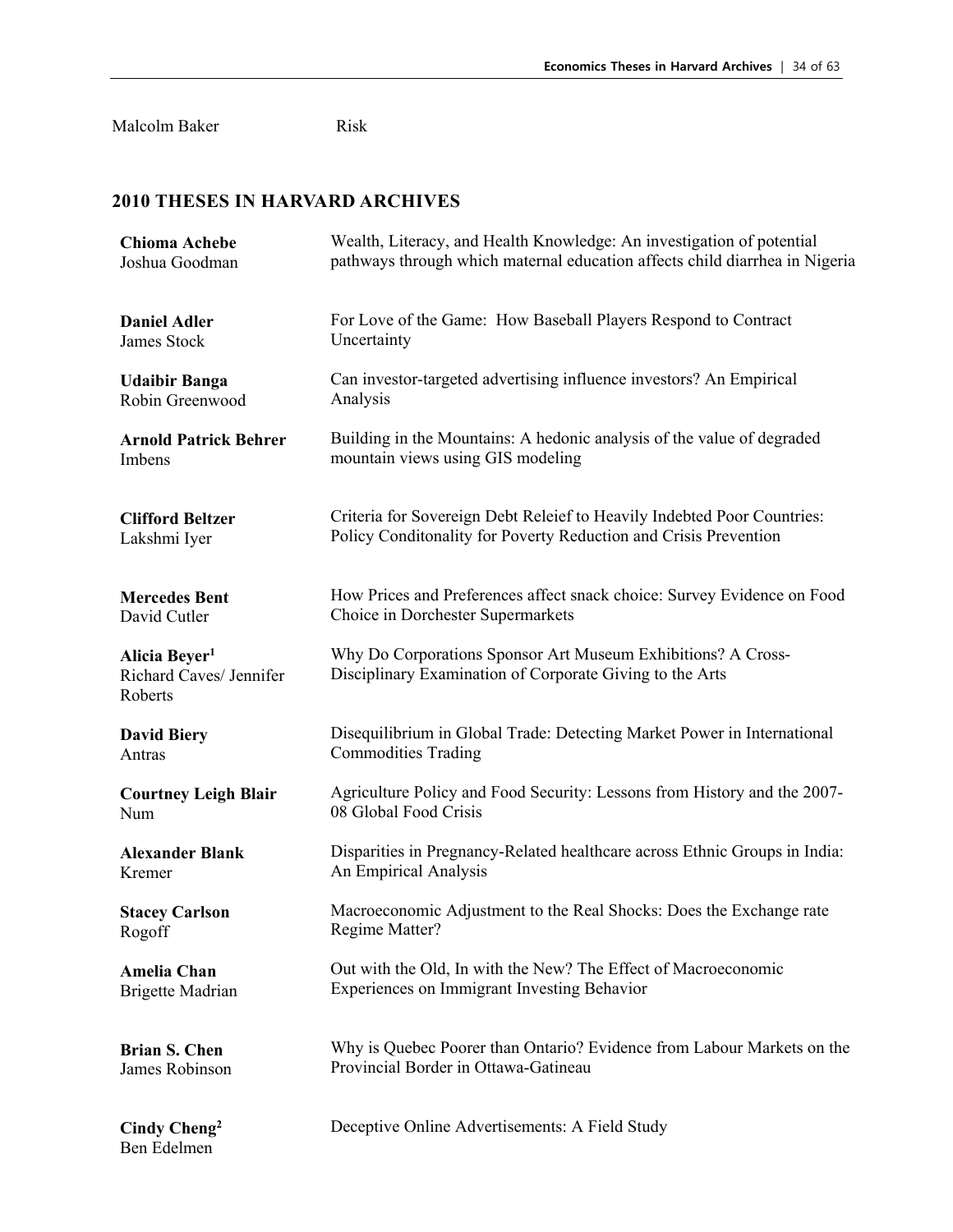Malcolm Baker Risk

## 2010 THESES IN HARVARD ARCHIVES

| Student / Advisor | Thesis Title |
|---|---|
| **Chioma Achebe**<br>Joshua Goodman | Wealth, Literacy, and Health Knowledge: An investigation of potential pathways through which maternal education affects child diarrhea in Nigeria |
| **Daniel Adler**<br>James Stock | For Love of the Game: How Baseball Players Respond to Contract Uncertainty |
| **Udaibir Banga**<br>Robin Greenwood | Can investor-targeted advertising influence investors? An Empirical Analysis |
| **Arnold Patrick Behrer**<br>Imbens | Building in the Mountains: A hedonic analysis of the value of degraded mountain views using GIS modeling |
| **Clifford Beltzer**<br>Lakshmi Iyer | Criteria for Sovereign Debt Releief to Heavily Indebted Poor Countries: Policy Conditonality for Poverty Reduction and Crisis Prevention |
| **Mercedes Bent**<br>David Cutler | How Prices and Preferences affect snack choice: Survey Evidence on Food Choice in Dorchester Supermarkets |
| **Alicia Beyer**[1]<br>Richard Caves/ Jennifer Roberts | Why Do Corporations Sponsor Art Museum Exhibitions? A Cross-Disciplinary Examination of Corporate Giving to the Arts |
| **David Biery**<br>Antras | Disequilibrium in Global Trade: Detecting Market Power in International Commodities Trading |
| **Courtney Leigh Blair**<br>Num | Agriculture Policy and Food Security: Lessons from History and the 2007-08 Global Food Crisis |
| **Alexander Blank**<br>Kremer | Disparities in Pregnancy-Related healthcare across Ethnic Groups in India: An Empirical Analysis |
| **Stacey Carlson**<br>Rogoff | Macroeconomic Adjustment to the Real Shocks: Does the Exchange rate Regime Matter? |
| **Amelia Chan**<br>Brigette Madrian | Out with the Old, In with the New? The Effect of Macroeconomic Experiences on Immigrant Investing Behavior |
| **Brian S. Chen**<br>James Robinson | Why is Quebec Poorer than Ontario? Evidence from Labour Markets on the Provincial Border in Ottawa-Gatineau |
| **Cindy Cheng**[2]<br>Ben Edelmen | Deceptive Online Advertisements: A Field Study |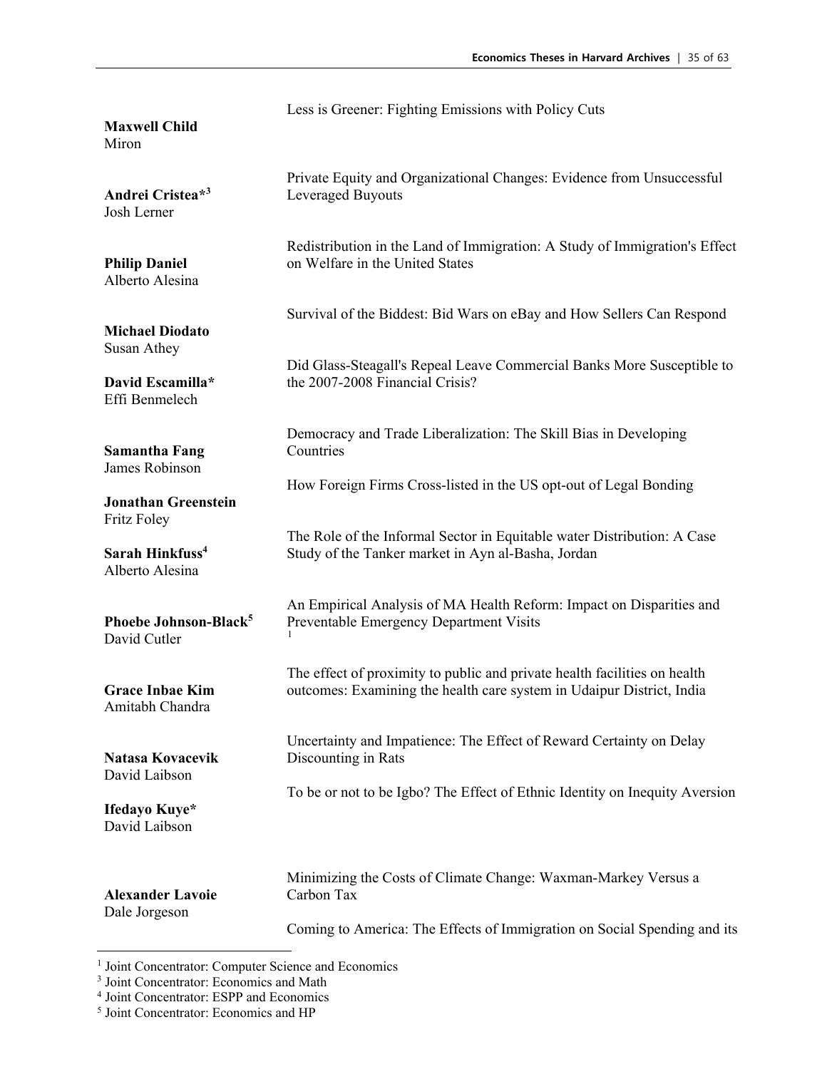**Maxwell Child**
Miron

Less is Greener: Fighting Emissions with Policy Cuts

**Andrei Cristea*[3]**
Josh Lerner

Private Equity and Organizational Changes: Evidence from Unsuccessful Leveraged Buyouts

**Philip Daniel**
Alberto Alesina

Redistribution in the Land of Immigration: A Study of Immigration's Effect on Welfare in the United States

**Michael Diodato**
Susan Athey

Survival of the Biddest: Bid Wars on eBay and How Sellers Can Respond

**David Escamilla***
Effi Benmelech

Did Glass-Steagall's Repeal Leave Commercial Banks More Susceptible to the 2007-2008 Financial Crisis?

**Samantha Fang**
James Robinson

Democracy and Trade Liberalization: The Skill Bias in Developing Countries

**Jonathan Greenstein**
Fritz Foley

How Foreign Firms Cross-listed in the US opt-out of Legal Bonding

**Sarah Hinkfuss[4]**
Alberto Alesina

The Role of the Informal Sector in Equitable water Distribution: A Case Study of the Tanker market in Ayn al-Basha, Jordan

**Phoebe Johnson-Black[5]**
David Cutler

An Empirical Analysis of MA Health Reform: Impact on Disparities and Preventable Emergency Department Visits
[1]

**Grace Inbae Kim**
Amitabh Chandra

The effect of proximity to public and private health facilities on health outcomes: Examining the health care system in Udaipur District, India

**Natasa Kovacevik**
David Laibson

Uncertainty and Impatience: The Effect of Reward Certainty on Delay Discounting in Rats

**Ifedayo Kuye***
David Laibson

To be or not to be Igbo? The Effect of Ethnic Identity on Inequity Aversion

**Alexander Lavoie**
Dale Jorgeson

Minimizing the Costs of Climate Change: Waxman-Markey Versus a Carbon Tax

Coming to America: The Effects of Immigration on Social Spending and its

---

[1] Joint Concentrator: Computer Science and Economics
[3] Joint Concentrator: Economics and Math
[4] Joint Concentrator: ESPP and Economics
[5] Joint Concentrator: Economics and HP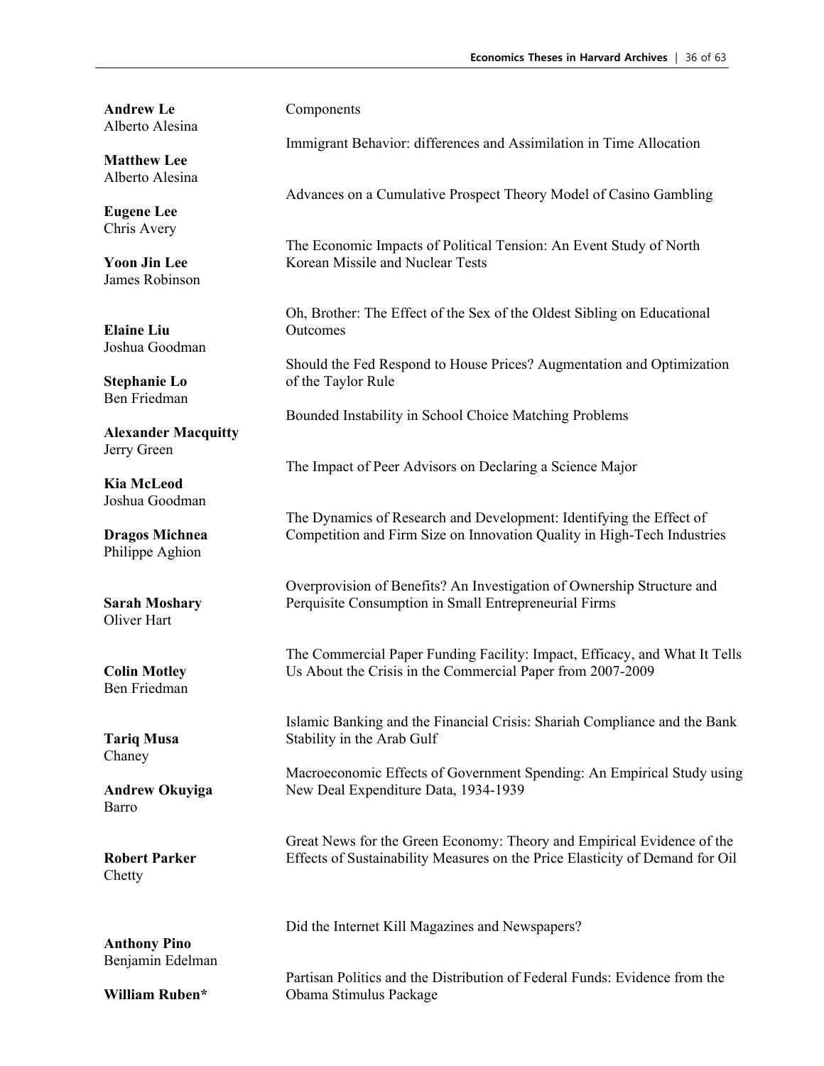| Student / Advisor | Thesis Title |
|---|---|
| **Andrew Le**<br>Alberto Alesina | Components |
| **Matthew Lee**<br>Alberto Alesina | Immigrant Behavior: differences and Assimilation in Time Allocation |
| **Eugene Lee**<br>Chris Avery | Advances on a Cumulative Prospect Theory Model of Casino Gambling |
| **Yoon Jin Lee**<br>James Robinson | The Economic Impacts of Political Tension: An Event Study of North Korean Missile and Nuclear Tests |
| **Elaine Liu**<br>Joshua Goodman | Oh, Brother: The Effect of the Sex of the Oldest Sibling on Educational Outcomes |
| **Stephanie Lo**<br>Ben Friedman | Should the Fed Respond to House Prices? Augmentation and Optimization of the Taylor Rule |
| **Alexander Macquitty**<br>Jerry Green | Bounded Instability in School Choice Matching Problems |
| **Kia McLeod**<br>Joshua Goodman | The Impact of Peer Advisors on Declaring a Science Major |
| **Dragos Michnea**<br>Philippe Aghion | The Dynamics of Research and Development: Identifying the Effect of Competition and Firm Size on Innovation Quality in High-Tech Industries |
| **Sarah Moshary**<br>Oliver Hart | Overprovision of Benefits? An Investigation of Ownership Structure and Perquisite Consumption in Small Entrepreneurial Firms |
| **Colin Motley**<br>Ben Friedman | The Commercial Paper Funding Facility: Impact, Efficacy, and What It Tells Us About the Crisis in the Commercial Paper from 2007-2009 |
| **Tariq Musa**<br>Chaney | Islamic Banking and the Financial Crisis: Shariah Compliance and the Bank Stability in the Arab Gulf |
| **Andrew Okuyiga**<br>Barro | Macroeconomic Effects of Government Spending: An Empirical Study using New Deal Expenditure Data, 1934-1939 |
| **Robert Parker**<br>Chetty | Great News for the Green Economy: Theory and Empirical Evidence of the Effects of Sustainability Measures on the Price Elasticity of Demand for Oil |
| **Anthony Pino**<br>Benjamin Edelman | Did the Internet Kill Magazines and Newspapers? |
| **William Ruben*** | Partisan Politics and the Distribution of Federal Funds: Evidence from the Obama Stimulus Package |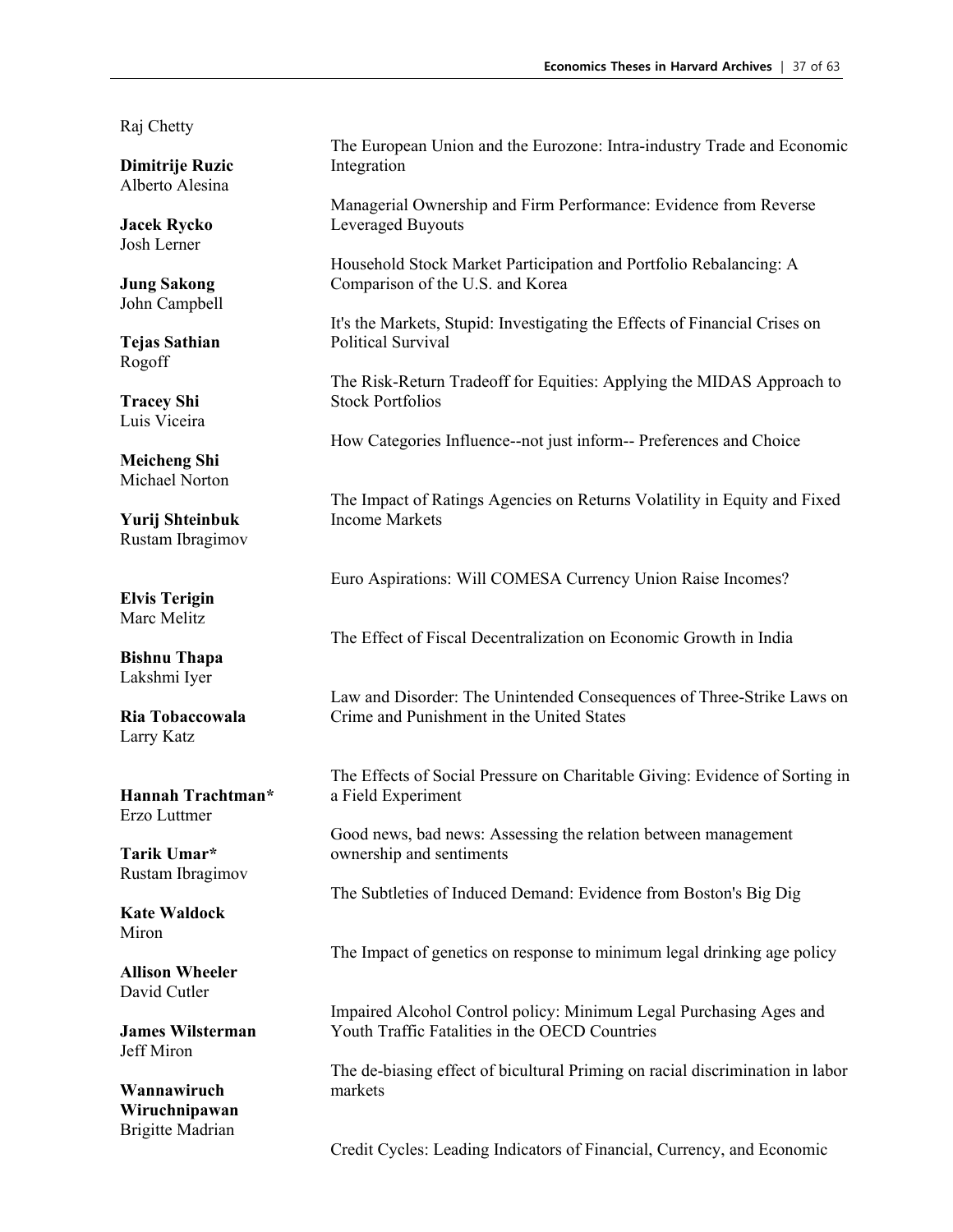Raj Chetty

**Dimitrije Ruzic**
Alberto Alesina
The European Union and the Eurozone: Intra-industry Trade and Economic Integration

**Jacek Rycko**
Josh Lerner
Managerial Ownership and Firm Performance: Evidence from Reverse Leveraged Buyouts

**Jung Sakong**
John Campbell
Household Stock Market Participation and Portfolio Rebalancing: A Comparison of the U.S. and Korea

**Tejas Sathian**
Rogoff
It's the Markets, Stupid: Investigating the Effects of Financial Crises on Political Survival

**Tracey Shi**
Luis Viceira
The Risk-Return Tradeoff for Equities: Applying the MIDAS Approach to Stock Portfolios

**Meicheng Shi**
Michael Norton
How Categories Influence--not just inform-- Preferences and Choice

**Yurij Shteinbuk**
Rustam Ibragimov
The Impact of Ratings Agencies on Returns Volatility in Equity and Fixed Income Markets

**Elvis Terigin**
Marc Melitz
Euro Aspirations: Will COMESA Currency Union Raise Incomes?

**Bishnu Thapa**
Lakshmi Iyer
The Effect of Fiscal Decentralization on Economic Growth in India

**Ria Tobaccowala**
Larry Katz
Law and Disorder: The Unintended Consequences of Three-Strike Laws on Crime and Punishment in the United States

**Hannah Trachtman***
Erzo Luttmer
The Effects of Social Pressure on Charitable Giving: Evidence of Sorting in a Field Experiment

**Tarik Umar***
Rustam Ibragimov
Good news, bad news: Assessing the relation between management ownership and sentiments

**Kate Waldock**
Miron
The Subtleties of Induced Demand: Evidence from Boston's Big Dig

**Allison Wheeler**
David Cutler
The Impact of genetics on response to minimum legal drinking age policy

**James Wilsterman**
Jeff Miron
Impaired Alcohol Control policy: Minimum Legal Purchasing Ages and Youth Traffic Fatalities in the OECD Countries

**Wannawiruch Wiruchnipawan**
Brigitte Madrian
The de-biasing effect of bicultural Priming on racial discrimination in labor markets

Credit Cycles: Leading Indicators of Financial, Currency, and Economic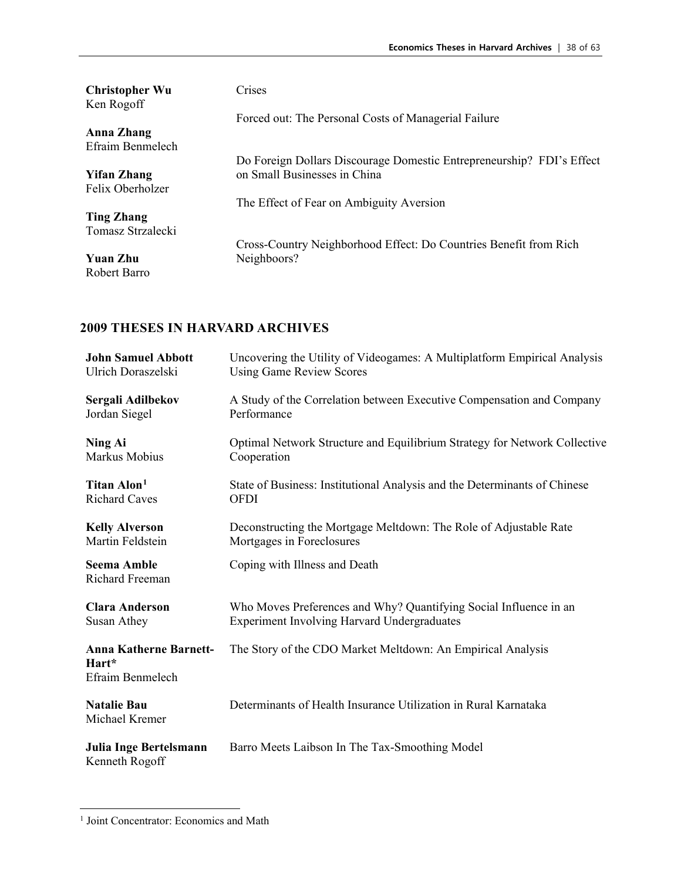**Christopher Wu**
Ken Rogoff

Crises

**Anna Zhang**
Efraim Benmelech

Forced out: The Personal Costs of Managerial Failure

**Yifan Zhang**
Felix Oberholzer

Do Foreign Dollars Discourage Domestic Entrepreneurship? FDI's Effect on Small Businesses in China

**Ting Zhang**
Tomasz Strzalecki

The Effect of Fear on Ambiguity Aversion

**Yuan Zhu**
Robert Barro

Cross-Country Neighborhood Effect: Do Countries Benefit from Rich Neighboors?

## 2009 THESES IN HARVARD ARCHIVES

**John Samuel Abbott**
Ulrich Doraszelski

Uncovering the Utility of Videogames: A Multiplatform Empirical Analysis Using Game Review Scores

**Sergali Adilbekov**
Jordan Siegel

A Study of the Correlation between Executive Compensation and Company Performance

**Ning Ai**
Markus Mobius

Optimal Network Structure and Equilibrium Strategy for Network Collective Cooperation

**Titan Alon**[1]
Richard Caves

State of Business: Institutional Analysis and the Determinants of Chinese OFDI

**Kelly Alverson**
Martin Feldstein

Deconstructing the Mortgage Meltdown: The Role of Adjustable Rate Mortgages in Foreclosures

**Seema Amble**
Richard Freeman

Coping with Illness and Death

**Clara Anderson**
Susan Athey

Who Moves Preferences and Why? Quantifying Social Influence in an Experiment Involving Harvard Undergraduates

**Anna Katherne Barnett-Hart***
Efraim Benmelech

The Story of the CDO Market Meltdown: An Empirical Analysis

**Natalie Bau**
Michael Kremer

Determinants of Health Insurance Utilization in Rural Karnataka

**Julia Inge Bertelsmann**
Kenneth Rogoff

Barro Meets Laibson In The Tax-Smoothing Model

---

[1] Joint Concentrator: Economics and Math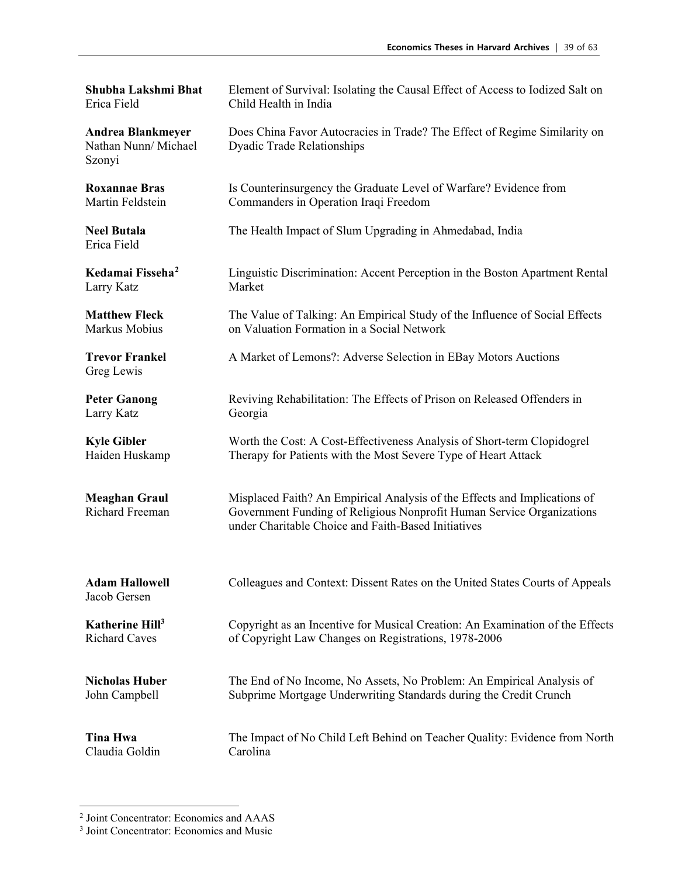**Shubha Lakshmi Bhat**
Erica Field

Element of Survival: Isolating the Causal Effect of Access to Iodized Salt on Child Health in India

**Andrea Blankmeyer**
Nathan Nunn/ Michael Szonyi

Does China Favor Autocracies in Trade? The Effect of Regime Similarity on Dyadic Trade Relationships

**Roxannae Bras**
Martin Feldstein

Is Counterinsurgency the Graduate Level of Warfare? Evidence from Commanders in Operation Iraqi Freedom

**Neel Butala**
Erica Field

The Health Impact of Slum Upgrading in Ahmedabad, India

**Kedamai Fisseha**[2]
Larry Katz

Linguistic Discrimination: Accent Perception in the Boston Apartment Rental Market

**Matthew Fleck**
Markus Mobius

The Value of Talking: An Empirical Study of the Influence of Social Effects on Valuation Formation in a Social Network

**Trevor Frankel**
Greg Lewis

A Market of Lemons?: Adverse Selection in EBay Motors Auctions

**Peter Ganong**
Larry Katz

Reviving Rehabilitation: The Effects of Prison on Released Offenders in Georgia

**Kyle Gibler**
Haiden Huskamp

Worth the Cost: A Cost-Effectiveness Analysis of Short-term Clopidogrel Therapy for Patients with the Most Severe Type of Heart Attack

**Meaghan Graul**
Richard Freeman

Misplaced Faith? An Empirical Analysis of the Effects and Implications of Government Funding of Religious Nonprofit Human Service Organizations under Charitable Choice and Faith-Based Initiatives

**Adam Hallowell**
Jacob Gersen

Colleagues and Context: Dissent Rates on the United States Courts of Appeals

**Katherine Hill**[3]
Richard Caves

Copyright as an Incentive for Musical Creation: An Examination of the Effects of Copyright Law Changes on Registrations, 1978-2006

**Nicholas Huber**
John Campbell

The End of No Income, No Assets, No Problem: An Empirical Analysis of Subprime Mortgage Underwriting Standards during the Credit Crunch

**Tina Hwa**
Claudia Goldin

The Impact of No Child Left Behind on Teacher Quality: Evidence from North Carolina

---

[2] Joint Concentrator: Economics and AAAS
[3] Joint Concentrator: Economics and Music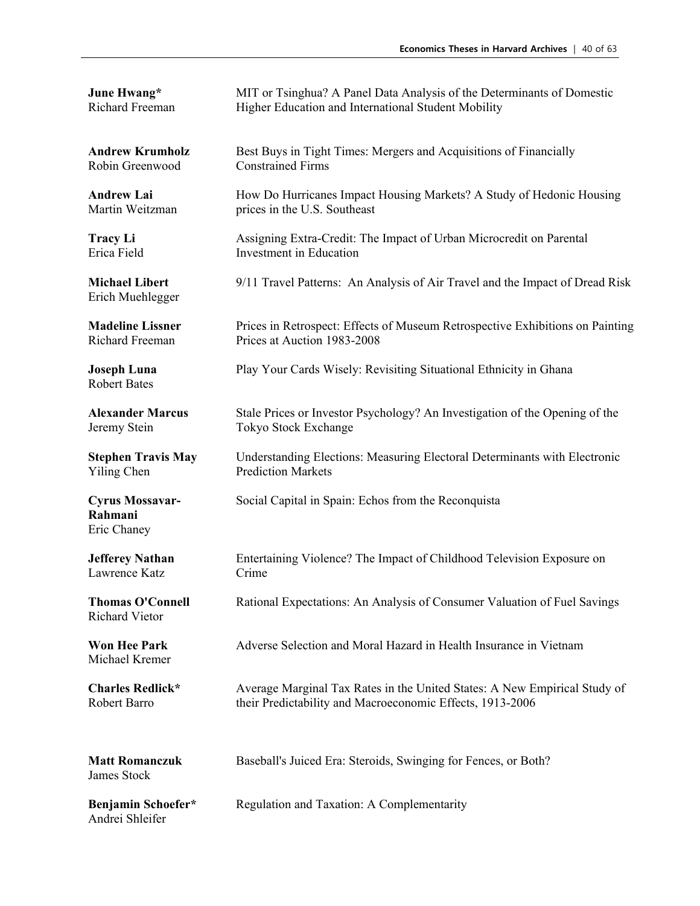**June Hwang***
Richard Freeman
MIT or Tsinghua? A Panel Data Analysis of the Determinants of Domestic Higher Education and International Student Mobility

**Andrew Krumholz**
Robin Greenwood
Best Buys in Tight Times: Mergers and Acquisitions of Financially Constrained Firms

**Andrew Lai**
Martin Weitzman
How Do Hurricanes Impact Housing Markets? A Study of Hedonic Housing prices in the U.S. Southeast

**Tracy Li**
Erica Field
Assigning Extra-Credit: The Impact of Urban Microcredit on Parental Investment in Education

**Michael Libert**
Erich Muehlegger
9/11 Travel Patterns: An Analysis of Air Travel and the Impact of Dread Risk

**Madeline Lissner**
Richard Freeman
Prices in Retrospect: Effects of Museum Retrospective Exhibitions on Painting Prices at Auction 1983-2008

**Joseph Luna**
Robert Bates
Play Your Cards Wisely: Revisiting Situational Ethnicity in Ghana

**Alexander Marcus**
Jeremy Stein
Stale Prices or Investor Psychology? An Investigation of the Opening of the Tokyo Stock Exchange

**Stephen Travis May**
Yiling Chen
Understanding Elections: Measuring Electoral Determinants with Electronic Prediction Markets

**Cyrus Mossavar-Rahmani**
Eric Chaney
Social Capital in Spain: Echos from the Reconquista

**Jefferey Nathan**
Lawrence Katz
Entertaining Violence? The Impact of Childhood Television Exposure on Crime

**Thomas O'Connell**
Richard Vietor
Rational Expectations: An Analysis of Consumer Valuation of Fuel Savings

**Won Hee Park**
Michael Kremer
Adverse Selection and Moral Hazard in Health Insurance in Vietnam

**Charles Redlick***
Robert Barro
Average Marginal Tax Rates in the United States: A New Empirical Study of their Predictability and Macroeconomic Effects, 1913-2006

**Matt Romanczuk**
James Stock
Baseball's Juiced Era: Steroids, Swinging for Fences, or Both?

**Benjamin Schoefer***
Andrei Shleifer
Regulation and Taxation: A Complementarity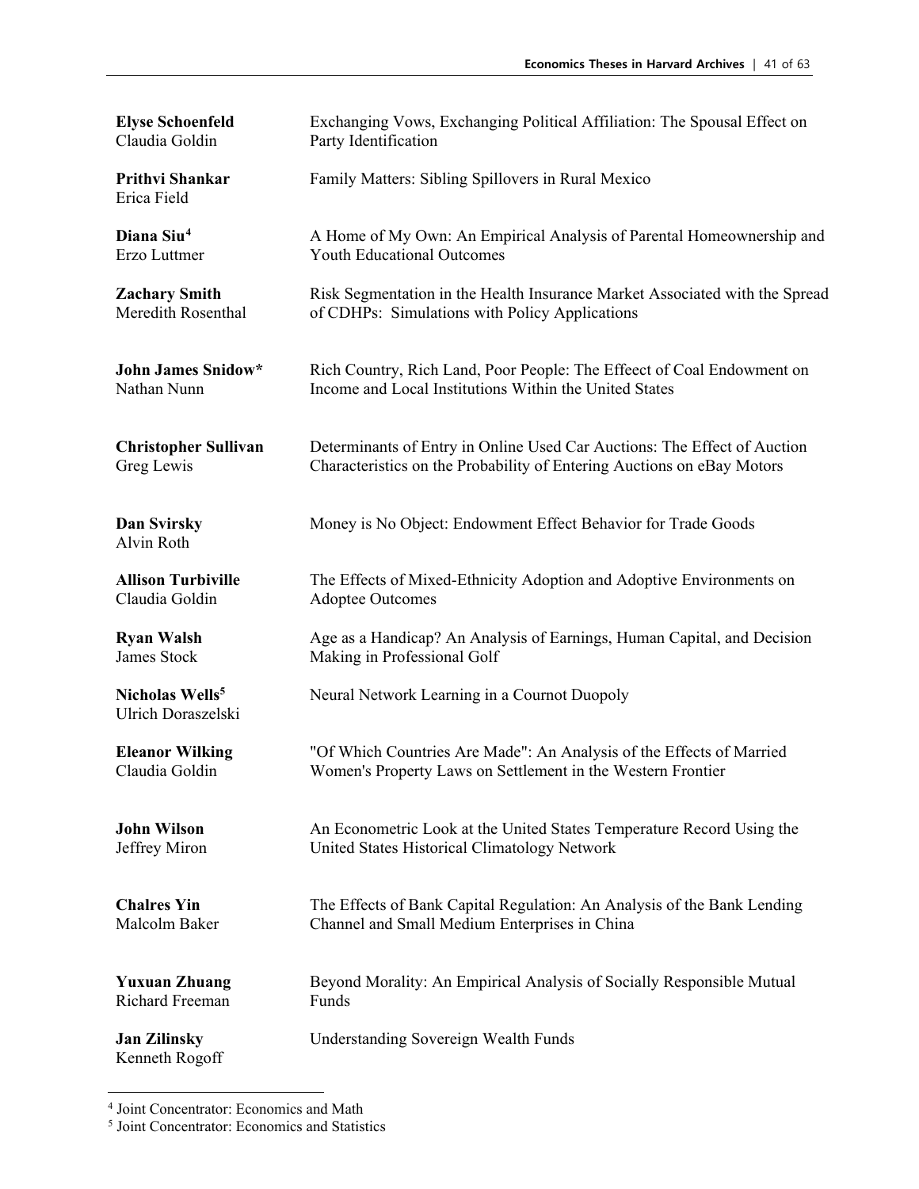**Elyse Schoenfeld**
Claudia Goldin

Exchanging Vows, Exchanging Political Affiliation: The Spousal Effect on Party Identification

**Prithvi Shankar**
Erica Field

Family Matters: Sibling Spillovers in Rural Mexico

**Diana Siu**[4]
Erzo Luttmer

A Home of My Own: An Empirical Analysis of Parental Homeownership and Youth Educational Outcomes

**Zachary Smith**
Meredith Rosenthal

Risk Segmentation in the Health Insurance Market Associated with the Spread of CDHPs: Simulations with Policy Applications

**John James Snidow***
Nathan Nunn

Rich Country, Rich Land, Poor People: The Effeect of Coal Endowment on Income and Local Institutions Within the United States

**Christopher Sullivan**
Greg Lewis

Determinants of Entry in Online Used Car Auctions: The Effect of Auction Characteristics on the Probability of Entering Auctions on eBay Motors

**Dan Svirsky**
Alvin Roth

Money is No Object: Endowment Effect Behavior for Trade Goods

**Allison Turbiville**
Claudia Goldin

The Effects of Mixed-Ethnicity Adoption and Adoptive Environments on Adoptee Outcomes

**Ryan Walsh**
James Stock

Age as a Handicap? An Analysis of Earnings, Human Capital, and Decision Making in Professional Golf

**Nicholas Wells**[5]
Ulrich Doraszelski

Neural Network Learning in a Cournot Duopoly

**Eleanor Wilking**
Claudia Goldin

"Of Which Countries Are Made": An Analysis of the Effects of Married Women's Property Laws on Settlement in the Western Frontier

**John Wilson**
Jeffrey Miron

An Econometric Look at the United States Temperature Record Using the United States Historical Climatology Network

**Chalres Yin**
Malcolm Baker

The Effects of Bank Capital Regulation: An Analysis of the Bank Lending Channel and Small Medium Enterprises in China

**Yuxuan Zhuang**
Richard Freeman

Beyond Morality: An Empirical Analysis of Socially Responsible Mutual Funds

**Jan Zilinsky**
Kenneth Rogoff

Understanding Sovereign Wealth Funds

---

[4] Joint Concentrator: Economics and Math

[5] Joint Concentrator: Economics and Statistics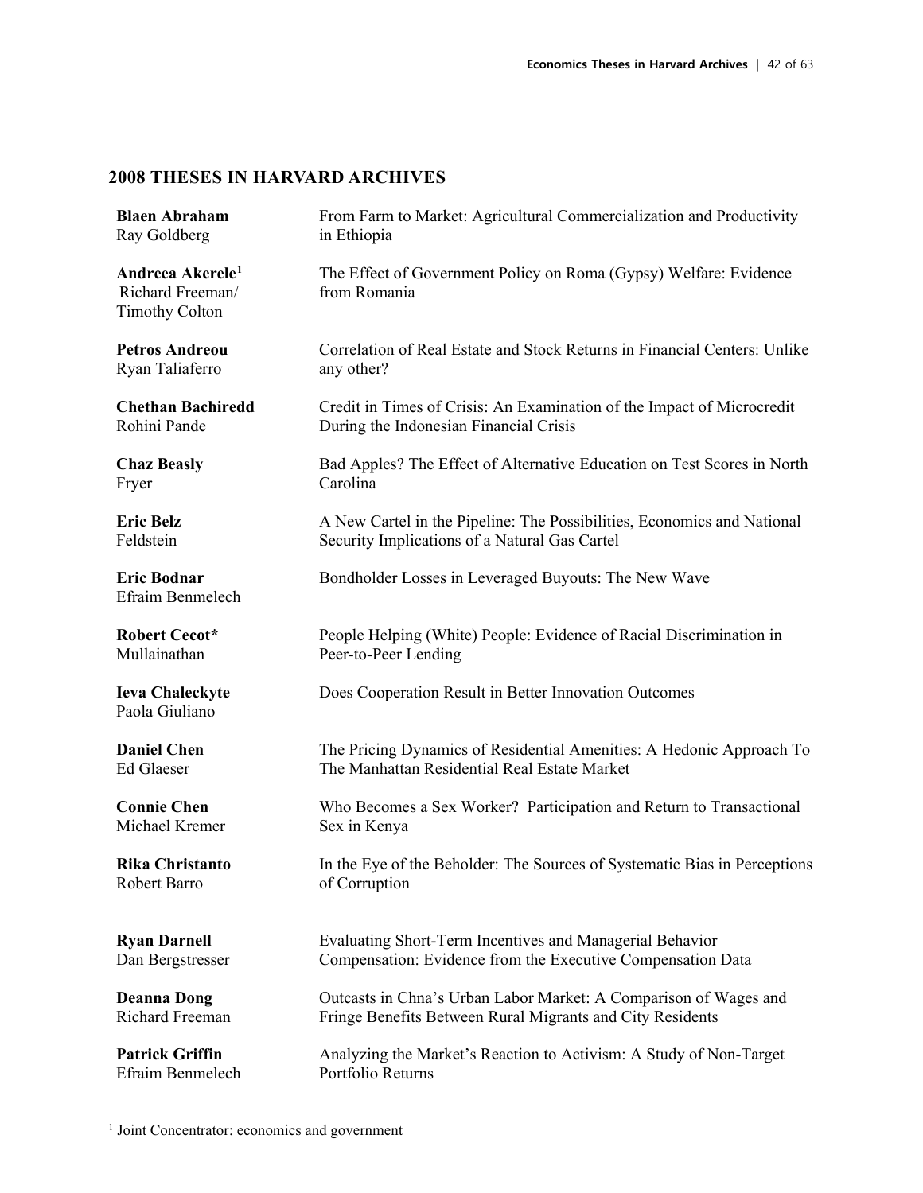## 2008 THESES IN HARVARD ARCHIVES

| | |
|---|---|
| **Blaen Abraham**<br>Ray Goldberg | From Farm to Market: Agricultural Commercialization and Productivity in Ethiopia |
| **Andreea Akerele**[1]<br>Richard Freeman/<br>Timothy Colton | The Effect of Government Policy on Roma (Gypsy) Welfare: Evidence from Romania |
| **Petros Andreou**<br>Ryan Taliaferro | Correlation of Real Estate and Stock Returns in Financial Centers: Unlike any other? |
| **Chethan Bachiredd**<br>Rohini Pande | Credit in Times of Crisis: An Examination of the Impact of Microcredit During the Indonesian Financial Crisis |
| **Chaz Beasly**<br>Fryer | Bad Apples? The Effect of Alternative Education on Test Scores in North Carolina |
| **Eric Belz**<br>Feldstein | A New Cartel in the Pipeline: The Possibilities, Economics and National Security Implications of a Natural Gas Cartel |
| **Eric Bodnar**<br>Efraim Benmelech | Bondholder Losses in Leveraged Buyouts: The New Wave |
| **Robert Cecot***<br>Mullainathan | People Helping (White) People: Evidence of Racial Discrimination in Peer-to-Peer Lending |
| **Ieva Chaleckyte**<br>Paola Giuliano | Does Cooperation Result in Better Innovation Outcomes |
| **Daniel Chen**<br>Ed Glaeser | The Pricing Dynamics of Residential Amenities: A Hedonic Approach To The Manhattan Residential Real Estate Market |
| **Connie Chen**<br>Michael Kremer | Who Becomes a Sex Worker? Participation and Return to Transactional Sex in Kenya |
| **Rika Christanto**<br>Robert Barro | In the Eye of the Beholder: The Sources of Systematic Bias in Perceptions of Corruption |
| **Ryan Darnell**<br>Dan Bergstresser | Evaluating Short-Term Incentives and Managerial Behavior Compensation: Evidence from the Executive Compensation Data |
| **Deanna Dong**<br>Richard Freeman | Outcasts in Chna's Urban Labor Market: A Comparison of Wages and Fringe Benefits Between Rural Migrants and City Residents |
| **Patrick Griffin**<br>Efraim Benmelech | Analyzing the Market's Reaction to Activism: A Study of Non-Target Portfolio Returns |

[1] Joint Concentrator: economics and government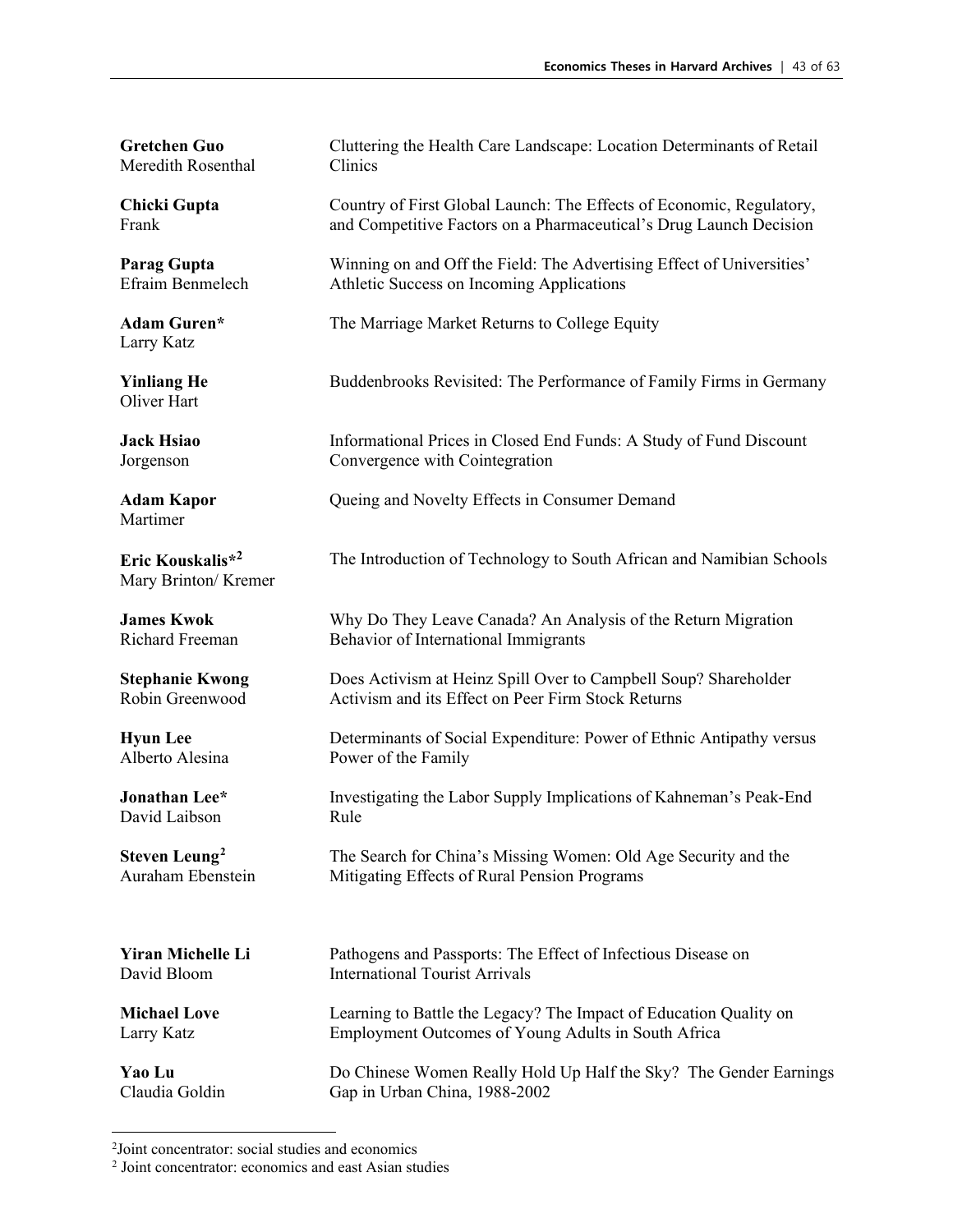**Gretchen Guo**
Meredith Rosenthal
Cluttering the Health Care Landscape: Location Determinants of Retail Clinics

**Chicki Gupta**
Frank
Country of First Global Launch: The Effects of Economic, Regulatory, and Competitive Factors on a Pharmaceutical's Drug Launch Decision

**Parag Gupta**
Efraim Benmelech
Winning on and Off the Field: The Advertising Effect of Universities' Athletic Success on Incoming Applications

**Adam Guren***
Larry Katz
The Marriage Market Returns to College Equity

**Yinliang He**
Oliver Hart
Buddenbrooks Revisited: The Performance of Family Firms in Germany

**Jack Hsiao**
Jorgenson
Informational Prices in Closed End Funds: A Study of Fund Discount Convergence with Cointegration

**Adam Kapor**
Martimer
Queing and Novelty Effects in Consumer Demand

**Eric Kouskalis***[2]
Mary Brinton/ Kremer
The Introduction of Technology to South African and Namibian Schools

**James Kwok**
Richard Freeman
Why Do They Leave Canada? An Analysis of the Return Migration Behavior of International Immigrants

**Stephanie Kwong**
Robin Greenwood
Does Activism at Heinz Spill Over to Campbell Soup? Shareholder Activism and its Effect on Peer Firm Stock Returns

**Hyun Lee**
Alberto Alesina
Determinants of Social Expenditure: Power of Ethnic Antipathy versus Power of the Family

**Jonathan Lee***
David Laibson
Investigating the Labor Supply Implications of Kahneman's Peak-End Rule

**Steven Leung**[2]
Auraham Ebenstein
The Search for China's Missing Women: Old Age Security and the Mitigating Effects of Rural Pension Programs

**Yiran Michelle Li**
David Bloom
Pathogens and Passports: The Effect of Infectious Disease on International Tourist Arrivals

**Michael Love**
Larry Katz
Learning to Battle the Legacy? The Impact of Education Quality on Employment Outcomes of Young Adults in South Africa

**Yao Lu**
Claudia Goldin
Do Chinese Women Really Hold Up Half the Sky? The Gender Earnings Gap in Urban China, 1988-2002

---

[2]Joint concentrator: social studies and economics

[2] Joint concentrator: economics and east Asian studies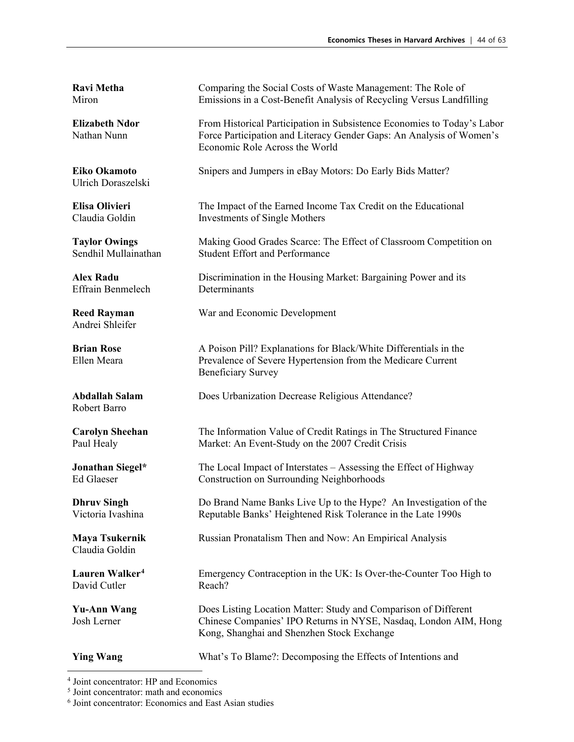**Ravi Metha**
Miron

Comparing the Social Costs of Waste Management: The Role of Emissions in a Cost-Benefit Analysis of Recycling Versus Landfilling

**Elizabeth Ndor**
Nathan Nunn

From Historical Participation in Subsistence Economies to Today's Labor Force Participation and Literacy Gender Gaps: An Analysis of Women's Economic Role Across the World

**Eiko Okamoto**
Ulrich Doraszelski

Snipers and Jumpers in eBay Motors: Do Early Bids Matter?

**Elisa Olivieri**
Claudia Goldin

The Impact of the Earned Income Tax Credit on the Educational Investments of Single Mothers

**Taylor Owings**
Sendhil Mullainathan

Making Good Grades Scarce: The Effect of Classroom Competition on Student Effort and Performance

**Alex Radu**
Effrain Benmelech

Discrimination in the Housing Market: Bargaining Power and its Determinants

**Reed Rayman**
Andrei Shleifer

War and Economic Development

**Brian Rose**
Ellen Meara

A Poison Pill? Explanations for Black/White Differentials in the Prevalence of Severe Hypertension from the Medicare Current Beneficiary Survey

**Abdallah Salam**
Robert Barro

Does Urbanization Decrease Religious Attendance?

**Carolyn Sheehan**
Paul Healy

The Information Value of Credit Ratings in The Structured Finance Market: An Event-Study on the 2007 Credit Crisis

**Jonathan Siegel***
Ed Glaeser

The Local Impact of Interstates – Assessing the Effect of Highway Construction on Surrounding Neighborhoods

**Dhruv Singh**
Victoria Ivashina

Do Brand Name Banks Live Up to the Hype? An Investigation of the Reputable Banks' Heightened Risk Tolerance in the Late 1990s

**Maya Tsukernik**
Claudia Goldin

Russian Pronatalism Then and Now: An Empirical Analysis

**Lauren Walker**[4]
David Cutler

Emergency Contraception in the UK: Is Over-the-Counter Too High to Reach?

**Yu-Ann Wang**
Josh Lerner

Does Listing Location Matter: Study and Comparison of Different Chinese Companies' IPO Returns in NYSE, Nasdaq, London AIM, Hong Kong, Shanghai and Shenzhen Stock Exchange

**Ying Wang**

What's To Blame?: Decomposing the Effects of Intentions and

---

[4] Joint concentrator: HP and Economics
[5] Joint concentrator: math and economics
[6] Joint concentrator: Economics and East Asian studies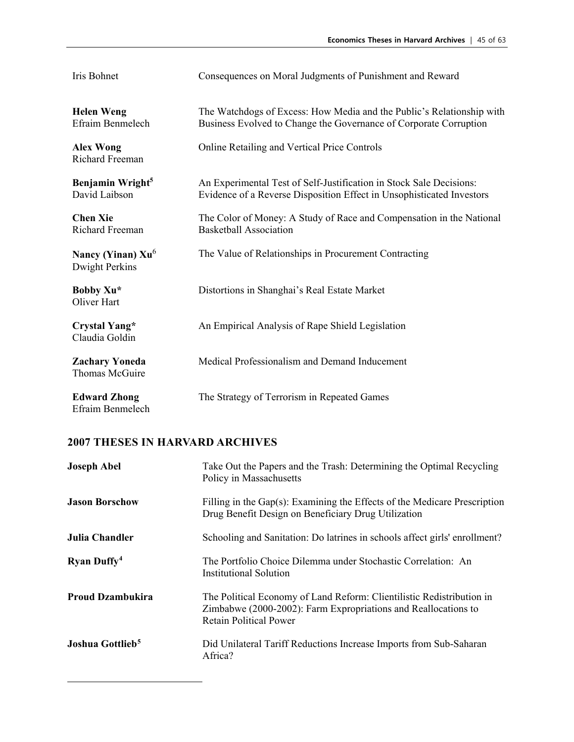| | |
|---|---|
| Iris Bohnet | Consequences on Moral Judgments of Punishment and Reward |
| **Helen Weng**<br>Efraim Benmelech | The Watchdogs of Excess: How Media and the Public's Relationship with Business Evolved to Change the Governance of Corporate Corruption |
| **Alex Wong**<br>Richard Freeman | Online Retailing and Vertical Price Controls |
| **Benjamin Wright**[5]<br>David Laibson | An Experimental Test of Self-Justification in Stock Sale Decisions: Evidence of a Reverse Disposition Effect in Unsophisticated Investors |
| **Chen Xie**<br>Richard Freeman | The Color of Money: A Study of Race and Compensation in the National Basketball Association |
| **Nancy (Yinan) Xu**[6]<br>Dwight Perkins | The Value of Relationships in Procurement Contracting |
| **Bobby Xu***<br>Oliver Hart | Distortions in Shanghai's Real Estate Market |
| **Crystal Yang***<br>Claudia Goldin | An Empirical Analysis of Rape Shield Legislation |
| **Zachary Yoneda**<br>Thomas McGuire | Medical Professionalism and Demand Inducement |
| **Edward Zhong**<br>Efraim Benmelech | The Strategy of Terrorism in Repeated Games |

## 2007 THESES IN HARVARD ARCHIVES

| | |
|---|---|
| **Joseph Abel** | Take Out the Papers and the Trash: Determining the Optimal Recycling Policy in Massachusetts |
| **Jason Borschow** | Filling in the Gap(s): Examining the Effects of the Medicare Prescription Drug Benefit Design on Beneficiary Drug Utilization |
| **Julia Chandler** | Schooling and Sanitation: Do latrines in schools affect girls' enrollment? |
| **Ryan Duffy**[4] | The Portfolio Choice Dilemma under Stochastic Correlation: An Institutional Solution |
| **Proud Dzambukira** | The Political Economy of Land Reform: Clientilistic Redistribution in Zimbabwe (2000-2002): Farm Expropriations and Reallocations to Retain Political Power |
| **Joshua Gottlieb**[5] | Did Unilateral Tariff Reductions Increase Imports from Sub-Saharan Africa? |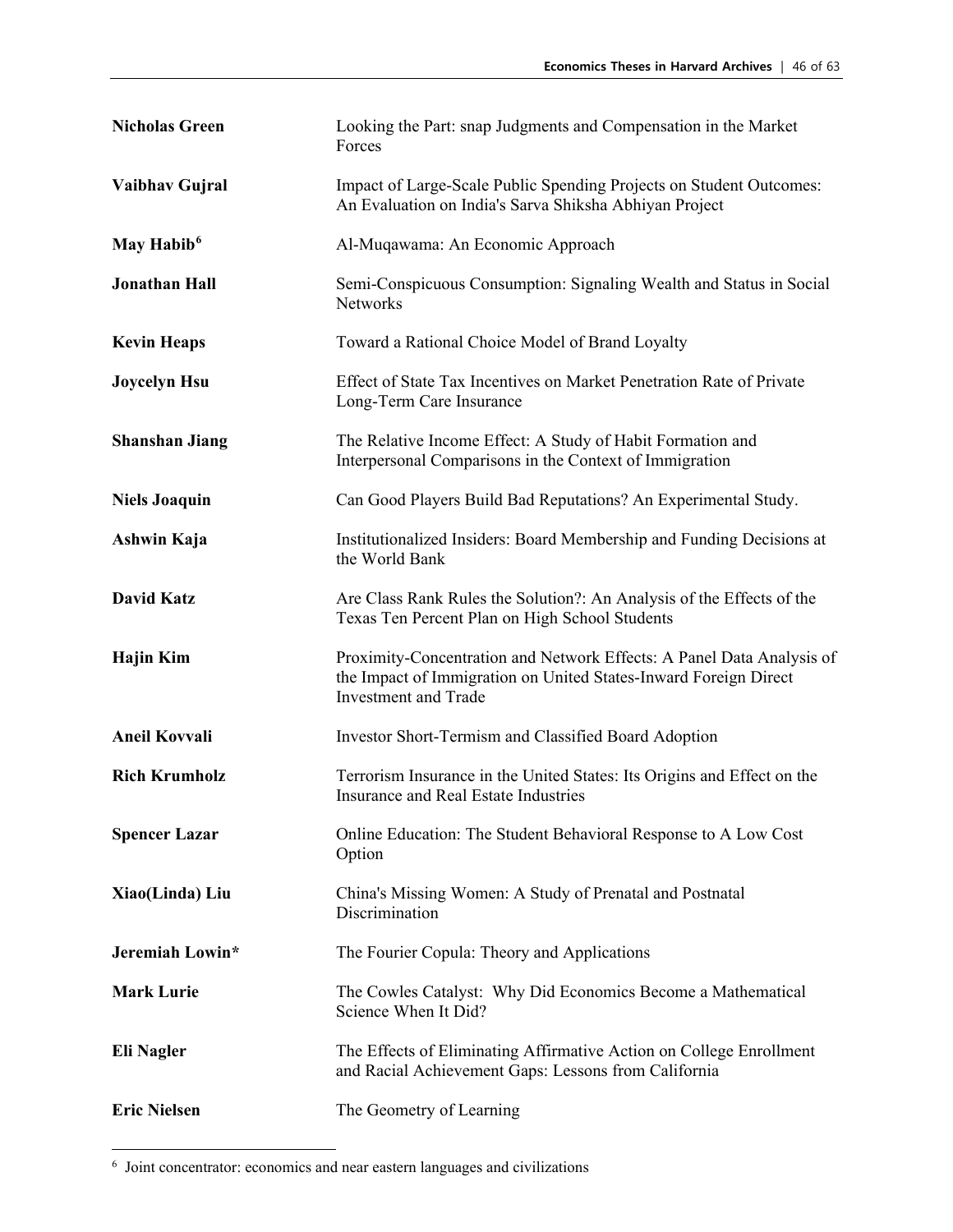| | |
|---|---|
| **Nicholas Green** | Looking the Part: snap Judgments and Compensation in the Market Forces |
| **Vaibhav Gujral** | Impact of Large-Scale Public Spending Projects on Student Outcomes: An Evaluation on India's Sarva Shiksha Abhiyan Project |
| **May Habib**[6] | Al-Muqawama: An Economic Approach |
| **Jonathan Hall** | Semi-Conspicuous Consumption: Signaling Wealth and Status in Social Networks |
| **Kevin Heaps** | Toward a Rational Choice Model of Brand Loyalty |
| **Joycelyn Hsu** | Effect of State Tax Incentives on Market Penetration Rate of Private Long-Term Care Insurance |
| **Shanshan Jiang** | The Relative Income Effect: A Study of Habit Formation and Interpersonal Comparisons in the Context of Immigration |
| **Niels Joaquin** | Can Good Players Build Bad Reputations? An Experimental Study. |
| **Ashwin Kaja** | Institutionalized Insiders: Board Membership and Funding Decisions at the World Bank |
| **David Katz** | Are Class Rank Rules the Solution?: An Analysis of the Effects of the Texas Ten Percent Plan on High School Students |
| **Hajin Kim** | Proximity-Concentration and Network Effects: A Panel Data Analysis of the Impact of Immigration on United States-Inward Foreign Direct Investment and Trade |
| **Aneil Kovvali** | Investor Short-Termism and Classified Board Adoption |
| **Rich Krumholz** | Terrorism Insurance in the United States: Its Origins and Effect on the Insurance and Real Estate Industries |
| **Spencer Lazar** | Online Education: The Student Behavioral Response to A Low Cost Option |
| **Xiao(Linda) Liu** | China's Missing Women: A Study of Prenatal and Postnatal Discrimination |
| **Jeremiah Lowin*** | The Fourier Copula: Theory and Applications |
| **Mark Lurie** | The Cowles Catalyst: Why Did Economics Become a Mathematical Science When It Did? |
| **Eli Nagler** | The Effects of Eliminating Affirmative Action on College Enrollment and Racial Achievement Gaps: Lessons from California |
| **Eric Nielsen** | The Geometry of Learning |

[6] Joint concentrator: economics and near eastern languages and civilizations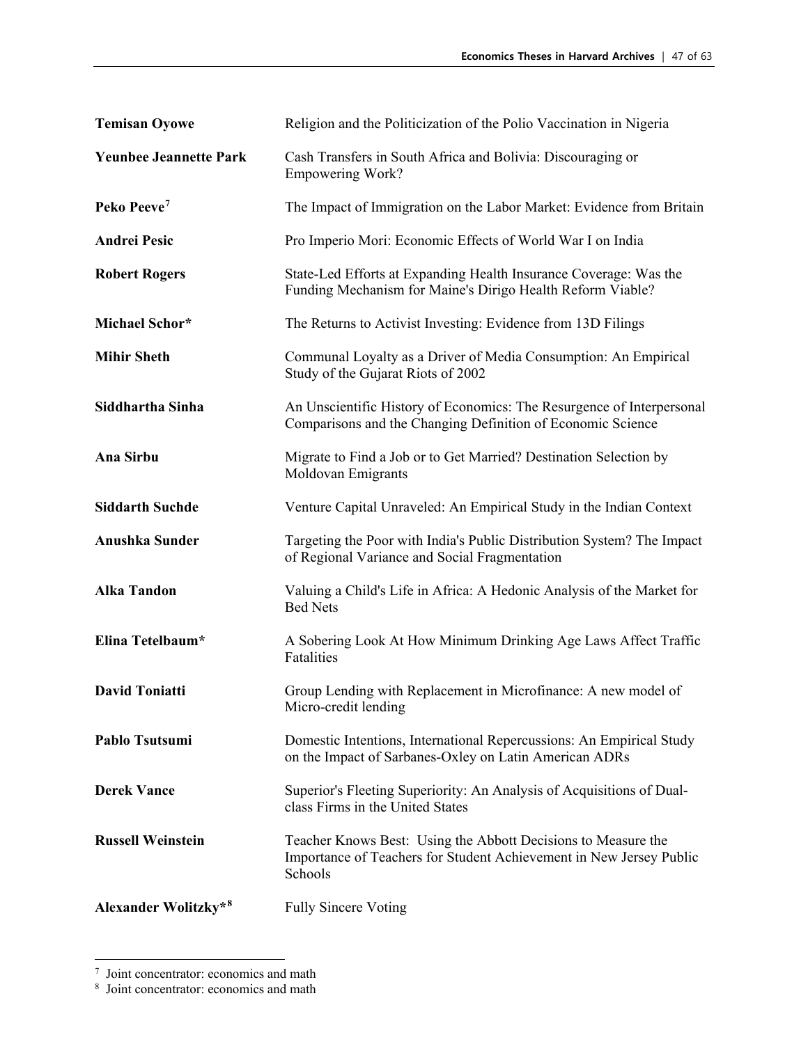| | |
|---|---|
| **Temisan Oyowe** | Religion and the Politicization of the Polio Vaccination in Nigeria |
| **Yeunbee Jeannette Park** | Cash Transfers in South Africa and Bolivia: Discouraging or Empowering Work? |
| **Peko Peeve**[7] | The Impact of Immigration on the Labor Market: Evidence from Britain |
| **Andrei Pesic** | Pro Imperio Mori: Economic Effects of World War I on India |
| **Robert Rogers** | State-Led Efforts at Expanding Health Insurance Coverage: Was the Funding Mechanism for Maine's Dirigo Health Reform Viable? |
| **Michael Schor*** | The Returns to Activist Investing: Evidence from 13D Filings |
| **Mihir Sheth** | Communal Loyalty as a Driver of Media Consumption: An Empirical Study of the Gujarat Riots of 2002 |
| **Siddhartha Sinha** | An Unscientific History of Economics: The Resurgence of Interpersonal Comparisons and the Changing Definition of Economic Science |
| **Ana Sirbu** | Migrate to Find a Job or to Get Married? Destination Selection by Moldovan Emigrants |
| **Siddarth Suchde** | Venture Capital Unraveled: An Empirical Study in the Indian Context |
| **Anushka Sunder** | Targeting the Poor with India's Public Distribution System? The Impact of Regional Variance and Social Fragmentation |
| **Alka Tandon** | Valuing a Child's Life in Africa: A Hedonic Analysis of the Market for Bed Nets |
| **Elina Tetelbaum*** | A Sobering Look At How Minimum Drinking Age Laws Affect Traffic Fatalities |
| **David Toniatti** | Group Lending with Replacement in Microfinance: A new model of Micro-credit lending |
| **Pablo Tsutsumi** | Domestic Intentions, International Repercussions: An Empirical Study on the Impact of Sarbanes-Oxley on Latin American ADRs |
| **Derek Vance** | Superior's Fleeting Superiority: An Analysis of Acquisitions of Dual-class Firms in the United States |
| **Russell Weinstein** | Teacher Knows Best: Using the Abbott Decisions to Measure the Importance of Teachers for Student Achievement in New Jersey Public Schools |
| **Alexander Wolitzky***[8] | Fully Sincere Voting |

[7] Joint concentrator: economics and math

[8] Joint concentrator: economics and math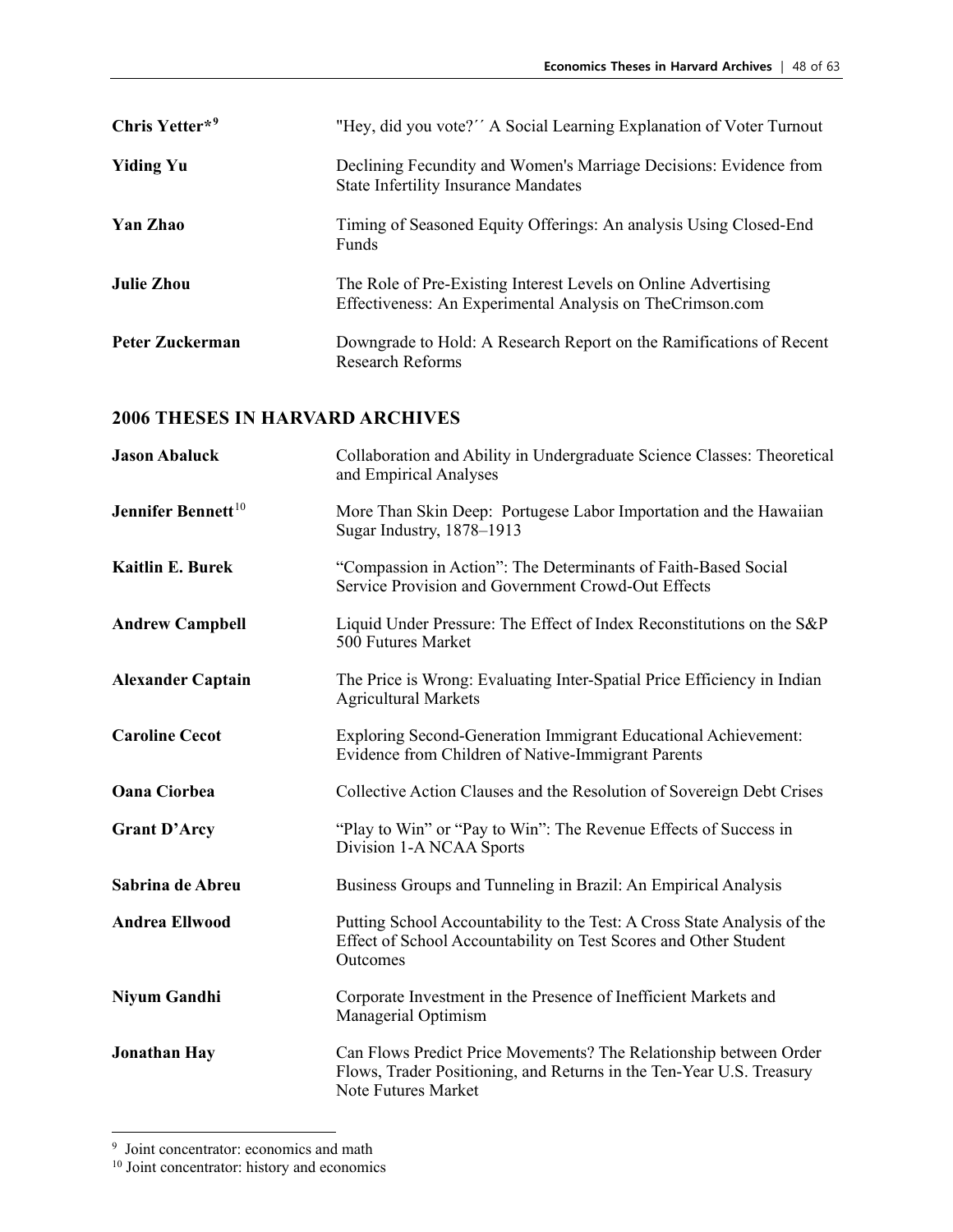| | |
|---|---|
| **Chris Yetter*[9]** | "Hey, did you vote?´´ A Social Learning Explanation of Voter Turnout |
| **Yiding Yu** | Declining Fecundity and Women's Marriage Decisions: Evidence from State Infertility Insurance Mandates |
| **Yan Zhao** | Timing of Seasoned Equity Offerings: An analysis Using Closed-End Funds |
| **Julie Zhou** | The Role of Pre-Existing Interest Levels on Online Advertising Effectiveness: An Experimental Analysis on TheCrimson.com |
| **Peter Zuckerman** | Downgrade to Hold: A Research Report on the Ramifications of Recent Research Reforms |

## 2006 THESES IN HARVARD ARCHIVES

| | |
|---|---|
| **Jason Abaluck** | Collaboration and Ability in Undergraduate Science Classes: Theoretical and Empirical Analyses |
| **Jennifer Bennett**[10] | More Than Skin Deep: Portugese Labor Importation and the Hawaiian Sugar Industry, 1878–1913 |
| **Kaitlin E. Burek** | "Compassion in Action": The Determinants of Faith-Based Social Service Provision and Government Crowd-Out Effects |
| **Andrew Campbell** | Liquid Under Pressure: The Effect of Index Reconstitutions on the S&P 500 Futures Market |
| **Alexander Captain** | The Price is Wrong: Evaluating Inter-Spatial Price Efficiency in Indian Agricultural Markets |
| **Caroline Cecot** | Exploring Second-Generation Immigrant Educational Achievement: Evidence from Children of Native-Immigrant Parents |
| **Oana Ciorbea** | Collective Action Clauses and the Resolution of Sovereign Debt Crises |
| **Grant D'Arcy** | "Play to Win" or "Pay to Win": The Revenue Effects of Success in Division 1-A NCAA Sports |
| **Sabrina de Abreu** | Business Groups and Tunneling in Brazil: An Empirical Analysis |
| **Andrea Ellwood** | Putting School Accountability to the Test: A Cross State Analysis of the Effect of School Accountability on Test Scores and Other Student Outcomes |
| **Niyum Gandhi** | Corporate Investment in the Presence of Inefficient Markets and Managerial Optimism |
| **Jonathan Hay** | Can Flows Predict Price Movements? The Relationship between Order Flows, Trader Positioning, and Returns in the Ten-Year U.S. Treasury Note Futures Market |

---

[9] Joint concentrator: economics and math

[10] Joint concentrator: history and economics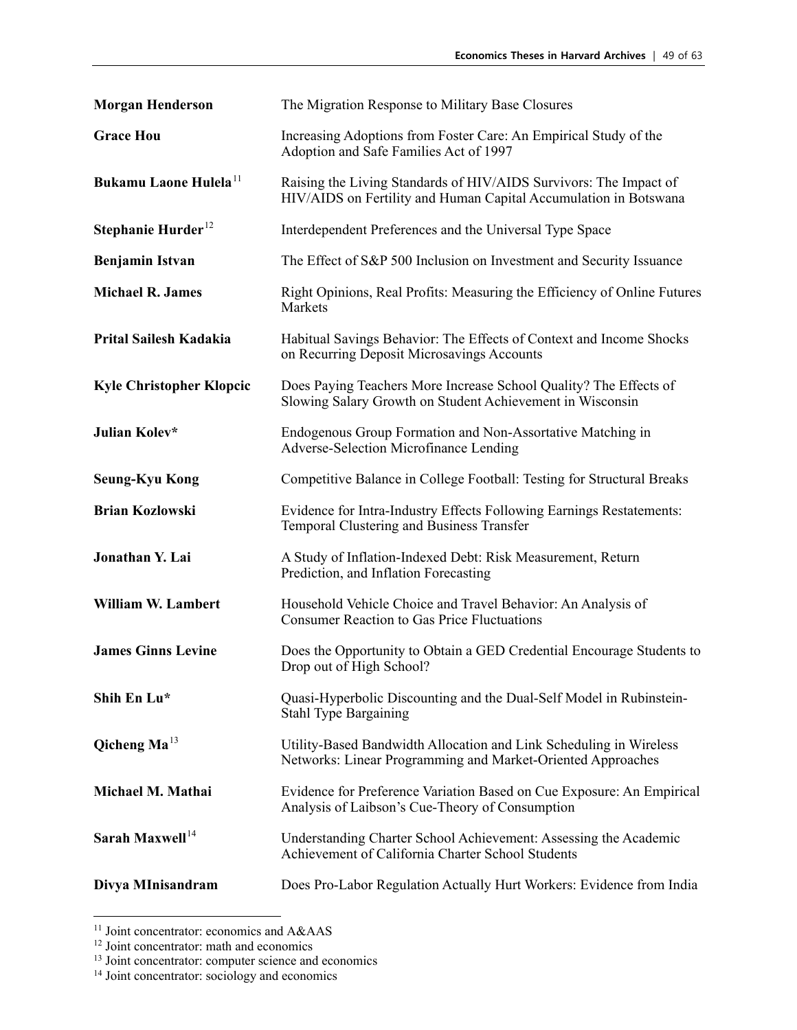| | |
|---|---|
| **Morgan Henderson** | The Migration Response to Military Base Closures |
| **Grace Hou** | Increasing Adoptions from Foster Care: An Empirical Study of the Adoption and Safe Families Act of 1997 |
| **Bukamu Laone Hulela**[11] | Raising the Living Standards of HIV/AIDS Survivors: The Impact of HIV/AIDS on Fertility and Human Capital Accumulation in Botswana |
| **Stephanie Hurder**[12] | Interdependent Preferences and the Universal Type Space |
| **Benjamin Istvan** | The Effect of S&P 500 Inclusion on Investment and Security Issuance |
| **Michael R. James** | Right Opinions, Real Profits: Measuring the Efficiency of Online Futures Markets |
| **Prital Sailesh Kadakia** | Habitual Savings Behavior: The Effects of Context and Income Shocks on Recurring Deposit Microsavings Accounts |
| **Kyle Christopher Klopcic** | Does Paying Teachers More Increase School Quality? The Effects of Slowing Salary Growth on Student Achievement in Wisconsin |
| **Julian Kolev*** | Endogenous Group Formation and Non-Assortative Matching in Adverse-Selection Microfinance Lending |
| **Seung-Kyu Kong** | Competitive Balance in College Football: Testing for Structural Breaks |
| **Brian Kozlowski** | Evidence for Intra-Industry Effects Following Earnings Restatements: Temporal Clustering and Business Transfer |
| **Jonathan Y. Lai** | A Study of Inflation-Indexed Debt: Risk Measurement, Return Prediction, and Inflation Forecasting |
| **William W. Lambert** | Household Vehicle Choice and Travel Behavior: An Analysis of Consumer Reaction to Gas Price Fluctuations |
| **James Ginns Levine** | Does the Opportunity to Obtain a GED Credential Encourage Students to Drop out of High School? |
| **Shih En Lu*** | Quasi-Hyperbolic Discounting and the Dual-Self Model in Rubinstein-Stahl Type Bargaining |
| **Qicheng Ma**[13] | Utility-Based Bandwidth Allocation and Link Scheduling in Wireless Networks: Linear Programming and Market-Oriented Approaches |
| **Michael M. Mathai** | Evidence for Preference Variation Based on Cue Exposure: An Empirical Analysis of Laibson's Cue-Theory of Consumption |
| **Sarah Maxwell**[14] | Understanding Charter School Achievement: Assessing the Academic Achievement of California Charter School Students |
| **Divya MInisandram** | Does Pro-Labor Regulation Actually Hurt Workers: Evidence from India |

[11] Joint concentrator: economics and A&AAS

[12] Joint concentrator: math and economics

[13] Joint concentrator: computer science and economics

[14] Joint concentrator: sociology and economics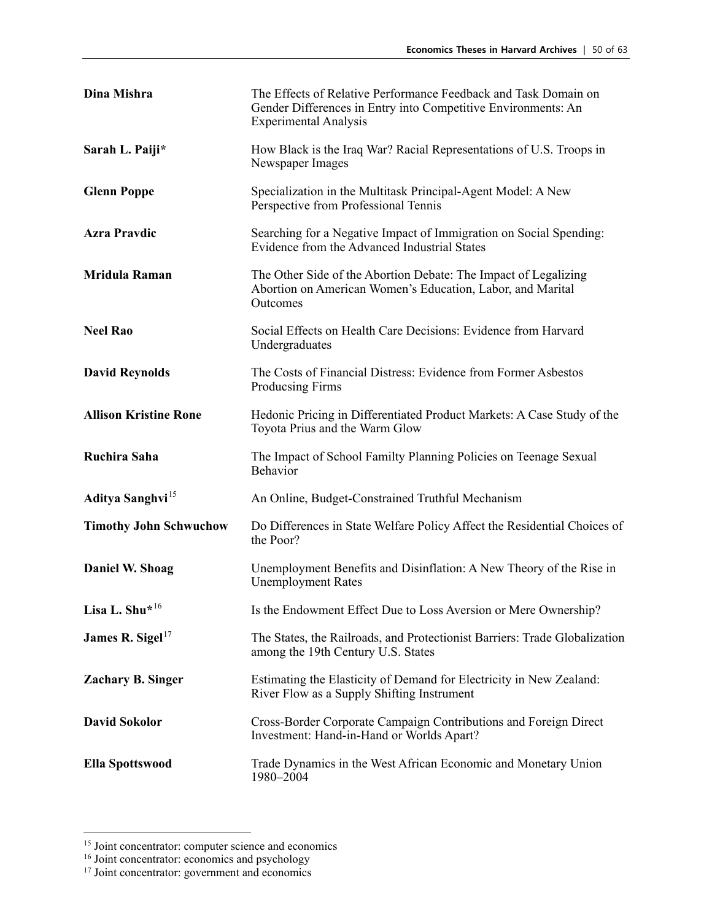| | |
|---|---|
| **Dina Mishra** | The Effects of Relative Performance Feedback and Task Domain on Gender Differences in Entry into Competitive Environments: An Experimental Analysis |
| **Sarah L. Paiji*** | How Black is the Iraq War? Racial Representations of U.S. Troops in Newspaper Images |
| **Glenn Poppe** | Specialization in the Multitask Principal-Agent Model: A New Perspective from Professional Tennis |
| **Azra Pravdic** | Searching for a Negative Impact of Immigration on Social Spending: Evidence from the Advanced Industrial States |
| **Mridula Raman** | The Other Side of the Abortion Debate: The Impact of Legalizing Abortion on American Women's Education, Labor, and Marital Outcomes |
| **Neel Rao** | Social Effects on Health Care Decisions: Evidence from Harvard Undergraduates |
| **David Reynolds** | The Costs of Financial Distress: Evidence from Former Asbestos Producsing Firms |
| **Allison Kristine Rone** | Hedonic Pricing in Differentiated Product Markets: A Case Study of the Toyota Prius and the Warm Glow |
| **Ruchira Saha** | The Impact of School Familty Planning Policies on Teenage Sexual Behavior |
| **Aditya Sanghvi**[15] | An Online, Budget-Constrained Truthful Mechanism |
| **Timothy John Schwuchow** | Do Differences in State Welfare Policy Affect the Residential Choices of the Poor? |
| **Daniel W. Shoag** | Unemployment Benefits and Disinflation: A New Theory of the Rise in Unemployment Rates |
| **Lisa L. Shu***[16] | Is the Endowment Effect Due to Loss Aversion or Mere Ownership? |
| **James R. Sigel**[17] | The States, the Railroads, and Protectionist Barriers: Trade Globalization among the 19th Century U.S. States |
| **Zachary B. Singer** | Estimating the Elasticity of Demand for Electricity in New Zealand: River Flow as a Supply Shifting Instrument |
| **David Sokolor** | Cross-Border Corporate Campaign Contributions and Foreign Direct Investment: Hand-in-Hand or Worlds Apart? |
| **Ella Spottswood** | Trade Dynamics in the West African Economic and Monetary Union 1980–2004 |

[15] Joint concentrator: computer science and economics

[16] Joint concentrator: economics and psychology

[17] Joint concentrator: government and economics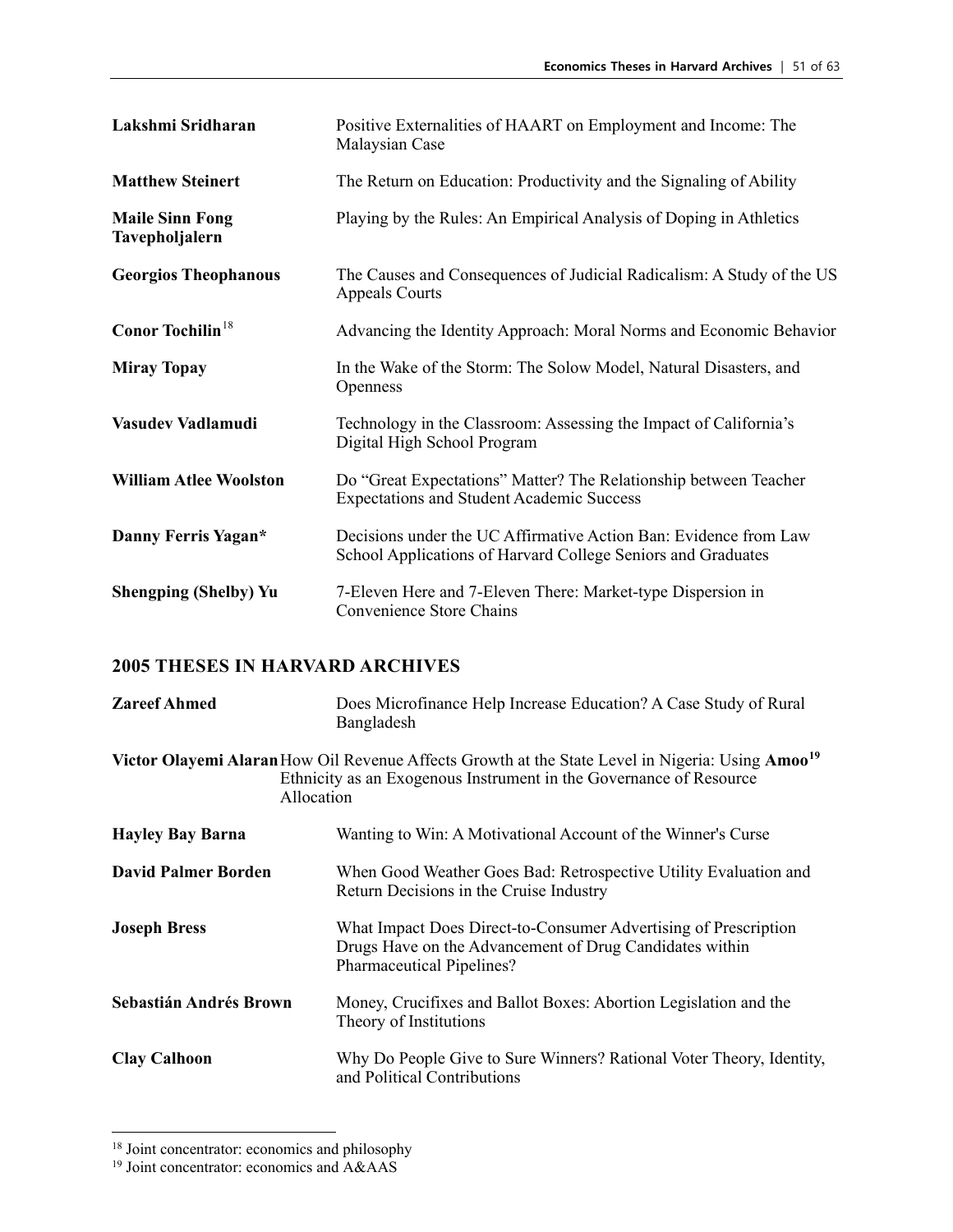**Lakshmi Sridharan** Positive Externalities of HAART on Employment and Income: The Malaysian Case

**Matthew Steinert** The Return on Education: Productivity and the Signaling of Ability

**Maile Sinn Fong Tavepholjalern** Playing by the Rules: An Empirical Analysis of Doping in Athletics

**Georgios Theophanous** The Causes and Consequences of Judicial Radicalism: A Study of the US Appeals Courts

**Conor Tochilin**[18] Advancing the Identity Approach: Moral Norms and Economic Behavior

**Miray Topay** In the Wake of the Storm: The Solow Model, Natural Disasters, and Openness

**Vasudev Vadlamudi** Technology in the Classroom: Assessing the Impact of California's Digital High School Program

**William Atlee Woolston** Do "Great Expectations" Matter? The Relationship between Teacher Expectations and Student Academic Success

**Danny Ferris Yagan*** Decisions under the UC Affirmative Action Ban: Evidence from Law School Applications of Harvard College Seniors and Graduates

**Shengping (Shelby) Yu** 7-Eleven Here and 7-Eleven There: Market-type Dispersion in Convenience Store Chains

## 2005 THESES IN HARVARD ARCHIVES

**Zareef Ahmed** Does Microfinance Help Increase Education? A Case Study of Rural Bangladesh

**Victor Olayemi Alaran** How Oil Revenue Affects Growth at the State Level in Nigeria: Using **Amoo**[19] Ethnicity as an Exogenous Instrument in the Governance of Resource Allocation

**Hayley Bay Barna** Wanting to Win: A Motivational Account of the Winner's Curse

**David Palmer Borden** When Good Weather Goes Bad: Retrospective Utility Evaluation and Return Decisions in the Cruise Industry

**Joseph Bress** What Impact Does Direct-to-Consumer Advertising of Prescription Drugs Have on the Advancement of Drug Candidates within Pharmaceutical Pipelines?

**Sebastián Andrés Brown** Money, Crucifixes and Ballot Boxes: Abortion Legislation and the Theory of Institutions

**Clay Calhoon** Why Do People Give to Sure Winners? Rational Voter Theory, Identity, and Political Contributions

---

[18] Joint concentrator: economics and philosophy

[19] Joint concentrator: economics and A&AAS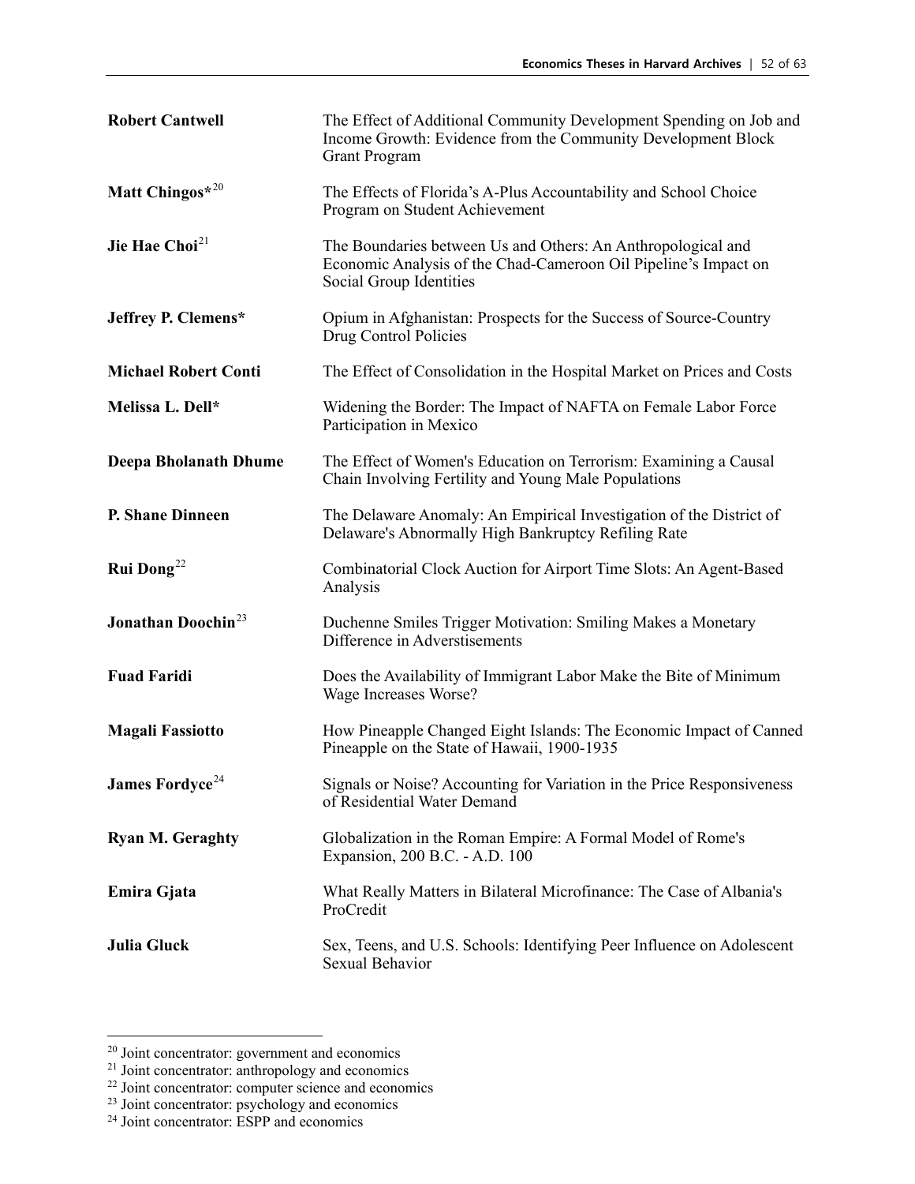| | |
|---|---|
| **Robert Cantwell** | The Effect of Additional Community Development Spending on Job and Income Growth: Evidence from the Community Development Block Grant Program |
| **Matt Chingos***[20] | The Effects of Florida's A-Plus Accountability and School Choice Program on Student Achievement |
| **Jie Hae Choi**[21] | The Boundaries between Us and Others: An Anthropological and Economic Analysis of the Chad-Cameroon Oil Pipeline's Impact on Social Group Identities |
| **Jeffrey P. Clemens*** | Opium in Afghanistan: Prospects for the Success of Source-Country Drug Control Policies |
| **Michael Robert Conti** | The Effect of Consolidation in the Hospital Market on Prices and Costs |
| **Melissa L. Dell*** | Widening the Border: The Impact of NAFTA on Female Labor Force Participation in Mexico |
| **Deepa Bholanath Dhume** | The Effect of Women's Education on Terrorism: Examining a Causal Chain Involving Fertility and Young Male Populations |
| **P. Shane Dinneen** | The Delaware Anomaly: An Empirical Investigation of the District of Delaware's Abnormally High Bankruptcy Refiling Rate |
| **Rui Dong**[22] | Combinatorial Clock Auction for Airport Time Slots: An Agent-Based Analysis |
| **Jonathan Doochin**[23] | Duchenne Smiles Trigger Motivation: Smiling Makes a Monetary Difference in Adverstisements |
| **Fuad Faridi** | Does the Availability of Immigrant Labor Make the Bite of Minimum Wage Increases Worse? |
| **Magali Fassiotto** | How Pineapple Changed Eight Islands: The Economic Impact of Canned Pineapple on the State of Hawaii, 1900-1935 |
| **James Fordyce**[24] | Signals or Noise? Accounting for Variation in the Price Responsiveness of Residential Water Demand |
| **Ryan M. Geraghty** | Globalization in the Roman Empire: A Formal Model of Rome's Expansion, 200 B.C. - A.D. 100 |
| **Emira Gjata** | What Really Matters in Bilateral Microfinance: The Case of Albania's ProCredit |
| **Julia Gluck** | Sex, Teens, and U.S. Schools: Identifying Peer Influence on Adolescent Sexual Behavior |

---

[20] Joint concentrator: government and economics
[21] Joint concentrator: anthropology and economics
[22] Joint concentrator: computer science and economics
[23] Joint concentrator: psychology and economics
[24] Joint concentrator: ESPP and economics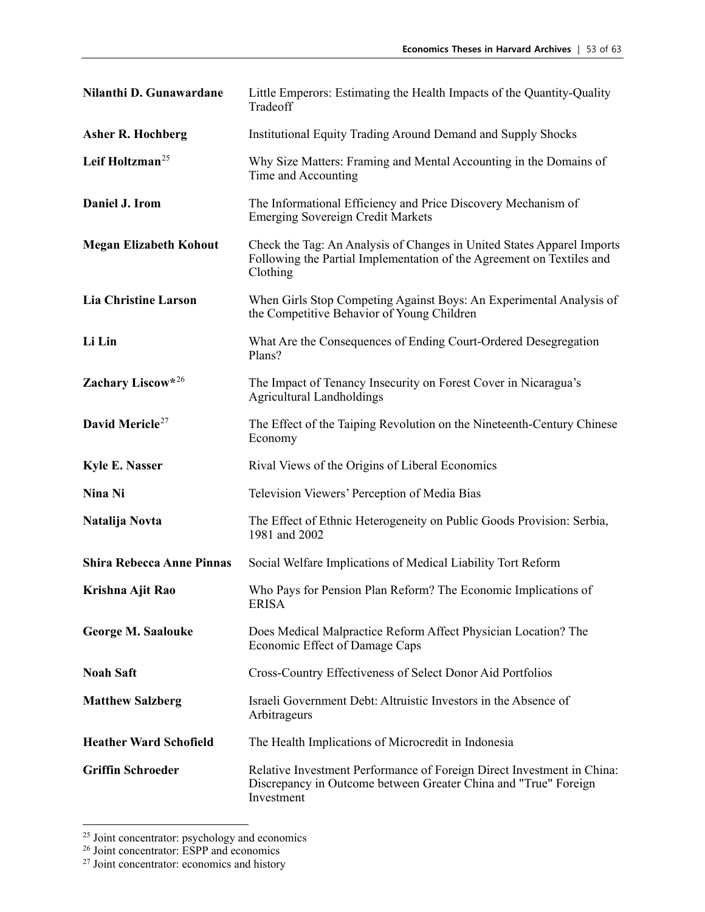| | |
|---|---|
| **Nilanthi D. Gunawardane** | Little Emperors: Estimating the Health Impacts of the Quantity-Quality Tradeoff |
| **Asher R. Hochberg** | Institutional Equity Trading Around Demand and Supply Shocks |
| **Leif Holtzman**[25] | Why Size Matters: Framing and Mental Accounting in the Domains of Time and Accounting |
| **Daniel J. Irom** | The Informational Efficiency and Price Discovery Mechanism of Emerging Sovereign Credit Markets |
| **Megan Elizabeth Kohout** | Check the Tag: An Analysis of Changes in United States Apparel Imports Following the Partial Implementation of the Agreement on Textiles and Clothing |
| **Lia Christine Larson** | When Girls Stop Competing Against Boys: An Experimental Analysis of the Competitive Behavior of Young Children |
| **Li Lin** | What Are the Consequences of Ending Court-Ordered Desegregation Plans? |
| **Zachary Liscow***[26] | The Impact of Tenancy Insecurity on Forest Cover in Nicaragua's Agricultural Landholdings |
| **David Mericle**[27] | The Effect of the Taiping Revolution on the Nineteenth-Century Chinese Economy |
| **Kyle E. Nasser** | Rival Views of the Origins of Liberal Economics |
| **Nina Ni** | Television Viewers' Perception of Media Bias |
| **Natalija Novta** | The Effect of Ethnic Heterogeneity on Public Goods Provision: Serbia, 1981 and 2002 |
| **Shira Rebecca Anne Pinnas** | Social Welfare Implications of Medical Liability Tort Reform |
| **Krishna Ajit Rao** | Who Pays for Pension Plan Reform? The Economic Implications of ERISA |
| **George M. Saalouke** | Does Medical Malpractice Reform Affect Physician Location? The Economic Effect of Damage Caps |
| **Noah Saft** | Cross-Country Effectiveness of Select Donor Aid Portfolios |
| **Matthew Salzberg** | Israeli Government Debt: Altruistic Investors in the Absence of Arbitrageurs |
| **Heather Ward Schofield** | The Health Implications of Microcredit in Indonesia |
| **Griffin Schroeder** | Relative Investment Performance of Foreign Direct Investment in China: Discrepancy in Outcome between Greater China and "True" Foreign Investment |

[25] Joint concentrator: psychology and economics

[26] Joint concentrator: ESPP and economics

[27] Joint concentrator: economics and history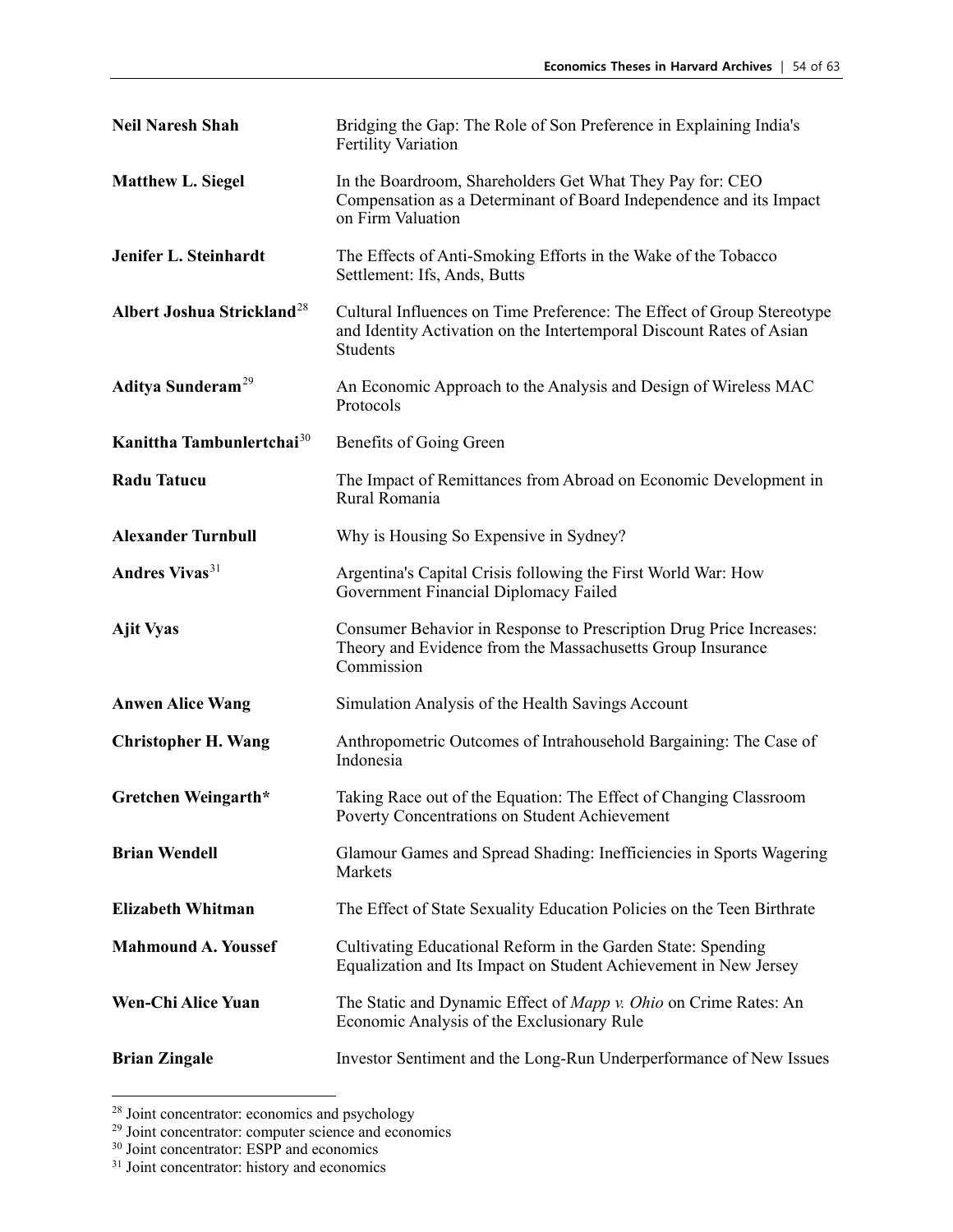| | |
|---|---|
| **Neil Naresh Shah** | Bridging the Gap: The Role of Son Preference in Explaining India's Fertility Variation |
| **Matthew L. Siegel** | In the Boardroom, Shareholders Get What They Pay for: CEO Compensation as a Determinant of Board Independence and its Impact on Firm Valuation |
| **Jenifer L. Steinhardt** | The Effects of Anti-Smoking Efforts in the Wake of the Tobacco Settlement: Ifs, Ands, Butts |
| **Albert Joshua Strickland**[28] | Cultural Influences on Time Preference: The Effect of Group Stereotype and Identity Activation on the Intertemporal Discount Rates of Asian Students |
| **Aditya Sunderam**[29] | An Economic Approach to the Analysis and Design of Wireless MAC Protocols |
| **Kanittha Tambunlertchai**[30] | Benefits of Going Green |
| **Radu Tatucu** | The Impact of Remittances from Abroad on Economic Development in Rural Romania |
| **Alexander Turnbull** | Why is Housing So Expensive in Sydney? |
| **Andres Vivas**[31] | Argentina's Capital Crisis following the First World War: How Government Financial Diplomacy Failed |
| **Ajit Vyas** | Consumer Behavior in Response to Prescription Drug Price Increases: Theory and Evidence from the Massachusetts Group Insurance Commission |
| **Anwen Alice Wang** | Simulation Analysis of the Health Savings Account |
| **Christopher H. Wang** | Anthropometric Outcomes of Intrahousehold Bargaining: The Case of Indonesia |
| **Gretchen Weingarth*** | Taking Race out of the Equation: The Effect of Changing Classroom Poverty Concentrations on Student Achievement |
| **Brian Wendell** | Glamour Games and Spread Shading: Inefficiencies in Sports Wagering Markets |
| **Elizabeth Whitman** | The Effect of State Sexuality Education Policies on the Teen Birthrate |
| **Mahmound A. Youssef** | Cultivating Educational Reform in the Garden State: Spending Equalization and Its Impact on Student Achievement in New Jersey |
| **Wen-Chi Alice Yuan** | The Static and Dynamic Effect of *Mapp v. Ohio* on Crime Rates: An Economic Analysis of the Exclusionary Rule |
| **Brian Zingale** | Investor Sentiment and the Long-Run Underperformance of New Issues |

[28] Joint concentrator: economics and psychology
[29] Joint concentrator: computer science and economics
[30] Joint concentrator: ESPP and economics
[31] Joint concentrator: history and economics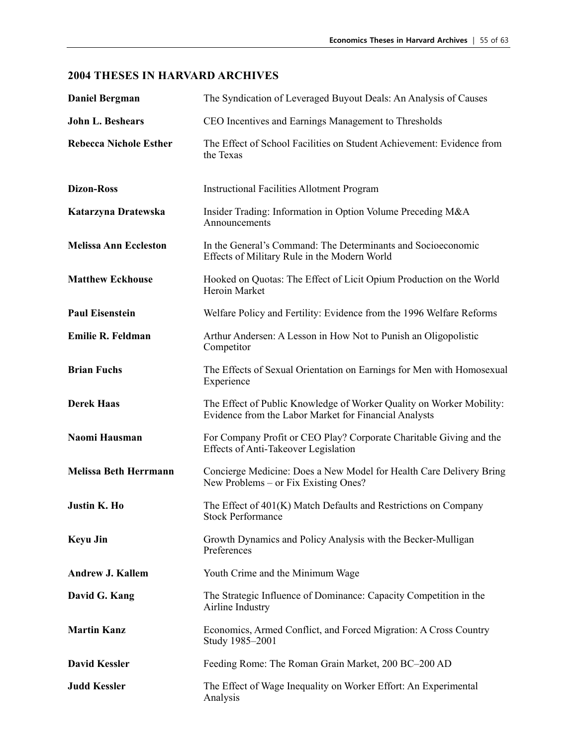## 2004 THESES IN HARVARD ARCHIVES

| | |
|---|---|
| **Daniel Bergman** | The Syndication of Leveraged Buyout Deals: An Analysis of Causes |
| **John L. Beshears** | CEO Incentives and Earnings Management to Thresholds |
| **Rebecca Nichole Esther** | The Effect of School Facilities on Student Achievement: Evidence from the Texas |
| **Dizon-Ross** | Instructional Facilities Allotment Program |
| **Katarzyna Dratewska** | Insider Trading: Information in Option Volume Preceding M&A Announcements |
| **Melissa Ann Eccleston** | In the General's Command: The Determinants and Socioeconomic Effects of Military Rule in the Modern World |
| **Matthew Eckhouse** | Hooked on Quotas: The Effect of Licit Opium Production on the World Heroin Market |
| **Paul Eisenstein** | Welfare Policy and Fertility: Evidence from the 1996 Welfare Reforms |
| **Emilie R. Feldman** | Arthur Andersen: A Lesson in How Not to Punish an Oligopolistic Competitor |
| **Brian Fuchs** | The Effects of Sexual Orientation on Earnings for Men with Homosexual Experience |
| **Derek Haas** | The Effect of Public Knowledge of Worker Quality on Worker Mobility: Evidence from the Labor Market for Financial Analysts |
| **Naomi Hausman** | For Company Profit or CEO Play? Corporate Charitable Giving and the Effects of Anti-Takeover Legislation |
| **Melissa Beth Herrmann** | Concierge Medicine: Does a New Model for Health Care Delivery Bring New Problems – or Fix Existing Ones? |
| **Justin K. Ho** | The Effect of 401(K) Match Defaults and Restrictions on Company Stock Performance |
| **Keyu Jin** | Growth Dynamics and Policy Analysis with the Becker-Mulligan Preferences |
| **Andrew J. Kallem** | Youth Crime and the Minimum Wage |
| **David G. Kang** | The Strategic Influence of Dominance: Capacity Competition in the Airline Industry |
| **Martin Kanz** | Economics, Armed Conflict, and Forced Migration: A Cross Country Study 1985–2001 |
| **David Kessler** | Feeding Rome: The Roman Grain Market, 200 BC–200 AD |
| **Judd Kessler** | The Effect of Wage Inequality on Worker Effort: An Experimental Analysis |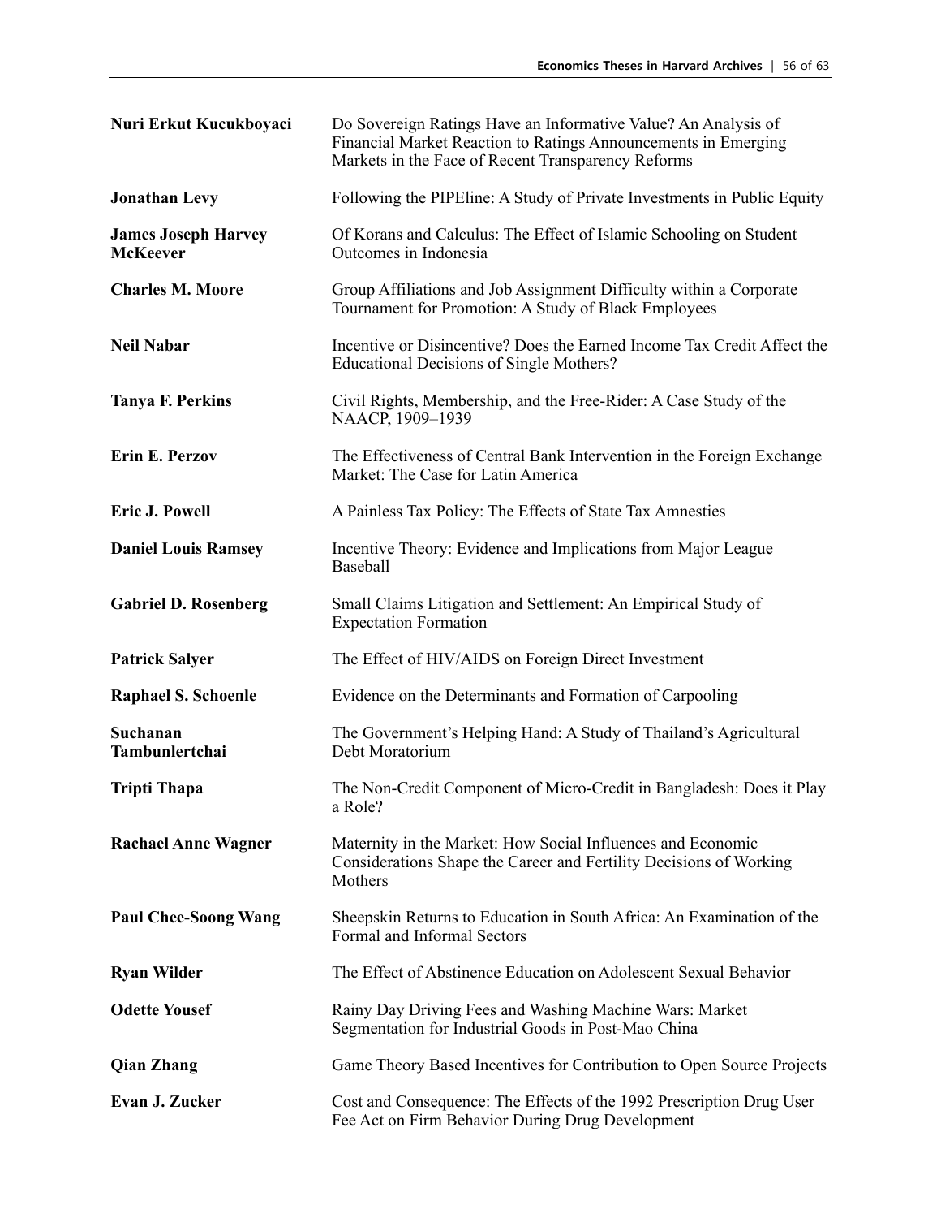| | |
|---|---|
| **Nuri Erkut Kucukboyaci** | Do Sovereign Ratings Have an Informative Value? An Analysis of Financial Market Reaction to Ratings Announcements in Emerging Markets in the Face of Recent Transparency Reforms |
| **Jonathan Levy** | Following the PIPEline: A Study of Private Investments in Public Equity |
| **James Joseph Harvey McKeever** | Of Korans and Calculus: The Effect of Islamic Schooling on Student Outcomes in Indonesia |
| **Charles M. Moore** | Group Affiliations and Job Assignment Difficulty within a Corporate Tournament for Promotion: A Study of Black Employees |
| **Neil Nabar** | Incentive or Disincentive? Does the Earned Income Tax Credit Affect the Educational Decisions of Single Mothers? |
| **Tanya F. Perkins** | Civil Rights, Membership, and the Free-Rider: A Case Study of the NAACP, 1909–1939 |
| **Erin E. Perzov** | The Effectiveness of Central Bank Intervention in the Foreign Exchange Market: The Case for Latin America |
| **Eric J. Powell** | A Painless Tax Policy: The Effects of State Tax Amnesties |
| **Daniel Louis Ramsey** | Incentive Theory: Evidence and Implications from Major League Baseball |
| **Gabriel D. Rosenberg** | Small Claims Litigation and Settlement: An Empirical Study of Expectation Formation |
| **Patrick Salyer** | The Effect of HIV/AIDS on Foreign Direct Investment |
| **Raphael S. Schoenle** | Evidence on the Determinants and Formation of Carpooling |
| **Suchanan Tambunlertchai** | The Government's Helping Hand: A Study of Thailand's Agricultural Debt Moratorium |
| **Tripti Thapa** | The Non-Credit Component of Micro-Credit in Bangladesh: Does it Play a Role? |
| **Rachael Anne Wagner** | Maternity in the Market: How Social Influences and Economic Considerations Shape the Career and Fertility Decisions of Working Mothers |
| **Paul Chee-Soong Wang** | Sheepskin Returns to Education in South Africa: An Examination of the Formal and Informal Sectors |
| **Ryan Wilder** | The Effect of Abstinence Education on Adolescent Sexual Behavior |
| **Odette Yousef** | Rainy Day Driving Fees and Washing Machine Wars: Market Segmentation for Industrial Goods in Post-Mao China |
| **Qian Zhang** | Game Theory Based Incentives for Contribution to Open Source Projects |
| **Evan J. Zucker** | Cost and Consequence: The Effects of the 1992 Prescription Drug User Fee Act on Firm Behavior During Drug Development |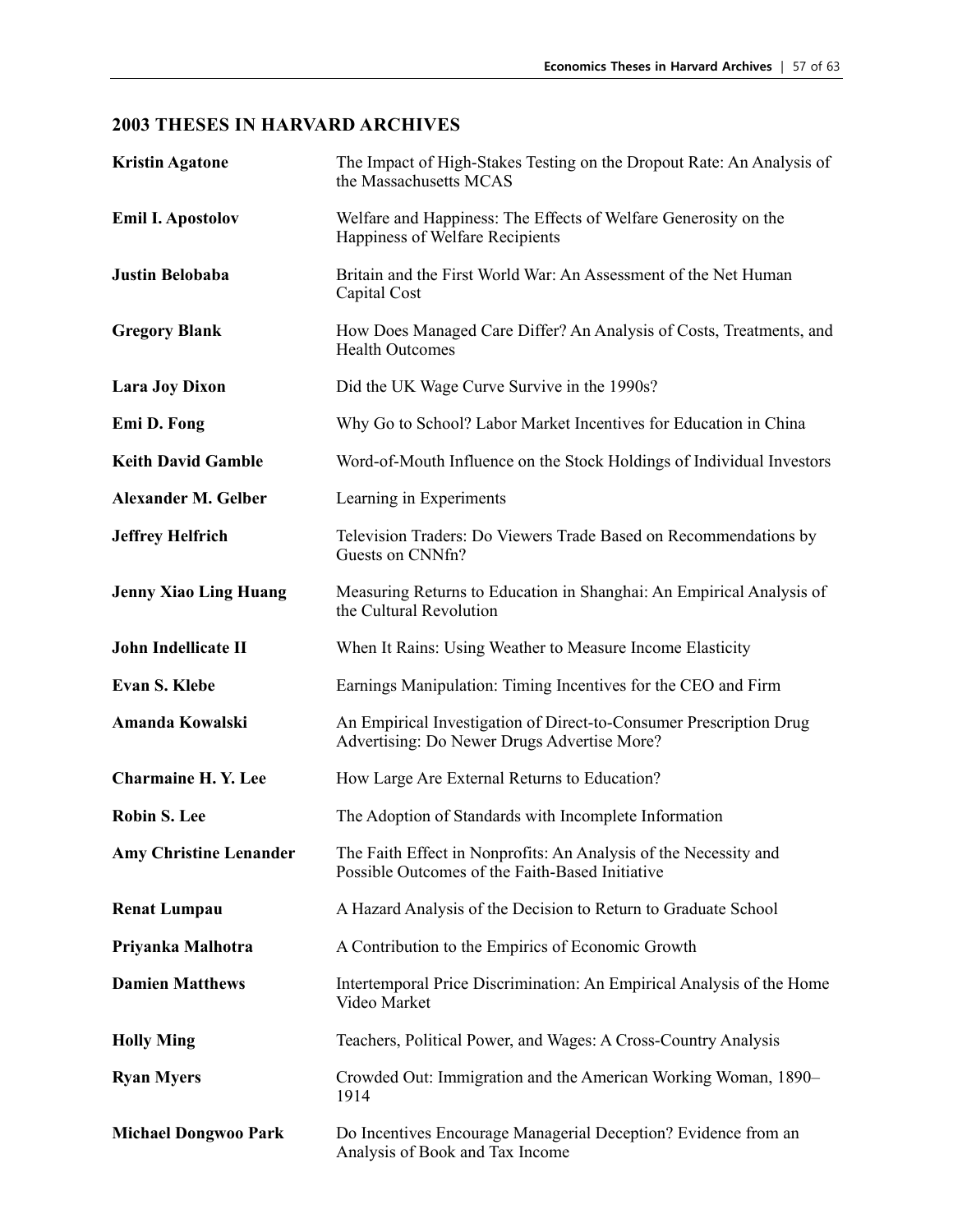## 2003 THESES IN HARVARD ARCHIVES

| | |
|---|---|
| **Kristin Agatone** | The Impact of High-Stakes Testing on the Dropout Rate: An Analysis of the Massachusetts MCAS |
| **Emil I. Apostolov** | Welfare and Happiness: The Effects of Welfare Generosity on the Happiness of Welfare Recipients |
| **Justin Belobaba** | Britain and the First World War: An Assessment of the Net Human Capital Cost |
| **Gregory Blank** | How Does Managed Care Differ? An Analysis of Costs, Treatments, and Health Outcomes |
| **Lara Joy Dixon** | Did the UK Wage Curve Survive in the 1990s? |
| **Emi D. Fong** | Why Go to School? Labor Market Incentives for Education in China |
| **Keith David Gamble** | Word-of-Mouth Influence on the Stock Holdings of Individual Investors |
| **Alexander M. Gelber** | Learning in Experiments |
| **Jeffrey Helfrich** | Television Traders: Do Viewers Trade Based on Recommendations by Guests on CNNfn? |
| **Jenny Xiao Ling Huang** | Measuring Returns to Education in Shanghai: An Empirical Analysis of the Cultural Revolution |
| **John Indellicate II** | When It Rains: Using Weather to Measure Income Elasticity |
| **Evan S. Klebe** | Earnings Manipulation: Timing Incentives for the CEO and Firm |
| **Amanda Kowalski** | An Empirical Investigation of Direct-to-Consumer Prescription Drug Advertising: Do Newer Drugs Advertise More? |
| **Charmaine H. Y. Lee** | How Large Are External Returns to Education? |
| **Robin S. Lee** | The Adoption of Standards with Incomplete Information |
| **Amy Christine Lenander** | The Faith Effect in Nonprofits: An Analysis of the Necessity and Possible Outcomes of the Faith-Based Initiative |
| **Renat Lumpau** | A Hazard Analysis of the Decision to Return to Graduate School |
| **Priyanka Malhotra** | A Contribution to the Empirics of Economic Growth |
| **Damien Matthews** | Intertemporal Price Discrimination: An Empirical Analysis of the Home Video Market |
| **Holly Ming** | Teachers, Political Power, and Wages: A Cross-Country Analysis |
| **Ryan Myers** | Crowded Out: Immigration and the American Working Woman, 1890–1914 |
| **Michael Dongwoo Park** | Do Incentives Encourage Managerial Deception? Evidence from an Analysis of Book and Tax Income |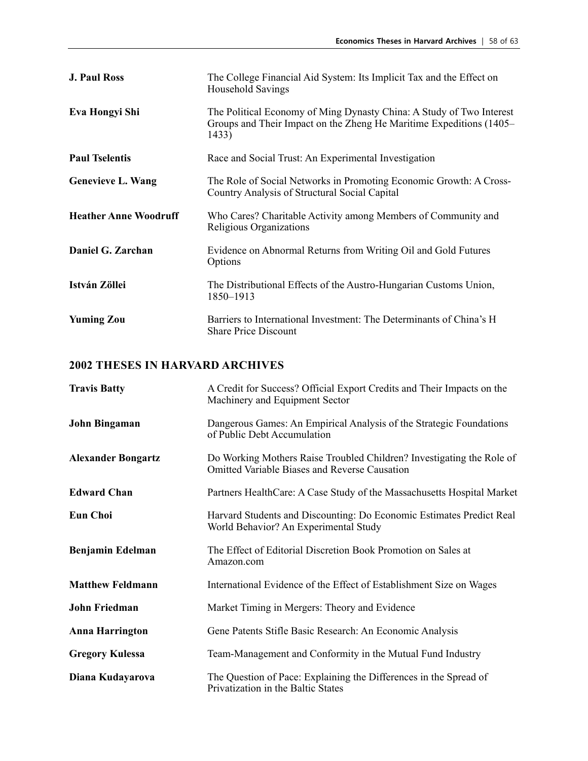**J. Paul Ross** The College Financial Aid System: Its Implicit Tax and the Effect on Household Savings

**Eva Hongyi Shi** The Political Economy of Ming Dynasty China: A Study of Two Interest Groups and Their Impact on the Zheng He Maritime Expeditions (1405–1433)

**Paul Tselentis** Race and Social Trust: An Experimental Investigation

**Genevieve L. Wang** The Role of Social Networks in Promoting Economic Growth: A Cross-Country Analysis of Structural Social Capital

**Heather Anne Woodruff** Who Cares? Charitable Activity among Members of Community and Religious Organizations

**Daniel G. Zarchan** Evidence on Abnormal Returns from Writing Oil and Gold Futures Options

**István Zöllei** The Distributional Effects of the Austro-Hungarian Customs Union, 1850–1913

**Yuming Zou** Barriers to International Investment: The Determinants of China's H Share Price Discount

## 2002 THESES IN HARVARD ARCHIVES

**Travis Batty** A Credit for Success? Official Export Credits and Their Impacts on the Machinery and Equipment Sector

**John Bingaman** Dangerous Games: An Empirical Analysis of the Strategic Foundations of Public Debt Accumulation

**Alexander Bongartz** Do Working Mothers Raise Troubled Children? Investigating the Role of Omitted Variable Biases and Reverse Causation

**Edward Chan** Partners HealthCare: A Case Study of the Massachusetts Hospital Market

**Eun Choi** Harvard Students and Discounting: Do Economic Estimates Predict Real World Behavior? An Experimental Study

**Benjamin Edelman** The Effect of Editorial Discretion Book Promotion on Sales at Amazon.com

**Matthew Feldmann** International Evidence of the Effect of Establishment Size on Wages

**John Friedman** Market Timing in Mergers: Theory and Evidence

**Anna Harrington** Gene Patents Stifle Basic Research: An Economic Analysis

**Gregory Kulessa** Team-Management and Conformity in the Mutual Fund Industry

**Diana Kudayarova** The Question of Pace: Explaining the Differences in the Spread of Privatization in the Baltic States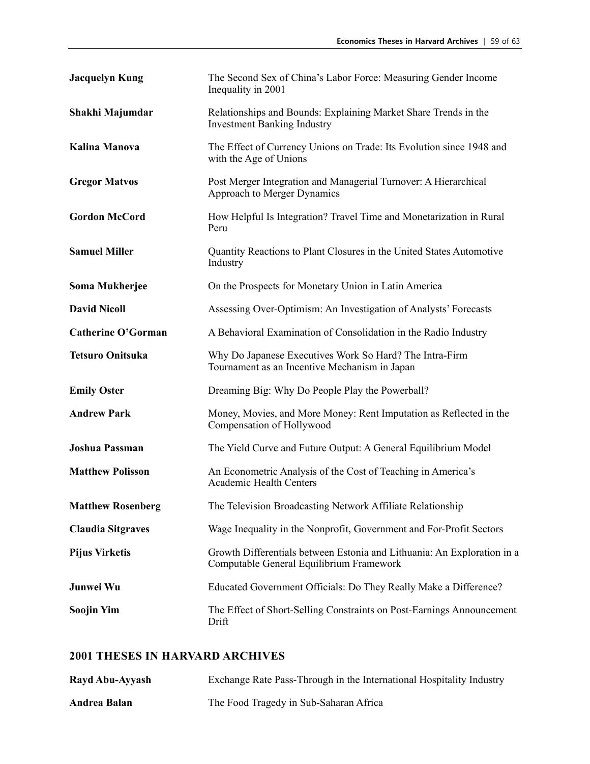| | |
|---|---|
| **Jacquelyn Kung** | The Second Sex of China's Labor Force: Measuring Gender Income Inequality in 2001 |
| **Shakhi Majumdar** | Relationships and Bounds: Explaining Market Share Trends in the Investment Banking Industry |
| **Kalina Manova** | The Effect of Currency Unions on Trade: Its Evolution since 1948 and with the Age of Unions |
| **Gregor Matvos** | Post Merger Integration and Managerial Turnover: A Hierarchical Approach to Merger Dynamics |
| **Gordon McCord** | How Helpful Is Integration? Travel Time and Monetarization in Rural Peru |
| **Samuel Miller** | Quantity Reactions to Plant Closures in the United States Automotive Industry |
| **Soma Mukherjee** | On the Prospects for Monetary Union in Latin America |
| **David Nicoll** | Assessing Over-Optimism: An Investigation of Analysts' Forecasts |
| **Catherine O'Gorman** | A Behavioral Examination of Consolidation in the Radio Industry |
| **Tetsuro Onitsuka** | Why Do Japanese Executives Work So Hard? The Intra-Firm Tournament as an Incentive Mechanism in Japan |
| **Emily Oster** | Dreaming Big: Why Do People Play the Powerball? |
| **Andrew Park** | Money, Movies, and More Money: Rent Imputation as Reflected in the Compensation of Hollywood |
| **Joshua Passman** | The Yield Curve and Future Output: A General Equilibrium Model |
| **Matthew Polisson** | An Econometric Analysis of the Cost of Teaching in America's Academic Health Centers |
| **Matthew Rosenberg** | The Television Broadcasting Network Affiliate Relationship |
| **Claudia Sitgraves** | Wage Inequality in the Nonprofit, Government and For-Profit Sectors |
| **Pijus Virketis** | Growth Differentials between Estonia and Lithuania: An Exploration in a Computable General Equilibrium Framework |
| **Junwei Wu** | Educated Government Officials: Do They Really Make a Difference? |
| **Soojin Yim** | The Effect of Short-Selling Constraints on Post-Earnings Announcement Drift |

## 2001 THESES IN HARVARD ARCHIVES

| | |
|---|---|
| **Rayd Abu-Ayyash** | Exchange Rate Pass-Through in the International Hospitality Industry |
| **Andrea Balan** | The Food Tragedy in Sub-Saharan Africa |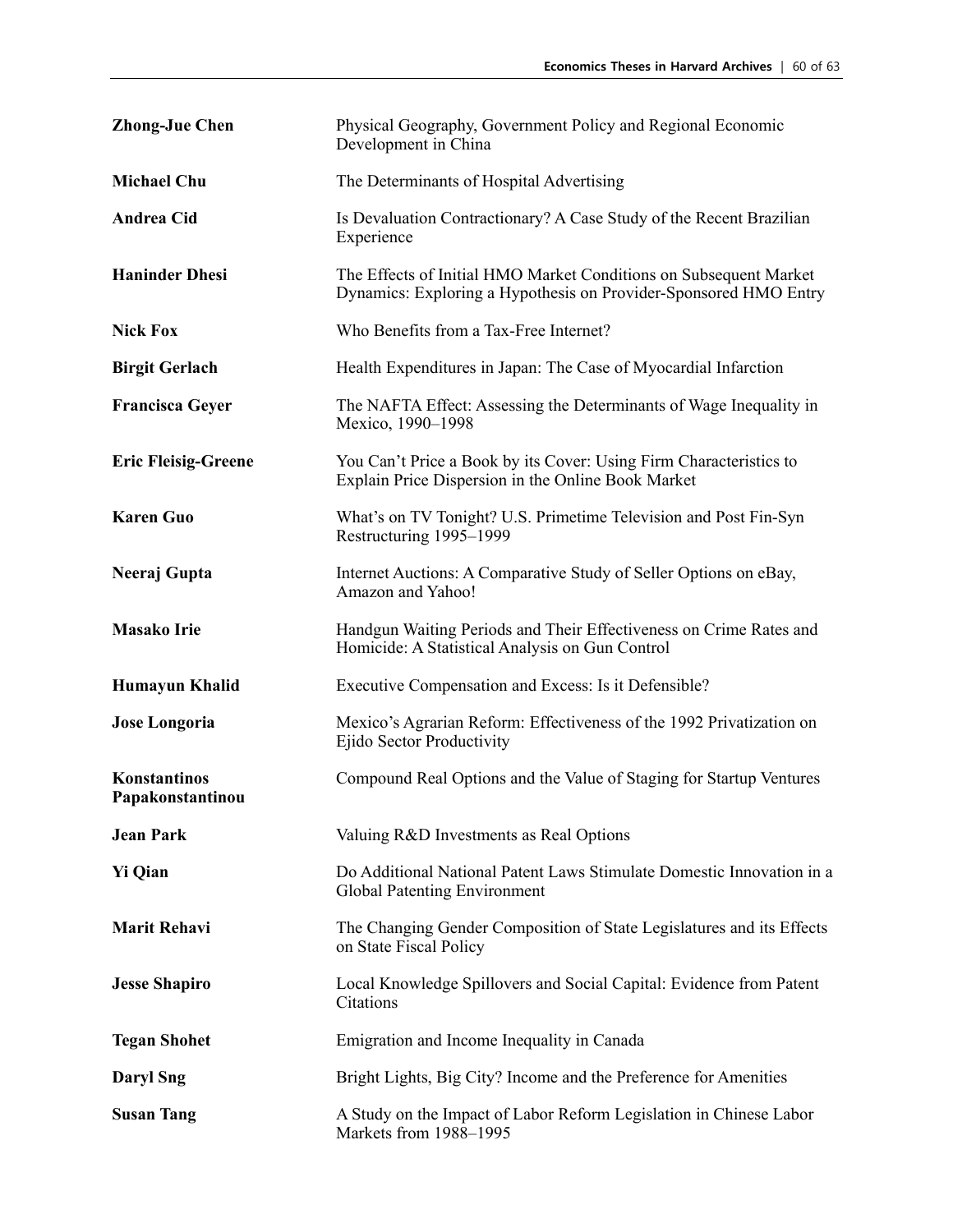**Zhong-Jue Chen** Physical Geography, Government Policy and Regional Economic Development in China

**Michael Chu** The Determinants of Hospital Advertising

**Andrea Cid** Is Devaluation Contractionary? A Case Study of the Recent Brazilian Experience

**Haninder Dhesi** The Effects of Initial HMO Market Conditions on Subsequent Market Dynamics: Exploring a Hypothesis on Provider-Sponsored HMO Entry

**Nick Fox** Who Benefits from a Tax-Free Internet?

**Birgit Gerlach** Health Expenditures in Japan: The Case of Myocardial Infarction

**Francisca Geyer** The NAFTA Effect: Assessing the Determinants of Wage Inequality in Mexico, 1990–1998

**Eric Fleisig-Greene** You Can't Price a Book by its Cover: Using Firm Characteristics to Explain Price Dispersion in the Online Book Market

**Karen Guo** What's on TV Tonight? U.S. Primetime Television and Post Fin-Syn Restructuring 1995–1999

**Neeraj Gupta** Internet Auctions: A Comparative Study of Seller Options on eBay, Amazon and Yahoo!

**Masako Irie** Handgun Waiting Periods and Their Effectiveness on Crime Rates and Homicide: A Statistical Analysis on Gun Control

**Humayun Khalid** Executive Compensation and Excess: Is it Defensible?

**Jose Longoria** Mexico's Agrarian Reform: Effectiveness of the 1992 Privatization on Ejido Sector Productivity

**Konstantinos Papakonstantinou** Compound Real Options and the Value of Staging for Startup Ventures

**Jean Park** Valuing R&D Investments as Real Options

**Yi Qian** Do Additional National Patent Laws Stimulate Domestic Innovation in a Global Patenting Environment

**Marit Rehavi** The Changing Gender Composition of State Legislatures and its Effects on State Fiscal Policy

**Jesse Shapiro** Local Knowledge Spillovers and Social Capital: Evidence from Patent Citations

**Tegan Shohet** Emigration and Income Inequality in Canada

**Daryl Sng** Bright Lights, Big City? Income and the Preference for Amenities

**Susan Tang** A Study on the Impact of Labor Reform Legislation in Chinese Labor Markets from 1988–1995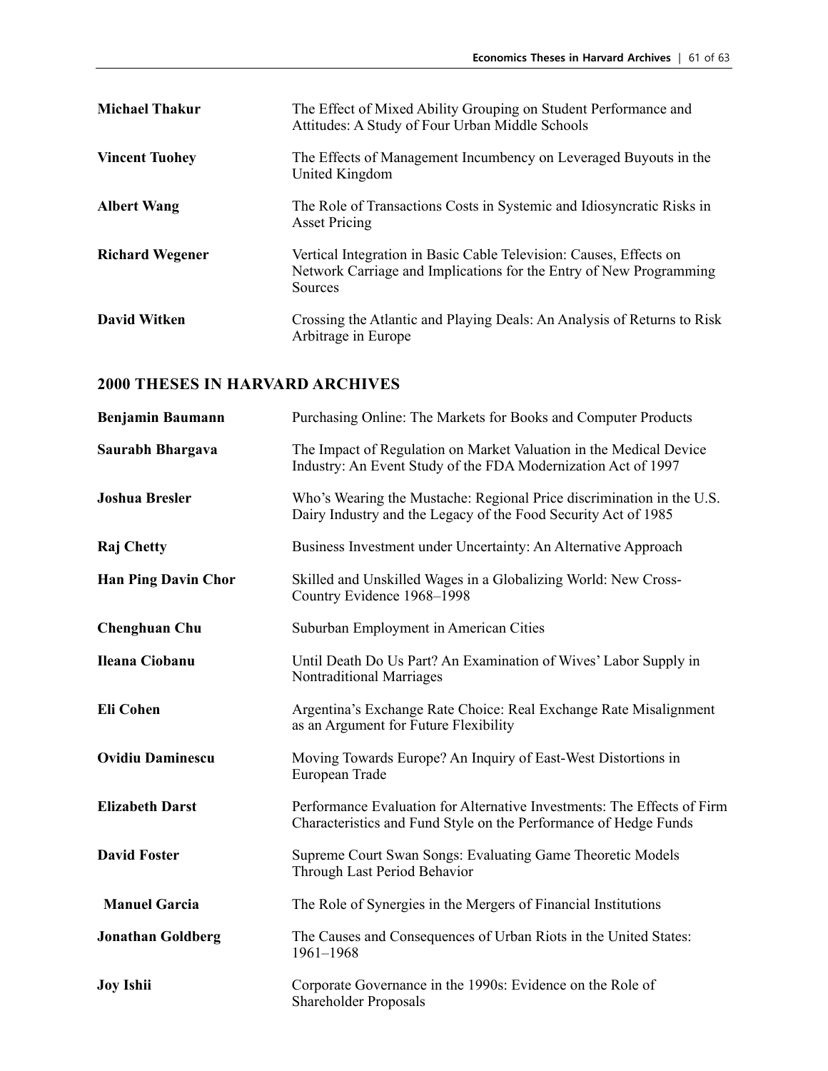**Michael Thakur** The Effect of Mixed Ability Grouping on Student Performance and Attitudes: A Study of Four Urban Middle Schools

**Vincent Tuohey** The Effects of Management Incumbency on Leveraged Buyouts in the United Kingdom

**Albert Wang** The Role of Transactions Costs in Systemic and Idiosyncratic Risks in Asset Pricing

**Richard Wegener** Vertical Integration in Basic Cable Television: Causes, Effects on Network Carriage and Implications for the Entry of New Programming Sources

**David Witken** Crossing the Atlantic and Playing Deals: An Analysis of Returns to Risk Arbitrage in Europe

## 2000 THESES IN HARVARD ARCHIVES

**Benjamin Baumann** Purchasing Online: The Markets for Books and Computer Products

**Saurabh Bhargava** The Impact of Regulation on Market Valuation in the Medical Device Industry: An Event Study of the FDA Modernization Act of 1997

**Joshua Bresler** Who's Wearing the Mustache: Regional Price discrimination in the U.S. Dairy Industry and the Legacy of the Food Security Act of 1985

**Raj Chetty** Business Investment under Uncertainty: An Alternative Approach

**Han Ping Davin Chor** Skilled and Unskilled Wages in a Globalizing World: New Cross-Country Evidence 1968–1998

**Chenghuan Chu** Suburban Employment in American Cities

**Ileana Ciobanu** Until Death Do Us Part? An Examination of Wives' Labor Supply in Nontraditional Marriages

**Eli Cohen** Argentina's Exchange Rate Choice: Real Exchange Rate Misalignment as an Argument for Future Flexibility

**Ovidiu Daminescu** Moving Towards Europe? An Inquiry of East-West Distortions in European Trade

**Elizabeth Darst** Performance Evaluation for Alternative Investments: The Effects of Firm Characteristics and Fund Style on the Performance of Hedge Funds

**David Foster** Supreme Court Swan Songs: Evaluating Game Theoretic Models Through Last Period Behavior

**Manuel Garcia** The Role of Synergies in the Mergers of Financial Institutions

**Jonathan Goldberg** The Causes and Consequences of Urban Riots in the United States: 1961–1968

**Joy Ishii** Corporate Governance in the 1990s: Evidence on the Role of Shareholder Proposals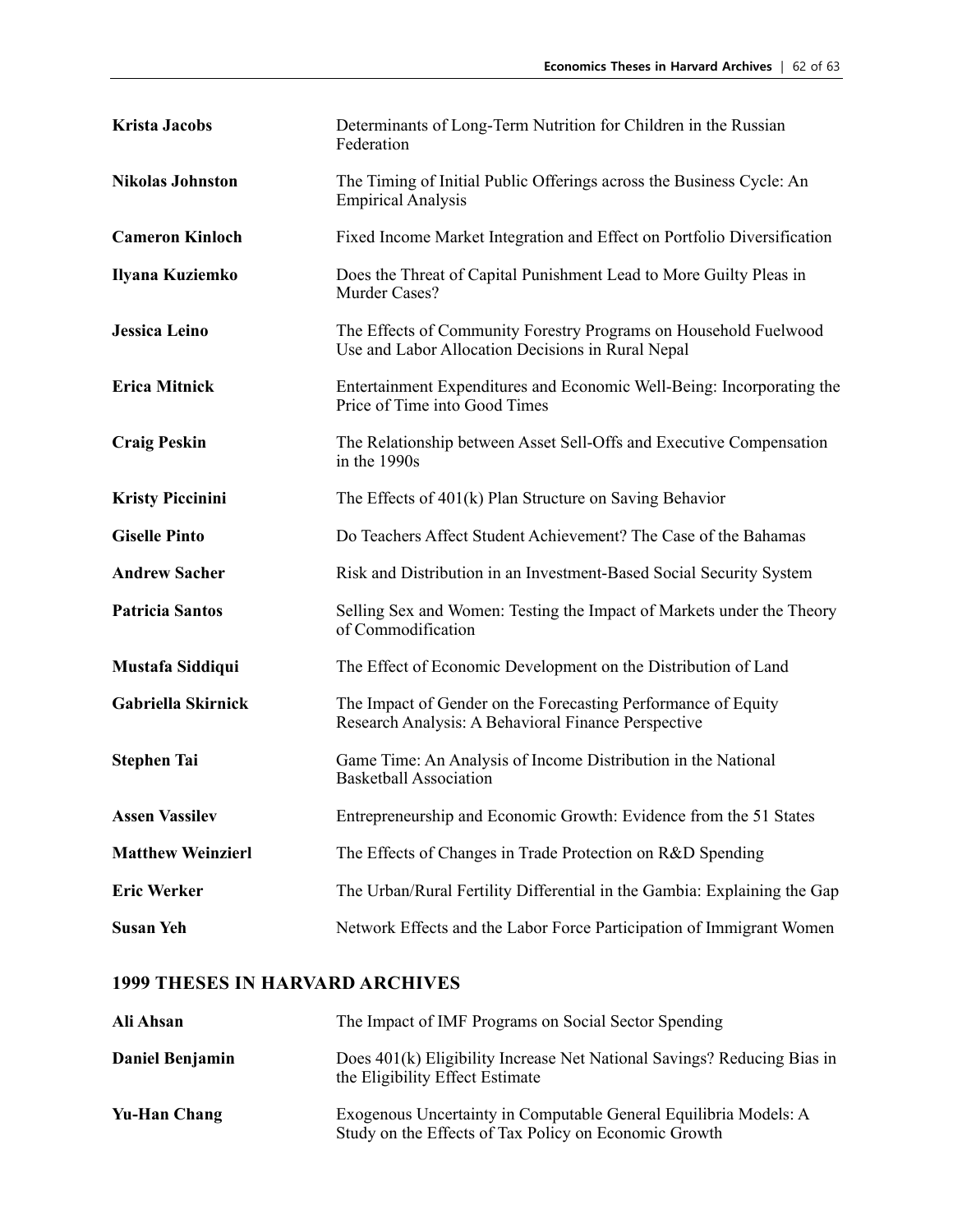| | |
|---|---|
| **Krista Jacobs** | Determinants of Long-Term Nutrition for Children in the Russian Federation |
| **Nikolas Johnston** | The Timing of Initial Public Offerings across the Business Cycle: An Empirical Analysis |
| **Cameron Kinloch** | Fixed Income Market Integration and Effect on Portfolio Diversification |
| **Ilyana Kuziemko** | Does the Threat of Capital Punishment Lead to More Guilty Pleas in Murder Cases? |
| **Jessica Leino** | The Effects of Community Forestry Programs on Household Fuelwood Use and Labor Allocation Decisions in Rural Nepal |
| **Erica Mitnick** | Entertainment Expenditures and Economic Well-Being: Incorporating the Price of Time into Good Times |
| **Craig Peskin** | The Relationship between Asset Sell-Offs and Executive Compensation in the 1990s |
| **Kristy Piccinini** | The Effects of 401(k) Plan Structure on Saving Behavior |
| **Giselle Pinto** | Do Teachers Affect Student Achievement? The Case of the Bahamas |
| **Andrew Sacher** | Risk and Distribution in an Investment-Based Social Security System |
| **Patricia Santos** | Selling Sex and Women: Testing the Impact of Markets under the Theory of Commodification |
| **Mustafa Siddiqui** | The Effect of Economic Development on the Distribution of Land |
| **Gabriella Skirnick** | The Impact of Gender on the Forecasting Performance of Equity Research Analysis: A Behavioral Finance Perspective |
| **Stephen Tai** | Game Time: An Analysis of Income Distribution in the National Basketball Association |
| **Assen Vassilev** | Entrepreneurship and Economic Growth: Evidence from the 51 States |
| **Matthew Weinzierl** | The Effects of Changes in Trade Protection on R&D Spending |
| **Eric Werker** | The Urban/Rural Fertility Differential in the Gambia: Explaining the Gap |
| **Susan Yeh** | Network Effects and the Labor Force Participation of Immigrant Women |

## 1999 THESES IN HARVARD ARCHIVES

| | |
|---|---|
| **Ali Ahsan** | The Impact of IMF Programs on Social Sector Spending |
| **Daniel Benjamin** | Does 401(k) Eligibility Increase Net National Savings? Reducing Bias in the Eligibility Effect Estimate |
| **Yu-Han Chang** | Exogenous Uncertainty in Computable General Equilibria Models: A Study on the Effects of Tax Policy on Economic Growth |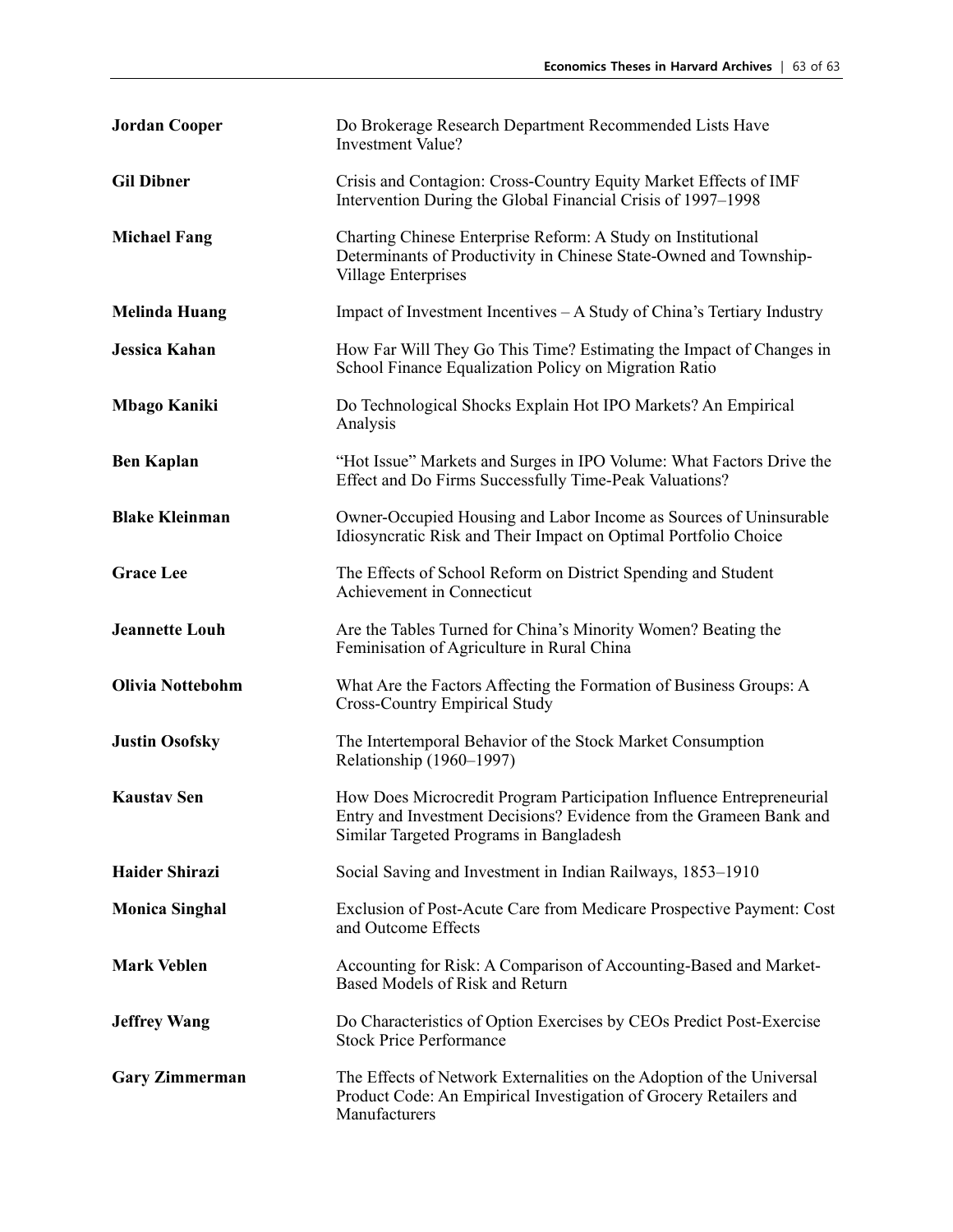**Jordan Cooper** Do Brokerage Research Department Recommended Lists Have Investment Value?

**Gil Dibner** Crisis and Contagion: Cross-Country Equity Market Effects of IMF Intervention During the Global Financial Crisis of 1997–1998

**Michael Fang** Charting Chinese Enterprise Reform: A Study on Institutional Determinants of Productivity in Chinese State-Owned and Township-Village Enterprises

**Melinda Huang** Impact of Investment Incentives – A Study of China's Tertiary Industry

**Jessica Kahan** How Far Will They Go This Time? Estimating the Impact of Changes in School Finance Equalization Policy on Migration Ratio

**Mbago Kaniki** Do Technological Shocks Explain Hot IPO Markets? An Empirical Analysis

**Ben Kaplan** "Hot Issue" Markets and Surges in IPO Volume: What Factors Drive the Effect and Do Firms Successfully Time-Peak Valuations?

**Blake Kleinman** Owner-Occupied Housing and Labor Income as Sources of Uninsurable Idiosyncratic Risk and Their Impact on Optimal Portfolio Choice

**Grace Lee** The Effects of School Reform on District Spending and Student Achievement in Connecticut

**Jeannette Louh** Are the Tables Turned for China's Minority Women? Beating the Feminisation of Agriculture in Rural China

**Olivia Nottebohm** What Are the Factors Affecting the Formation of Business Groups: A Cross-Country Empirical Study

**Justin Osofsky** The Intertemporal Behavior of the Stock Market Consumption Relationship (1960–1997)

**Kaustav Sen** How Does Microcredit Program Participation Influence Entrepreneurial Entry and Investment Decisions? Evidence from the Grameen Bank and Similar Targeted Programs in Bangladesh

**Haider Shirazi** Social Saving and Investment in Indian Railways, 1853–1910

**Monica Singhal** Exclusion of Post-Acute Care from Medicare Prospective Payment: Cost and Outcome Effects

**Mark Veblen** Accounting for Risk: A Comparison of Accounting-Based and Market-Based Models of Risk and Return

**Jeffrey Wang** Do Characteristics of Option Exercises by CEOs Predict Post-Exercise Stock Price Performance

**Gary Zimmerman** The Effects of Network Externalities on the Adoption of the Universal Product Code: An Empirical Investigation of Grocery Retailers and Manufacturers